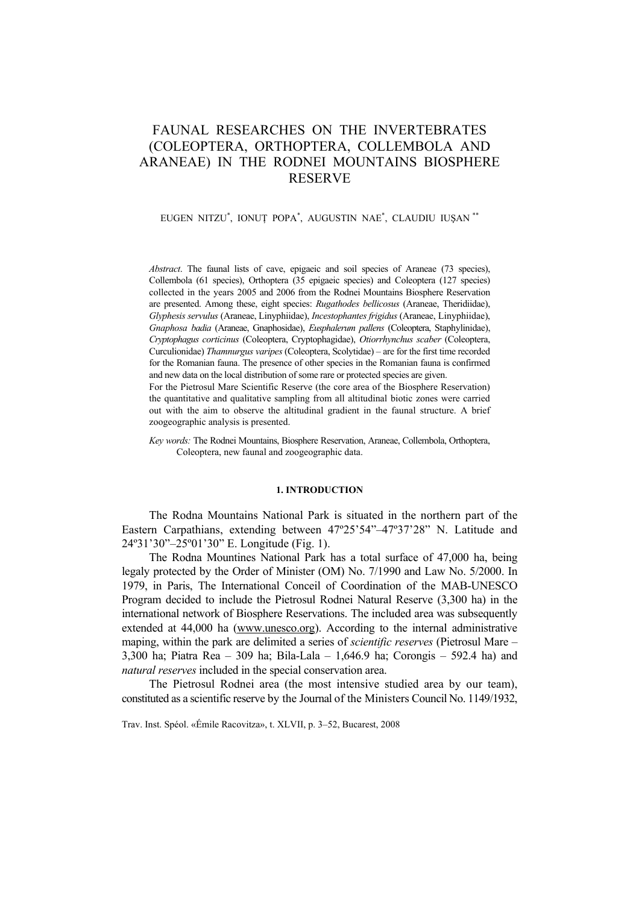# FAUNAL RESEARCHES ON THE INVERTEBRATES (COLEOPTERA, ORTHOPTERA, COLLEMBOLA AND ARANEAE) IN THE RODNEI MOUNTAINS BIOSPHERE RESERVE

EUGEN NITZU[*], IONUȚ POPA[*], AUGUSTIN NAE[*], CLAUDIU IUȘAN[**]

*Abstract*. The faunal lists of cave, epigaeic and soil species of Araneae (73 species), Collembola (61 species), Orthoptera (35 epigaeic species) and Coleoptera (127 species) collected in the years 2005 and 2006 from the Rodnei Mountains Biosphere Reservation are presented. Among these, eight species: *Rugathodes bellicosus* (Araneae, Theridiidae), *Glyphesis servulus* (Araneae, Linyphiidae), *Incestophantes frigidus* (Araneae, Linyphiidae), *Gnaphosa badia* (Araneae, Gnaphosidae), *Eusphalerum pallens* (Coleoptera, Staphylinidae), *Cryptophagus corticinus* (Coleoptera, Cryptophagidae), *Otiorrhynchus scaber* (Coleoptera, Curculionidae) *Thamnurgus varipes* (Coleoptera, Scolytidae) – are for the first time recorded for the Romanian fauna. The presence of other species in the Romanian fauna is confirmed and new data on the local distribution of some rare or protected species are given.

For the Pietrosul Mare Scientific Reserve (the core area of the Biosphere Reservation) the quantitative and qualitative sampling from all altitudinal biotic zones were carried out with the aim to observe the altitudinal gradient in the faunal structure. A brief zoogeographic analysis is presented.

*Key words:* The Rodnei Mountains, Biosphere Reservation, Araneae, Collembola, Orthoptera, Coleoptera, new faunal and zoogeographic data.

## 1. INTRODUCTION

The Rodna Mountains National Park is situated in the northern part of the Eastern Carpathians, extending between 47º25'54"–47º37'28" N. Latitude and 24º31'30"–25º01'30" E. Longitude (Fig. 1).

The Rodna Mountines National Park has a total surface of 47,000 ha, being legaly protected by the Order of Minister (OM) No. 7/1990 and Law No. 5/2000. In 1979, in Paris, The International Conceil of Coordination of the MAB-UNESCO Program decided to include the Pietrosul Rodnei Natural Reserve (3,300 ha) in the international network of Biosphere Reservations. The included area was subsequently extended at 44,000 ha (www.unesco.org). According to the internal administrative maping, within the park are delimited a series of *scientific reserves* (Pietrosul Mare – 3,300 ha; Piatra Rea – 309 ha; Bila-Lala – 1,646.9 ha; Corongis – 592.4 ha) and *natural reserves* included in the special conservation area.

The Pietrosul Rodnei area (the most intensive studied area by our team), constituted as a scientific reserve by the Journal of the Ministers Council No. 1149/1932,

Trav. Inst. Spéol. «Émile Racovitza», t. XLVII, p. 3–52, Bucarest, 2008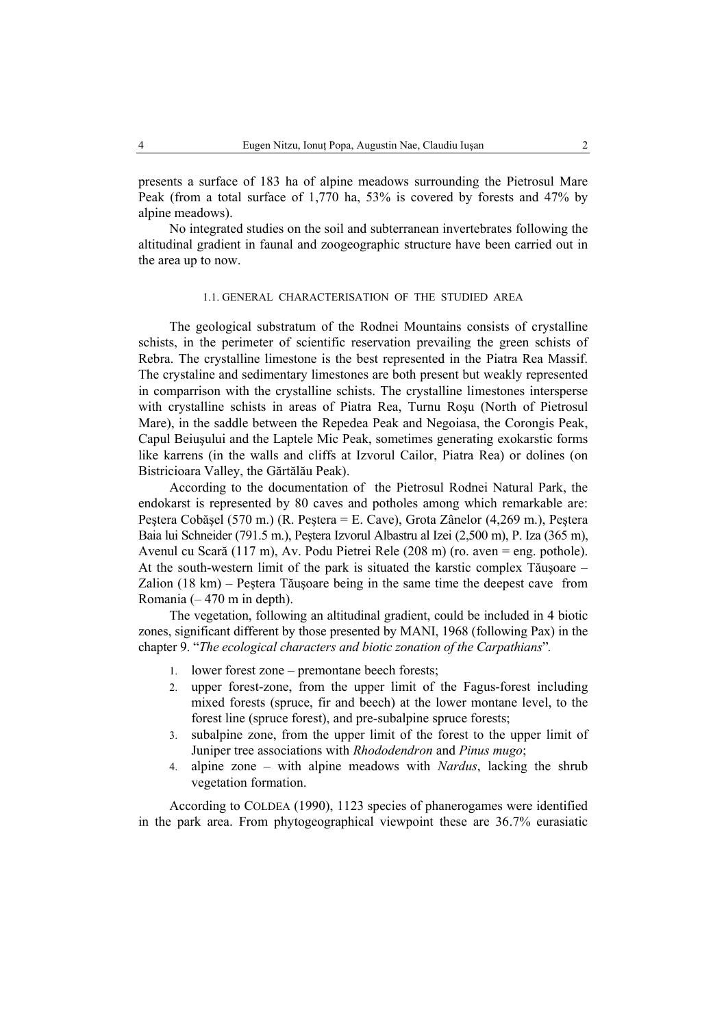presents a surface of 183 ha of alpine meadows surrounding the Pietrosul Mare Peak (from a total surface of 1,770 ha, 53% is covered by forests and 47% by alpine meadows).

No integrated studies on the soil and subterranean invertebrates following the altitudinal gradient in faunal and zoogeographic structure have been carried out in the area up to now.

### 1.1. GENERAL CHARACTERISATION OF THE STUDIED AREA

The geological substratum of the Rodnei Mountains consists of crystalline schists, in the perimeter of scientific reservation prevailing the green schists of Rebra. The crystalline limestone is the best represented in the Piatra Rea Massif. The crystaline and sedimentary limestones are both present but weakly represented in comparrison with the crystalline schists. The crystalline limestones intersperse with crystalline schists in areas of Piatra Rea, Turnu Roşu (North of Pietrosul Mare), in the saddle between the Repedea Peak and Negoiasa, the Corongis Peak, Capul Beiuşului and the Laptele Mic Peak, sometimes generating exokarstic forms like karrens (in the walls and cliffs at Izvorul Cailor, Piatra Rea) or dolines (on Bistricioara Valley, the Gărtălău Peak).

According to the documentation of the Pietrosul Rodnei Natural Park, the endokarst is represented by 80 caves and potholes among which remarkable are: Peştera Cobăşel (570 m.) (R. Peştera = E. Cave), Grota Zânelor (4,269 m.), Peştera Baia lui Schneider (791.5 m.), Peştera Izvorul Albastru al Izei (2,500 m), P. Iza (365 m), Avenul cu Scară (117 m), Av. Podu Pietrei Rele (208 m) (ro. aven = eng. pothole). At the south-western limit of the park is situated the karstic complex Tăuşoare – Zalion (18 km) – Peştera Tăuşoare being in the same time the deepest cave from Romania (– 470 m in depth).

The vegetation, following an altitudinal gradient, could be included in 4 biotic zones, significant different by those presented by MANI, 1968 (following Pax) in the chapter 9. "*The ecological characters and biotic zonation of the Carpathians*".

1. lower forest zone – premontane beech forests;
2. upper forest-zone, from the upper limit of the Fagus-forest including mixed forests (spruce, fir and beech) at the lower montane level, to the forest line (spruce forest), and pre-subalpine spruce forests;
3. subalpine zone, from the upper limit of the forest to the upper limit of Juniper tree associations with *Rhododendron* and *Pinus mugo*;
4. alpine zone – with alpine meadows with *Nardus*, lacking the shrub vegetation formation.

According to COLDEA (1990), 1123 species of phanerogames were identified in the park area. From phytogeographical viewpoint these are 36.7% eurasiatic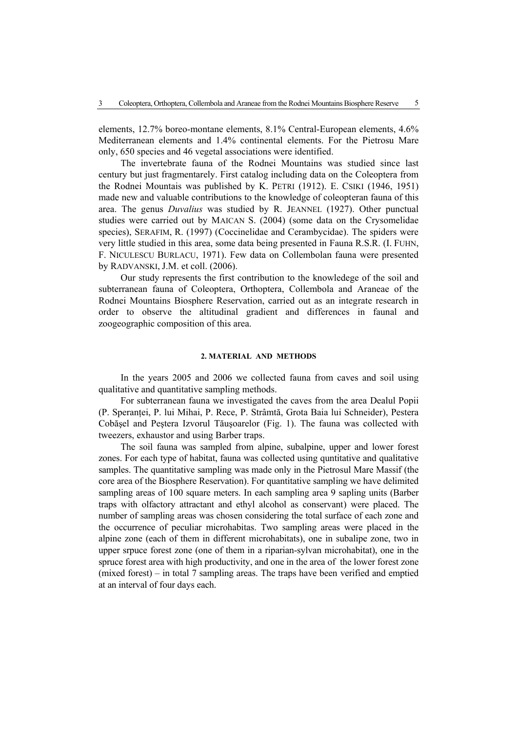elements, 12.7% boreo-montane elements, 8.1% Central-European elements, 4.6% Mediterranean elements and 1.4% continental elements. For the Pietrosu Mare only, 650 species and 46 vegetal associations were identified.

The invertebrate fauna of the Rodnei Mountains was studied since last century but just fragmentarely. First catalog including data on the Coleoptera from the Rodnei Mountais was published by K. PETRI (1912). E. CSIKI (1946, 1951) made new and valuable contributions to the knowledge of coleopteran fauna of this area. The genus *Duvalius* was studied by R. JEANNEL (1927). Other punctual studies were carried out by MAICAN S. (2004) (some data on the Crysomelidae species), SERAFIM, R. (1997) (Coccinelidae and Cerambycidae). The spiders were very little studied in this area, some data being presented in Fauna R.S.R. (I. FUHN, F. NICULESCU BURLACU, 1971). Few data on Collembolan fauna were presented by RADVANSKI, J.M. et coll. (2006).

Our study represents the first contribution to the knowledege of the soil and subterranean fauna of Coleoptera, Orthoptera, Collembola and Araneae of the Rodnei Mountains Biosphere Reservation, carried out as an integrate research in order to observe the altitudinal gradient and differences in faunal and zoogeographic composition of this area.

## 2. MATERIAL AND METHODS

In the years 2005 and 2006 we collected fauna from caves and soil using qualitative and quantitative sampling methods.

For subterranean fauna we investigated the caves from the area Dealul Popii (P. Speranței, P. lui Mihai, P. Rece, P. Strâmtă, Grota Baia lui Schneider), Pestera Cobăşel and Peştera Izvorul Tăuşoarelor (Fig. 1). The fauna was collected with tweezers, exhaustor and using Barber traps.

The soil fauna was sampled from alpine, subalpine, upper and lower forest zones. For each type of habitat, fauna was collected using quntitative and qualitative samples. The quantitative sampling was made only in the Pietrosul Mare Massif (the core area of the Biosphere Reservation). For quantitative sampling we have delimited sampling areas of 100 square meters. In each sampling area 9 sapling units (Barber traps with olfactory attractant and ethyl alcohol as conservant) were placed. The number of sampling areas was chosen considering the total surface of each zone and the occurrence of peculiar microhabitas. Two sampling areas were placed in the alpine zone (each of them in different microhabitats), one in subalipe zone, two in upper srpuce forest zone (one of them in a riparian-sylvan microhabitat), one in the spruce forest area with high productivity, and one in the area of the lower forest zone (mixed forest) – in total 7 sampling areas. The traps have been verified and emptied at an interval of four days each.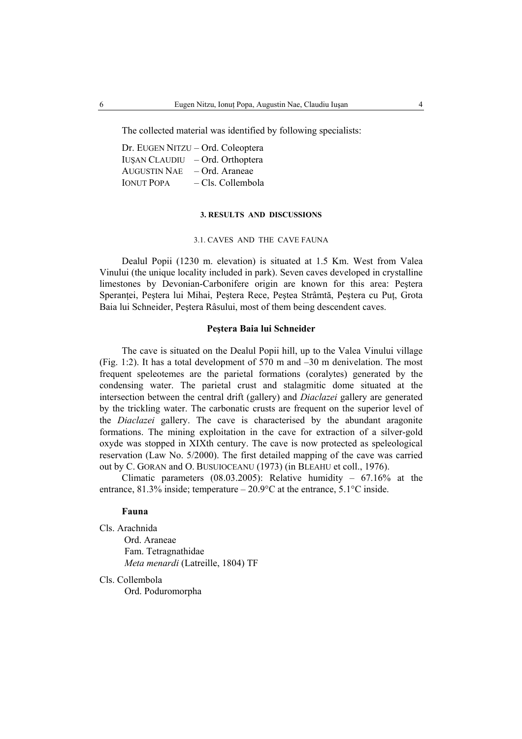The collected material was identified by following specialists:

Dr. EUGEN NITZU – Ord. Coleoptera
IUȘAN CLAUDIU – Ord. Orthoptera
AUGUSTIN NAE – Ord. Araneae
IONUT POPA – Cls. Collembola

### 3. RESULTS AND DISCUSSIONS

#### 3.1. CAVES AND THE CAVE FAUNA

Dealul Popii (1230 m. elevation) is situated at 1.5 Km. West from Valea Vinului (the unique locality included in park). Seven caves developed in crystalline limestones by Devonian-Carbonifere origin are known for this area: Peştera Speranței, Peştera lui Mihai, Peştera Rece, Peştea Strâmtă, Peştera cu Puț, Grota Baia lui Schneider, Peştera Râsului, most of them being descendent caves.

**Peştera Baia lui Schneider**

The cave is situated on the Dealul Popii hill, up to the Valea Vinului village (Fig. 1:2). It has a total development of 570 m and –30 m denivelation. The most frequent speleotemes are the parietal formations (coralytes) generated by the condensing water. The parietal crust and stalagmitic dome situated at the intersection between the central drift (gallery) and *Diaclazei* gallery are generated by the trickling water. The carbonatic crusts are frequent on the superior level of the *Diaclazei* gallery. The cave is characterised by the abundant aragonite formations. The mining exploitation in the cave for extraction of a silver-gold oxyde was stopped in XIXth century. The cave is now protected as speleological reservation (Law No. 5/2000). The first detailed mapping of the cave was carried out by C. GORAN and O. BUSUIOCEANU (1973) (in BLEAHU et coll., 1976).

Climatic parameters (08.03.2005): Relative humidity – 67.16% at the entrance, 81.3% inside; temperature – 20.9°C at the entrance, 5.1°C inside.

**Fauna**

Cls. Arachnida
Ord. Araneae
Fam. Tetragnathidae
*Meta menardi* (Latreille, 1804) TF

Cls. Collembola
Ord. Poduromorpha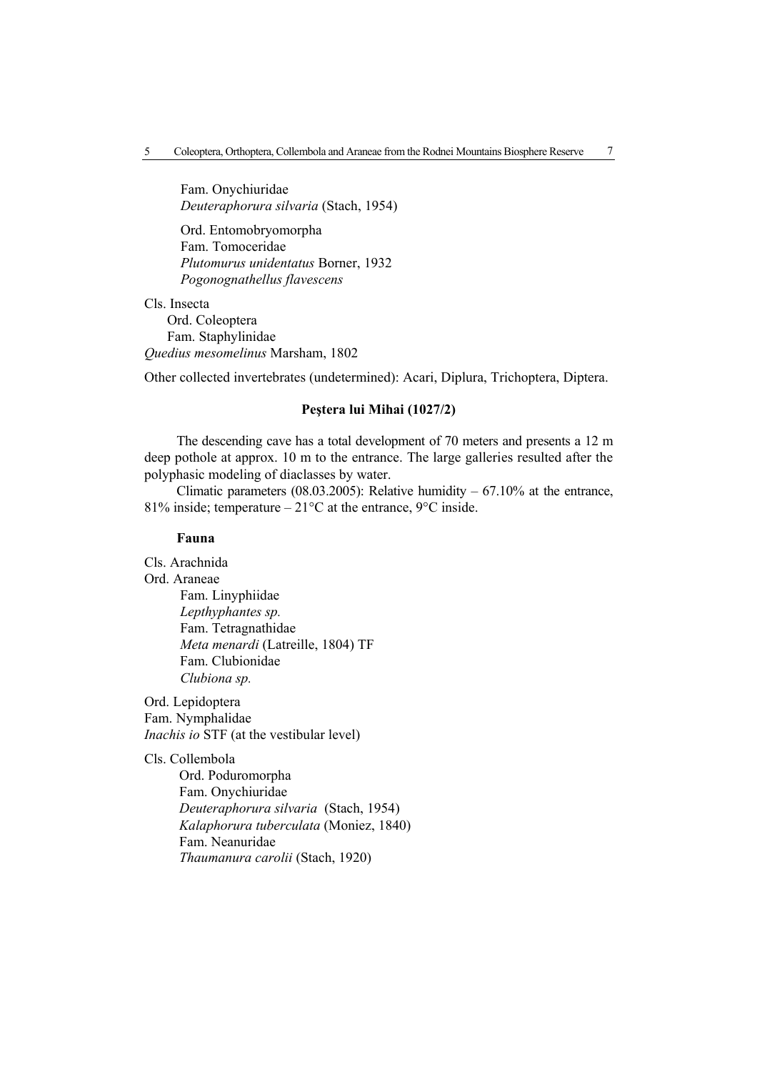Fam. Onychiuridae
*Deuteraphorura silvaria* (Stach, 1954)

Ord. Entomobryomorpha
Fam. Tomoceridae
*Plutomurus unidentatus* Borner, 1932
*Pogonognathellus flavescens*

Cls. Insecta
Ord. Coleoptera
Fam. Staphylinidae
*Quedius mesomelinus* Marsham, 1802

Other collected invertebrates (undetermined): Acari, Diplura, Trichoptera, Diptera.

### Peştera lui Mihai (1027/2)

The descending cave has a total development of 70 meters and presents a 12 m deep pothole at approx. 10 m to the entrance. The large galleries resulted after the polyphasic modeling of diaclasses by water.

Climatic parameters (08.03.2005): Relative humidity – 67.10% at the entrance, 81% inside; temperature – 21°C at the entrance, 9°C inside.

#### Fauna

Cls. Arachnida
Ord. Araneae
Fam. Linyphiidae
*Lepthyphantes sp.*
Fam. Tetragnathidae
*Meta menardi* (Latreille, 1804) TF
Fam. Clubionidae
*Clubiona sp.*

Ord. Lepidoptera
Fam. Nymphalidae
*Inachis io* STF (at the vestibular level)

Cls. Collembola
Ord. Poduromorpha
Fam. Onychiuridae
*Deuteraphorura silvaria* (Stach, 1954)
*Kalaphorura tuberculata* (Moniez, 1840)
Fam. Neanuridae
*Thaumanura carolii* (Stach, 1920)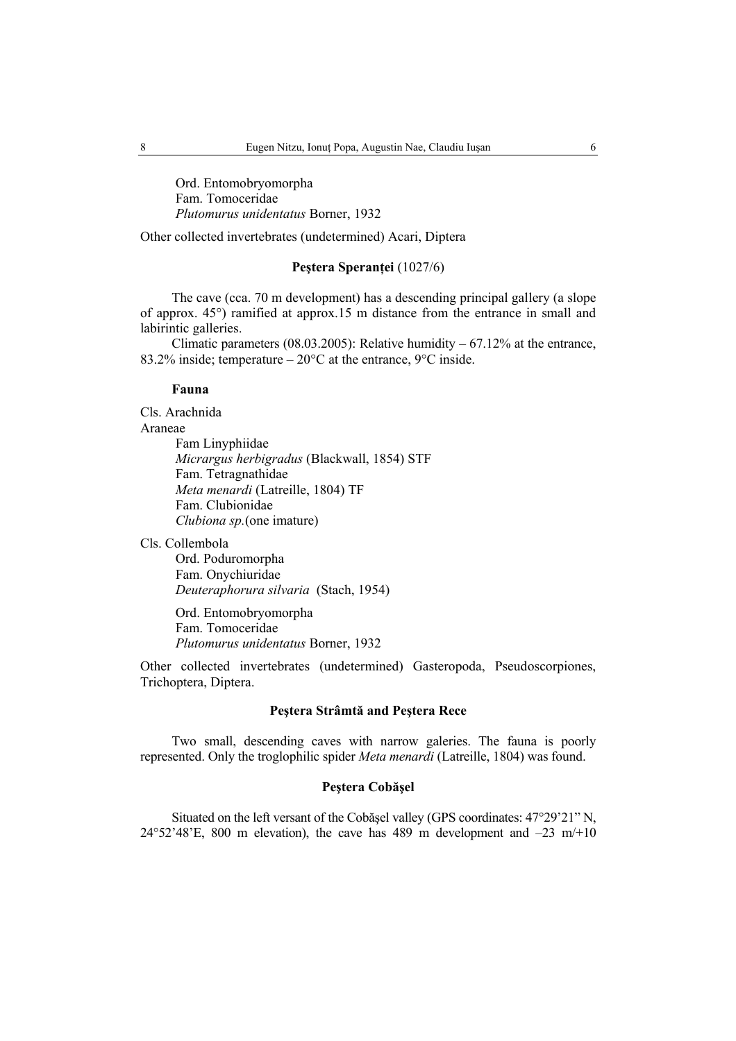Ord. Entomobryomorpha
Fam. Tomoceridae
*Plutomurus unidentatus* Borner, 1932

Other collected invertebrates (undetermined) Acari, Diptera

### **Peştera Speranţei** (1027/6)

The cave (cca. 70 m development) has a descending principal gallery (a slope of approx. 45°) ramified at approx.15 m distance from the entrance in small and labirintic galleries.

Climatic parameters (08.03.2005): Relative humidity – 67.12% at the entrance, 83.2% inside; temperature – 20°C at the entrance, 9°C inside.

#### **Fauna**

Cls. Arachnida
Araneae
Fam Linyphiidae
*Micrargus herbigradus* (Blackwall, 1854) STF
Fam. Tetragnathidae
*Meta menardi* (Latreille, 1804) TF
Fam. Clubionidae
*Clubiona sp.*(one imature)

Cls. Collembola
Ord. Poduromorpha
Fam. Onychiuridae
*Deuteraphorura silvaria* (Stach, 1954)

Ord. Entomobryomorpha
Fam. Tomoceridae
*Plutomurus unidentatus* Borner, 1932

Other collected invertebrates (undetermined) Gasteropoda, Pseudoscorpiones, Trichoptera, Diptera.

### **Peştera Strâmtă and Peştera Rece**

Two small, descending caves with narrow galeries. The fauna is poorly represented. Only the troglophilic spider *Meta menardi* (Latreille, 1804) was found.

### **Peştera Cobăşel**

Situated on the left versant of the Cobăşel valley (GPS coordinates: 47°29'21" N, 24°52'48'E, 800 m elevation), the cave has 489 m development and –23 m/+10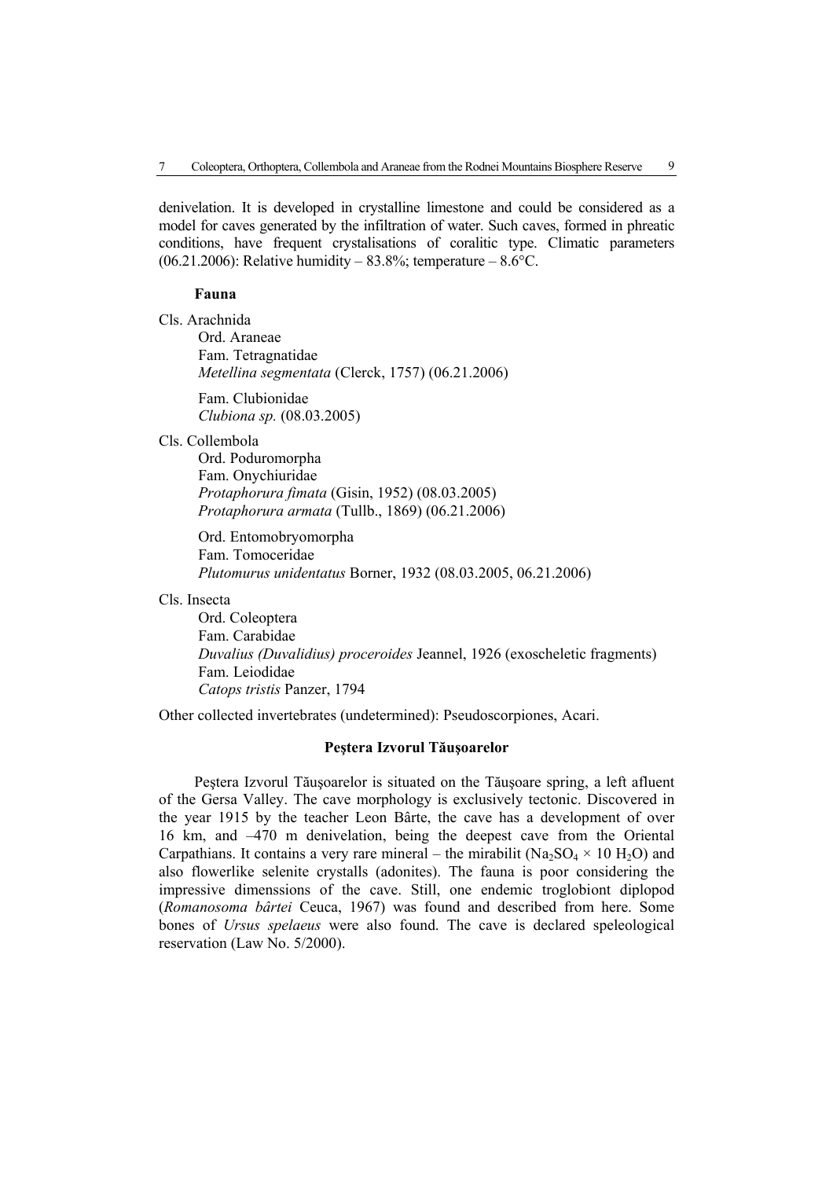denivelation. It is developed in crystalline limestone and could be considered as a model for caves generated by the infiltration of water. Such caves, formed in phreatic conditions, have frequent crystalisations of coralitic type. Climatic parameters (06.21.2006): Relative humidity – 83.8%; temperature – 8.6°C.

**Fauna**

Cls. Arachnida

Ord. Araneae

Fam. Tetragnatidae

*Metellina segmentata* (Clerck, 1757) (06.21.2006)

Fam. Clubionidae

*Clubiona sp.* (08.03.2005)

Cls. Collembola

Ord. Poduromorpha

Fam. Onychiuridae

*Protaphorura fimata* (Gisin, 1952) (08.03.2005)

*Protaphorura armata* (Tullb., 1869) (06.21.2006)

Ord. Entomobryomorpha

Fam. Tomoceridae

*Plutomurus unidentatus* Borner, 1932 (08.03.2005, 06.21.2006)

Cls. Insecta

Ord. Coleoptera

Fam. Carabidae

*Duvalius (Duvalidius) proceroides* Jeannel, 1926 (exoscheletic fragments)

Fam. Leiodidae

*Catops tristis* Panzer, 1794

Other collected invertebrates (undetermined): Pseudoscorpiones, Acari.

**Peştera Izvorul Tăuşoarelor**

Peştera Izvorul Tăuşoarelor is situated on the Tăuşoare spring, a left afluent of the Gersa Valley. The cave morphology is exclusively tectonic. Discovered in the year 1915 by the teacher Leon Bârte, the cave has a development of over 16 km, and –470 m denivelation, being the deepest cave from the Oriental Carpathians. It contains a very rare mineral – the mirabilit ($Na_2SO_4 \times 10\ H_2O$) and also flowerlike selenite crystalls (adonites). The fauna is poor considering the impressive dimenssions of the cave. Still, one endemic troglobiont diplopod (*Romanosoma bârtei* Ceuca, 1967) was found and described from here. Some bones of *Ursus spelaeus* were also found. The cave is declared speleological reservation (Law No. 5/2000).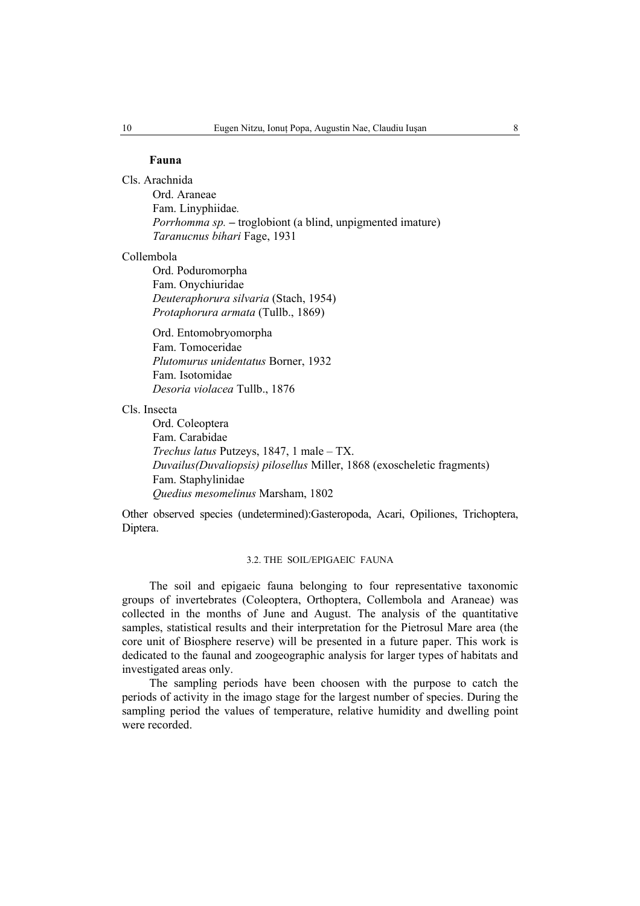**Fauna**

Cls. Arachnida

Ord. Araneae
Fam. Linyphiidae.
*Porrhomma sp.* – troglobiont (a blind, unpigmented imature)
*Taranucnus bihari* Fage, 1931

Collembola

Ord. Poduromorpha
Fam. Onychiuridae
*Deuteraphorura silvaria* (Stach, 1954)
*Protaphorura armata* (Tullb., 1869)

Ord. Entomobryomorpha
Fam. Tomoceridae
*Plutomurus unidentatus* Borner, 1932
Fam. Isotomidae
*Desoria violacea* Tullb., 1876

Cls. Insecta

Ord. Coleoptera
Fam. Carabidae
*Trechus latus* Putzeys, 1847, 1 male – TX.
*Duvailus(Duvaliopsis) pilosellus* Miller, 1868 (exoscheletic fragments)
Fam. Staphylinidae
*Quedius mesomelinus* Marsham, 1802

Other observed species (undetermined):Gasteropoda, Acari, Opiliones, Trichoptera, Diptera.

### 3.2. THE SOIL/EPIGAEIC FAUNA

The soil and epigaeic fauna belonging to four representative taxonomic groups of invertebrates (Coleoptera, Orthoptera, Collembola and Araneae) was collected in the months of June and August. The analysis of the quantitative samples, statistical results and their interpretation for the Pietrosul Mare area (the core unit of Biosphere reserve) will be presented in a future paper. This work is dedicated to the faunal and zoogeographic analysis for larger types of habitats and investigated areas only.

The sampling periods have been choosen with the purpose to catch the periods of activity in the imago stage for the largest number of species. During the sampling period the values of temperature, relative humidity and dwelling point were recorded.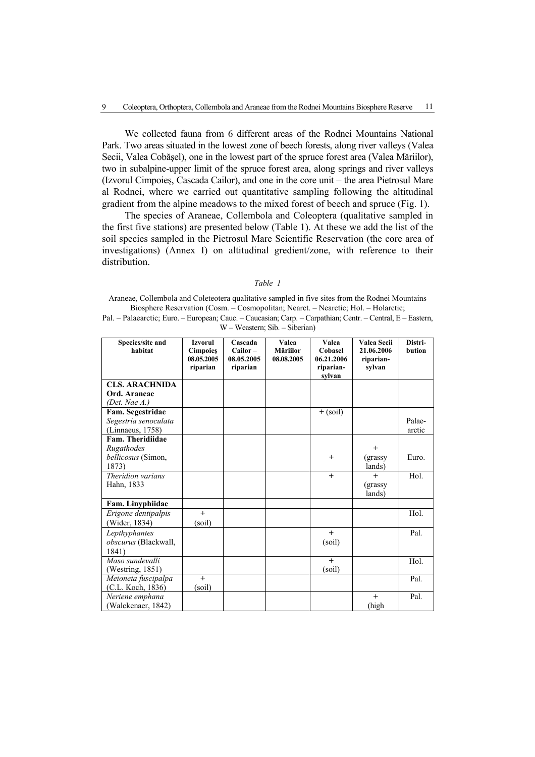We collected fauna from 6 different areas of the Rodnei Mountains National Park. Two areas situated in the lowest zone of beech forests, along river valleys (Valea Secii, Valea Cobăşel), one in the lowest part of the spruce forest area (Valea Măriilor), two in subalpine-upper limit of the spruce forest area, along springs and river valleys (Izvorul Cimpoieş, Cascada Cailor), and one in the core unit – the area Pietrosul Mare al Rodnei, where we carried out quantitative sampling following the altitudinal gradient from the alpine meadows to the mixed forest of beech and spruce (Fig. 1).

The species of Araneae, Collembola and Coleoptera (qualitative sampled in the first five stations) are presented below (Table 1). At these we add the list of the soil species sampled in the Pietrosul Mare Scientific Reservation (the core area of investigations) (Annex I) on altitudinal gredient/zone, with reference to their distribution.

*Table 1*

Araneae, Collembola and Coleteotera qualitative sampled in five sites from the Rodnei Mountains Biosphere Reservation (Cosm. – Cosmopolitan; Nearct. – Nearctic; Hol. – Holarctic; Pal. – Palaearctic; Euro. – European; Cauc. – Caucasian; Carp. – Carpathian; Centr. – Central, E – Eastern, W – Weastern; Sib. – Siberian)

| Species/site and habitat | Izvorul Cimpoieş 08.05.2005 riparian | Cascada Cailor – 08.05.2005 riparian | Valea Măriilor 08.08.2005 | Valea Cobasel 06.21.2006 riparian-sylvan | Valea Secii 21.06.2006 riparian-sylvan | Distri-bution |
|---|---|---|---|---|---|---|
| **CLS. ARACHNIDA Ord. Araneae** *(Det. Nae A.)* | | | | | | |
| **Fam. Segestridae** *Segestria senoculata* (Linnaeus, 1758) | | | | + (soil) | | Palae-arctic |
| **Fam. Theridiidae** *Rugathodes bellicosus* (Simon, 1873) | | | | + | + (grassy lands) | Euro. |
| *Theridion varians* Hahn, 1833 | | | | + | + (grassy lands) | Hol. |
| **Fam. Linyphiidae** | | | | | | |
| *Erigone dentipalpis* (Wider, 1834) | + (soil) | | | | | Hol. |
| *Lepthyphantes obscurus* (Blackwall, 1841) | | | | + (soil) | | Pal. |
| *Maso sundevalli* (Westring, 1851) | | | | + (soil) | | Hol. |
| *Meioneta fuscipalpa* (C.L. Koch, 1836) | + (soil) | | | | | Pal. |
| *Neriene emphana* (Walckenaer, 1842) | | | | | + (high | Pal. |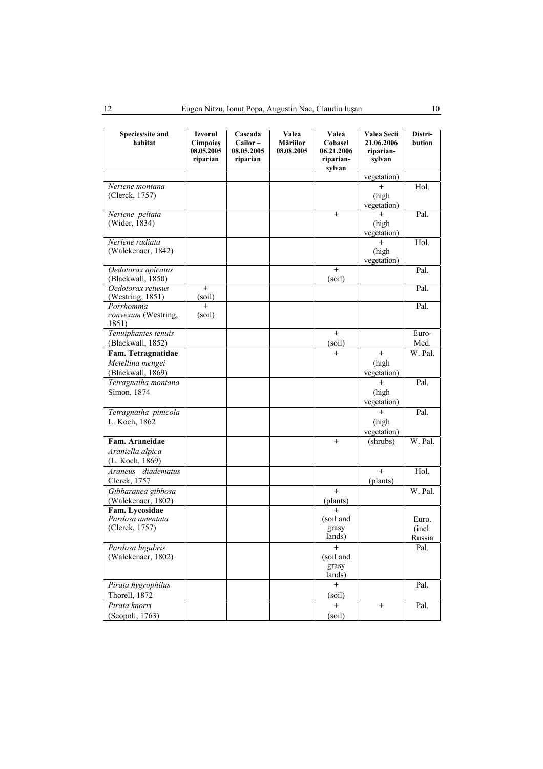| Species/site and habitat | Izvorul Cimpoieş 08.05.2005 riparian | Cascada Cailor – 08.05.2005 riparian | Valea Măriilor 08.08.2005 | Valea Cobasel 06.21.2006 riparian-sylvan | Valea Secii 21.06.2006 riparian-sylvan | Distri-bution |
|---|---|---|---|---|---|---|
| | | | | | vegetation) | |
| *Neriene montana* (Clerck, 1757) | | | | | + (high vegetation) | Hol. |
| *Neriene peltata* (Wider, 1834) | | | | + | + (high vegetation) | Pal. |
| *Neriene radiata* (Walckenaer, 1842) | | | | | + (high vegetation) | Hol. |
| *Oedotorax apicatus* (Blackwall, 1850) | | | | + (soil) | | Pal. |
| *Oedotorax retusus* (Westring, 1851) | + (soil) | | | | | Pal. |
| *Porrhomma convexum* (Westring, 1851) | + (soil) | | | | | Pal. |
| *Tenuiphantes tenuis* (Blackwall, 1852) | | | | + (soil) | | Euro-Med. |
| **Fam. Tetragnatidae** *Metellina mengei* (Blackwall, 1869) | | | | + | + (high vegetation) | W. Pal. |
| *Tetragnatha montana* Simon, 1874 | | | | | + (high vegetation) | Pal. |
| *Tetragnatha pinicola* L. Koch, 1862 | | | | | + (high vegetation) | Pal. |
| **Fam. Araneidae** *Araniella alpica* (L. Koch, 1869) | | | | + | (shrubs) | W. Pal. |
| *Araneus diadematus* Clerck, 1757 | | | | | + (plants) | Hol. |
| *Gibbaranea gibbosa* (Walckenaer, 1802) | | | | + (plants) | | W. Pal. |
| **Fam. Lycosidae** *Pardosa amentata* (Clerck, 1757) | | | | + (soil and grasy lands) | | Euro. (incl. Russia |
| *Pardosa lugubris* (Walckenaer, 1802) | | | | + (soil and grasy lands) | | Pal. |
| *Pirata hygrophilus* Thorell, 1872 | | | | + (soil) | | Pal. |
| *Pirata knorri* (Scopoli, 1763) | | | | + (soil) | + | Pal. |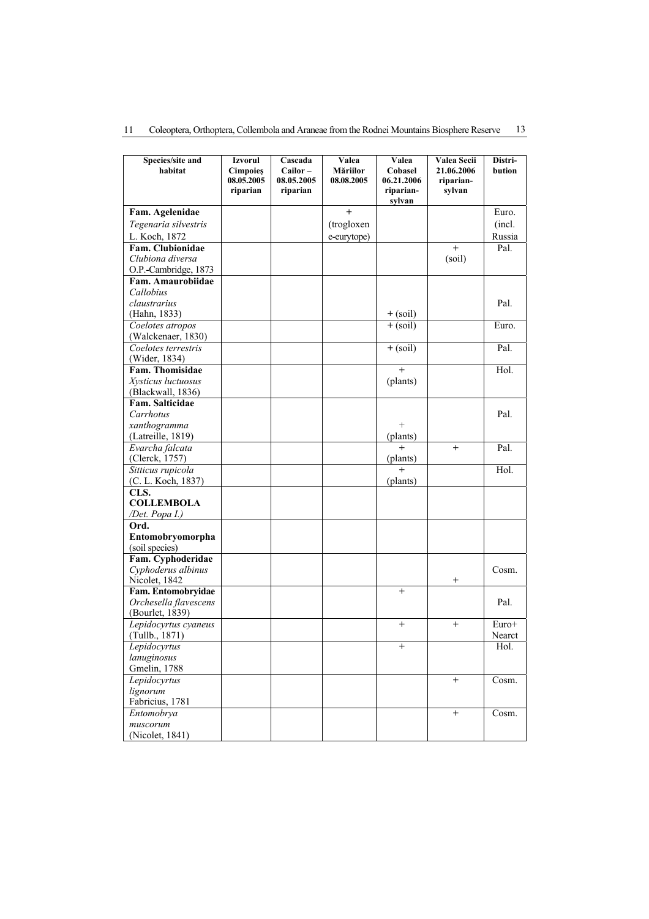| Species/site and habitat | Izvorul Cimpoieș 08.05.2005 riparian | Cascada Cailor – 08.05.2005 riparian | Valea Măriilor 08.08.2005 | Valea Cobasel 06.21.2006 riparian-sylvan | Valea Secii 21.06.2006 riparian-sylvan | Distri-bution |
|---|---|---|---|---|---|---|
| **Fam. Agelenidae** *Tegenaria silvestris* L. Koch, 1872 | | | + (trogloxene-eurytope) | | | Euro. (incl. Russia |
| **Fam. Clubionidae** *Clubiona diversa* O.P.-Cambridge, 1873 | | | | | + (soil) | Pal. |
| **Fam. Amaurobiidae** *Callobius claustrarius* (Hahn, 1833) | | | | + (soil) | | Pal. |
| *Coelotes atropos* (Walckenaer, 1830) | | | | + (soil) | | Euro. |
| *Coelotes terrestris* (Wider, 1834) | | | | + (soil) | | Pal. |
| **Fam. Thomisidae** *Xysticus luctuosus* (Blackwall, 1836) | | | | + (plants) | | Hol. |
| **Fam. Salticidae** *Carrhotus xanthogramma* (Latreille, 1819) | | | | + (plants) | | Pal. |
| *Evarcha falcata* (Clerck, 1757) | | | | + (plants) | + | Pal. |
| *Sitticus rupicola* (C. L. Koch, 1837) | | | | + (plants) | | Hol. |
| **CLS. COLLEMBOLA** /*Det. Popa I.)* | | | | | | |
| **Ord. Entomobryomorpha** (soil species) | | | | | | |
| **Fam. Cyphoderidae** *Cyphoderus albinus* Nicolet, 1842 | | | | | + | Cosm. |
| **Fam. Entomobryidae** *Orchesella flavescens* (Bourlet, 1839) | | | | + | | Pal. |
| *Lepidocyrtus cyaneus* (Tullb., 1871) | | | | + | + | Euro+ Nearct |
| *Lepidocyrtus lanuginosus* Gmelin, 1788 | | | | + | | Hol. |
| *Lepidocyrtus lignorum* Fabricius, 1781 | | | | | + | Cosm. |
| *Entomobrya muscorum* (Nicolet, 1841) | | | | | + | Cosm. |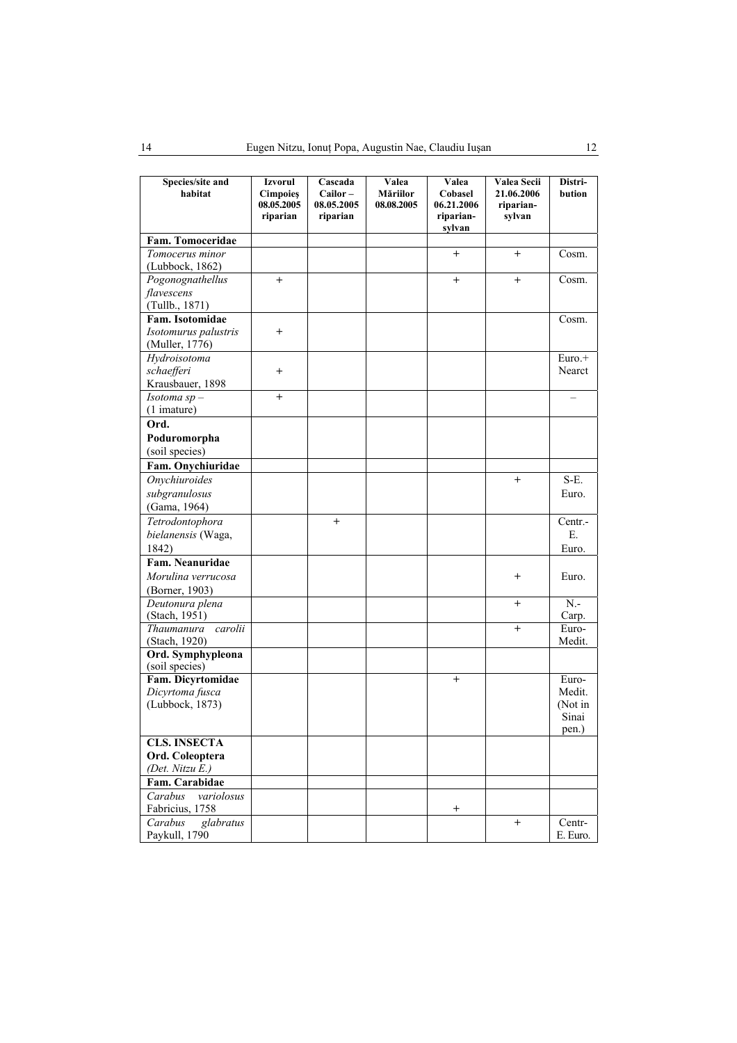| Species/site and habitat | Izvorul Cimpoieș 08.05.2005 riparian | Cascada Cailor – 08.05.2005 riparian | Valea Măriilor 08.08.2005 | Valea Cobasel 06.21.2006 riparian-sylvan | Valea Secii 21.06.2006 riparian-sylvan | Distri-bution |
|---|---|---|---|---|---|---|
| **Fam. Tomoceridae** | | | | | | |
| *Tomocerus minor* (Lubbock, 1862) | | | | + | + | Cosm. |
| *Pogonognathellus flavescens* (Tullb., 1871) | + | | | + | + | Cosm. |
| **Fam. Isotomidae** *Isotomurus palustris* (Muller, 1776) | + | | | | | Cosm. |
| *Hydroisotoma schaefferi* Krausbauer, 1898 | + | | | | | Euro.+ Nearct |
| *Isotoma sp* – (1 imature) | + | | | | | – |
| **Ord. Poduromorpha** (soil species) | | | | | | |
| **Fam. Onychiuridae** | | | | | | |
| *Onychiuroides subgranulosus* (Gama, 1964) | | | | | + | S-E. Euro. |
| *Tetrodontophora bielanensis* (Waga, 1842) | | + | | | | Centr.-E. Euro. |
| **Fam. Neanuridae** *Morulina verrucosa* (Borner, 1903) | | | | | + | Euro. |
| *Deutonura plena* (Stach, 1951) | | | | | + | N.-Carp. |
| *Thaumanura carolii* (Stach, 1920) | | | | | + | Euro-Medit. |
| **Ord. Symphypleona** (soil species) | | | | | | |
| **Fam. Dicyrtomidae** *Dicyrtoma fusca* (Lubbock, 1873) | | | | + | | Euro-Medit. (Not in Sinai pen.) |
| **CLS. INSECTA** **Ord. Coleoptera** *(Det. Nitzu E.)* | | | | | | |
| **Fam. Carabidae** | | | | | | |
| *Carabus variolosus* Fabricius, 1758 | | | | + | | |
| *Carabus glabratus* Paykull, 1790 | | | | | + | Centr-E. Euro. |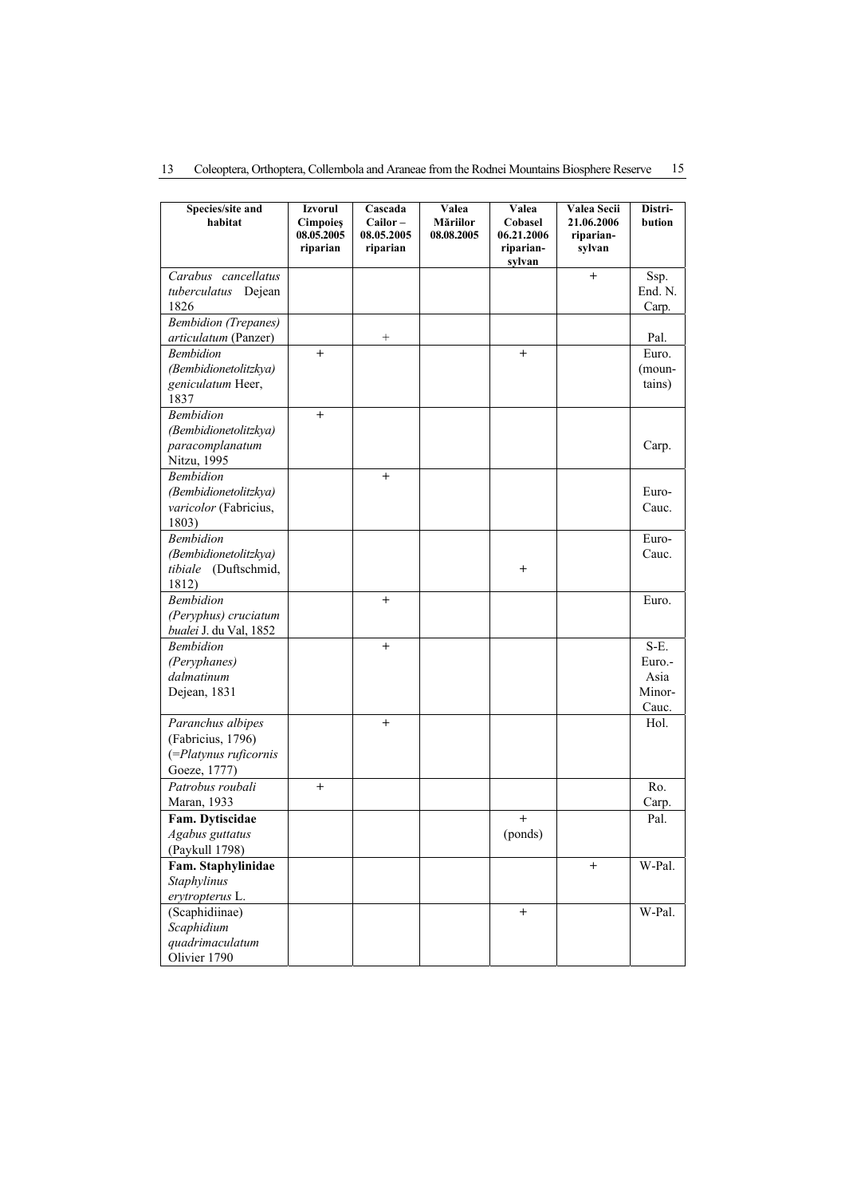| Species/site and habitat | Izvorul Cimpoieş 08.05.2005 riparian | Cascada Cailor – 08.05.2005 riparian | Valea Măriilor 08.08.2005 | Valea Cobasel 06.21.2006 riparian-sylvan | Valea Secii 21.06.2006 riparian-sylvan | Distri-bution |
|---|---|---|---|---|---|---|
| *Carabus cancellatus tuberculatus* Dejean 1826 | | | | | + | Ssp. End. N. Carp. |
| *Bembidion (Trepanes) articulatum* (Panzer) | | + | | | | Pal. |
| *Bembidion (Bembidionetolitzkya) geniculatum* Heer, 1837 | + | | | + | | Euro. (moun-tains) |
| *Bembidion (Bembidionetolitzkya) paracomplanatum* Nitzu, 1995 | + | | | | | Carp. |
| *Bembidion (Bembidionetolitzkya) varicolor* (Fabricius, 1803) | | + | | | | Euro-Cauc. |
| *Bembidion (Bembidionetolitzkya) tibiale* (Duftschmid, 1812) | | | | + | | Euro-Cauc. |
| *Bembidion (Peryphus) cruciatum bualei* J. du Val, 1852 | | + | | | | Euro. |
| *Bembidion (Peryphanes) dalmatinum* Dejean, 1831 | | + | | | | S-E. Euro.-Asia Minor-Cauc. |
| *Paranchus albipes* (Fabricius, 1796) (=*Platynus ruficornis* Goeze, 1777) | | + | | | | Hol. |
| *Patrobus roubali* Maran, 1933 | + | | | | | Ro. Carp. |
| **Fam. Dytiscidae** *Agabus guttatus* (Paykull 1798) | | | | + (ponds) | | Pal. |
| **Fam. Staphylinidae** *Staphylinus erytropterus* L. | | | | | + | W-Pal. |
| (Scaphidiinae) *Scaphidium quadrimaculatum* Olivier 1790 | | | | + | | W-Pal. |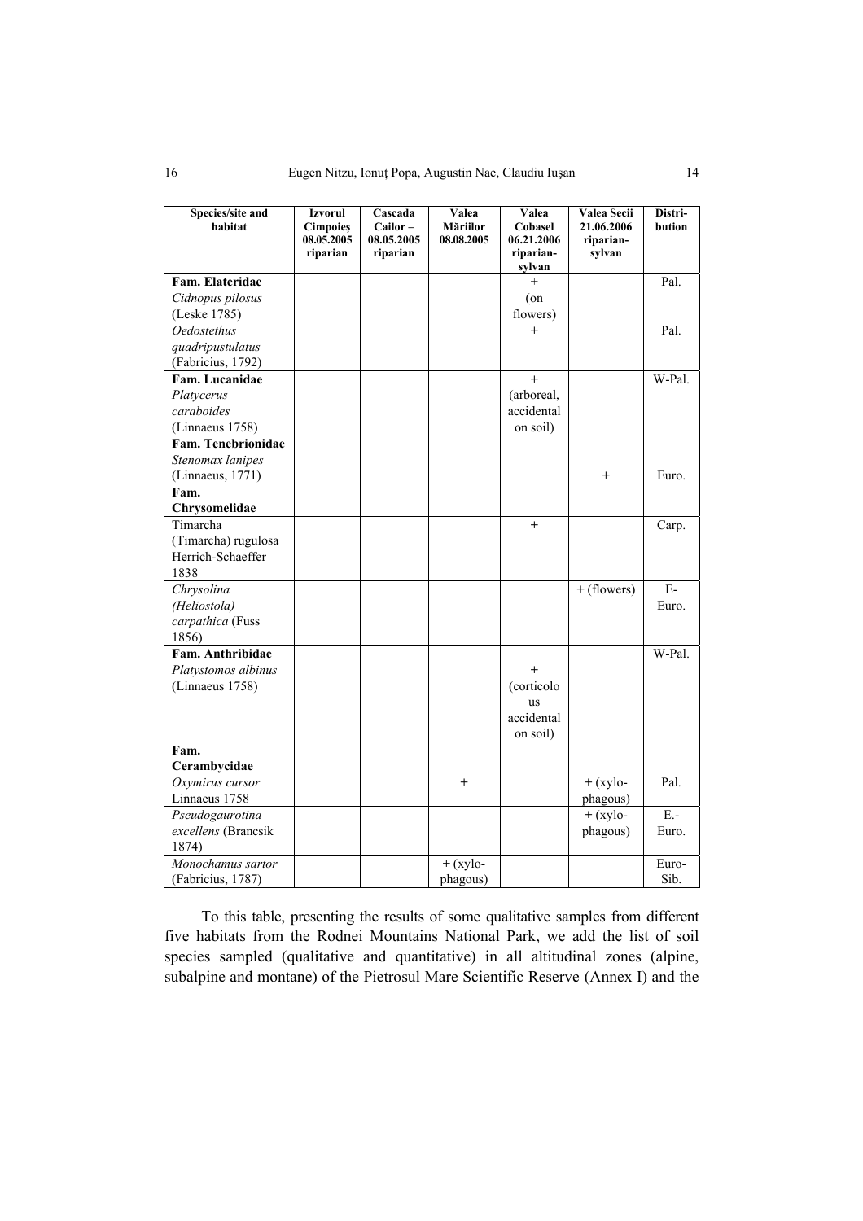| Species/site and habitat | Izvorul Cimpoieș 08.05.2005 riparian | Cascada Cailor – 08.05.2005 riparian | Valea Măriilor 08.08.2005 | Valea Cobasel 06.21.2006 riparian-sylvan | Valea Secii 21.06.2006 riparian-sylvan | Distri-bution |
|---|---|---|---|---|---|---|
| **Fam. Elateridae** *Cidnopus pilosus* (Leske 1785) | | | | + (on flowers) | | Pal. |
| *Oedostethus quadripustulatus* (Fabricius, 1792) | | | | + | | Pal. |
| **Fam. Lucanidae** *Platycerus caraboides* (Linnaeus 1758) | | | | + (arboreal, accidental on soil) | | W-Pal. |
| **Fam. Tenebrionidae** *Stenomax lanipes* (Linnaeus, 1771) | | | | | + | Euro. |
| **Fam. Chrysomelidae** | | | | | | |
| Timarcha (Timarcha) rugulosa Herrich-Schaeffer 1838 | | | | + | | Carp. |
| *Chrysolina (Heliostola) carpathica* (Fuss 1856) | | | | | + (flowers) | E-Euro. |
| **Fam. Anthribidae** *Platystomos albinus* (Linnaeus 1758) | | | | + (corticolous accidental on soil) | | W-Pal. |
| **Fam. Cerambycidae** *Oxymirus cursor* Linnaeus 1758 | | | + | | + (xylo-phagous) | Pal. |
| *Pseudogaurotina excellens* (Brancsik 1874) | | | | | + (xylo-phagous) | E.-Euro. |
| *Monochamus sartor* (Fabricius, 1787) | | | + (xylo-phagous) | | | Euro-Sib. |

To this table, presenting the results of some qualitative samples from different five habitats from the Rodnei Mountains National Park, we add the list of soil species sampled (qualitative and quantitative) in all altitudinal zones (alpine, subalpine and montane) of the Pietrosul Mare Scientific Reserve (Annex I) and the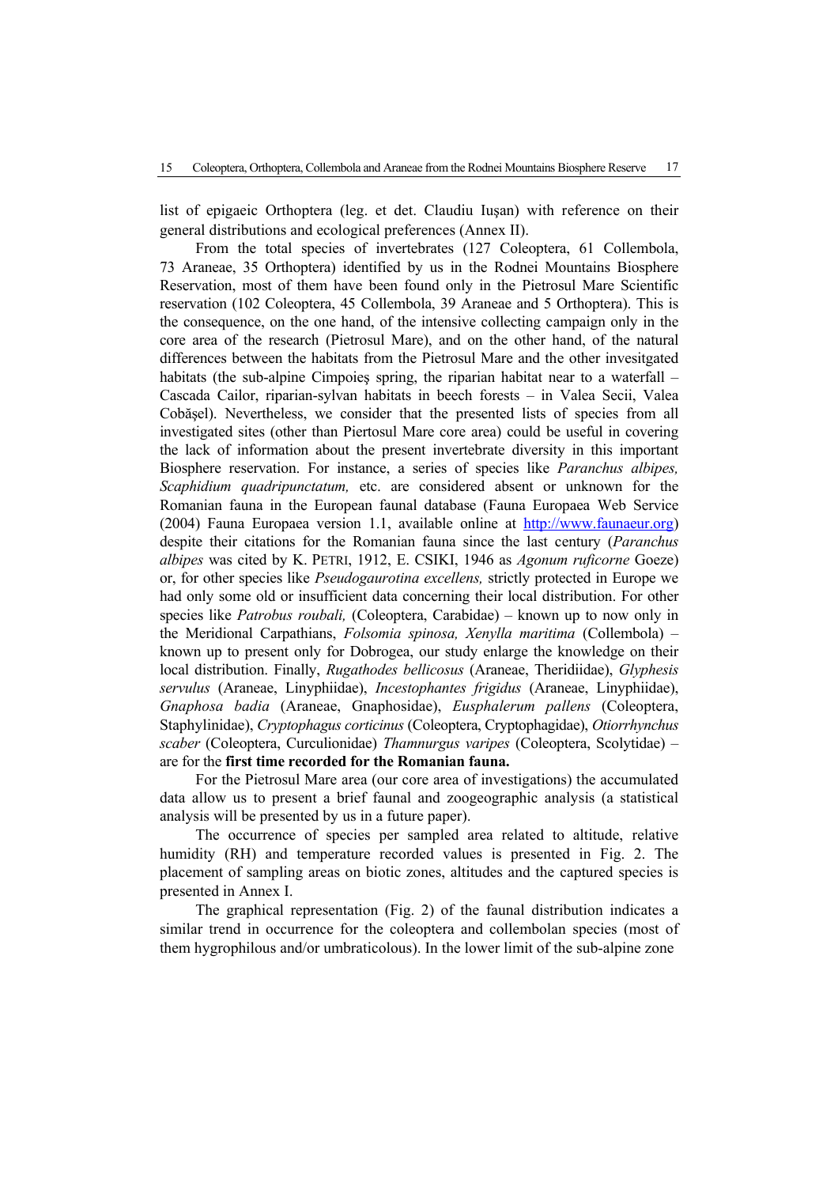list of epigaeic Orthoptera (leg. et det. Claudiu Iuşan) with reference on their general distributions and ecological preferences (Annex II).

From the total species of invertebrates (127 Coleoptera, 61 Collembola, 73 Araneae, 35 Orthoptera) identified by us in the Rodnei Mountains Biosphere Reservation, most of them have been found only in the Pietrosul Mare Scientific reservation (102 Coleoptera, 45 Collembola, 39 Araneae and 5 Orthoptera). This is the consequence, on the one hand, of the intensive collecting campaign only in the core area of the research (Pietrosul Mare), and on the other hand, of the natural differences between the habitats from the Pietrosul Mare and the other invesitgated habitats (the sub-alpine Cimpoieş spring, the riparian habitat near to a waterfall – Cascada Cailor, riparian-sylvan habitats in beech forests – in Valea Secii, Valea Cobăşel). Nevertheless, we consider that the presented lists of species from all investigated sites (other than Piertosul Mare core area) could be useful in covering the lack of information about the present invertebrate diversity in this important Biosphere reservation. For instance, a series of species like *Paranchus albipes, Scaphidium quadripunctatum,* etc. are considered absent or unknown for the Romanian fauna in the European faunal database (Fauna Europaea Web Service (2004) Fauna Europaea version 1.1, available online at http://www.faunaeur.org) despite their citations for the Romanian fauna since the last century (*Paranchus albipes* was cited by K. PETRI, 1912, E. CSIKI, 1946 as *Agonum ruficorne* Goeze) or, for other species like *Pseudogaurotina excellens,* strictly protected in Europe we had only some old or insufficient data concerning their local distribution. For other species like *Patrobus roubali,* (Coleoptera, Carabidae) – known up to now only in the Meridional Carpathians, *Folsomia spinosa, Xenylla maritima* (Collembola) – known up to present only for Dobrogea, our study enlarge the knowledge on their local distribution. Finally, *Rugathodes bellicosus* (Araneae, Theridiidae), *Glyphesis servulus* (Araneae, Linyphiidae), *Incestophantes frigidus* (Araneae, Linyphiidae), *Gnaphosa badia* (Araneae, Gnaphosidae), *Eusphalerum pallens* (Coleoptera, Staphylinidae), *Cryptophagus corticinus* (Coleoptera, Cryptophagidae), *Otiorrhynchus scaber* (Coleoptera, Curculionidae) *Thamnurgus varipes* (Coleoptera, Scolytidae) – are for the **first time recorded for the Romanian fauna.**

For the Pietrosul Mare area (our core area of investigations) the accumulated data allow us to present a brief faunal and zoogeographic analysis (a statistical analysis will be presented by us in a future paper).

The occurrence of species per sampled area related to altitude, relative humidity (RH) and temperature recorded values is presented in Fig. 2. The placement of sampling areas on biotic zones, altitudes and the captured species is presented in Annex I.

The graphical representation (Fig. 2) of the faunal distribution indicates a similar trend in occurrence for the coleoptera and collembolan species (most of them hygrophilous and/or umbraticolous). In the lower limit of the sub-alpine zone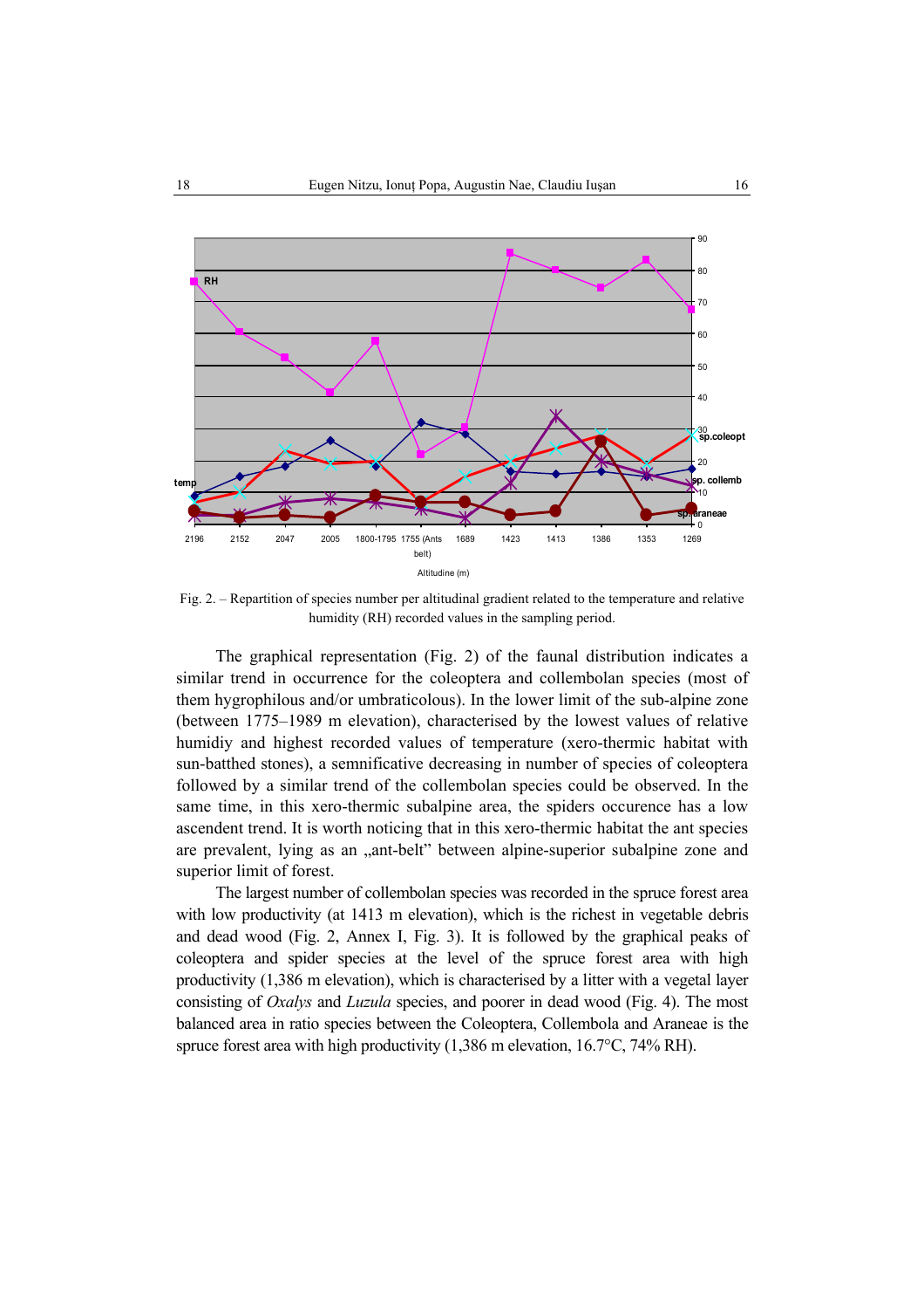Fig. 2. – Repartition of species number per altitudinal gradient related to the temperature and relative humidity (RH) recorded values in the sampling period.

The graphical representation (Fig. 2) of the faunal distribution indicates a similar trend in occurrence for the coleoptera and collembolan species (most of them hygrophilous and/or umbraticolous). In the lower limit of the sub-alpine zone (between 1775–1989 m elevation), characterised by the lowest values of relative humidiy and highest recorded values of temperature (xero-thermic habitat with sun-batthed stones), a semnificative decreasing in number of species of coleoptera followed by a similar trend of the collembolan species could be observed. In the same time, in this xero-thermic subalpine area, the spiders occurence has a low ascendent trend. It is worth noticing that in this xero-thermic habitat the ant species are prevalent, lying as an „ant-belt" between alpine-superior subalpine zone and superior limit of forest.

The largest number of collembolan species was recorded in the spruce forest area with low productivity (at 1413 m elevation), which is the richest in vegetable debris and dead wood (Fig. 2, Annex I, Fig. 3). It is followed by the graphical peaks of coleoptera and spider species at the level of the spruce forest area with high productivity (1,386 m elevation), which is characterised by a litter with a vegetal layer consisting of *Oxalys* and *Luzula* species, and poorer in dead wood (Fig. 4). The most balanced area in ratio species between the Coleoptera, Collembola and Araneae is the spruce forest area with high productivity (1,386 m elevation, 16.7°C, 74% RH).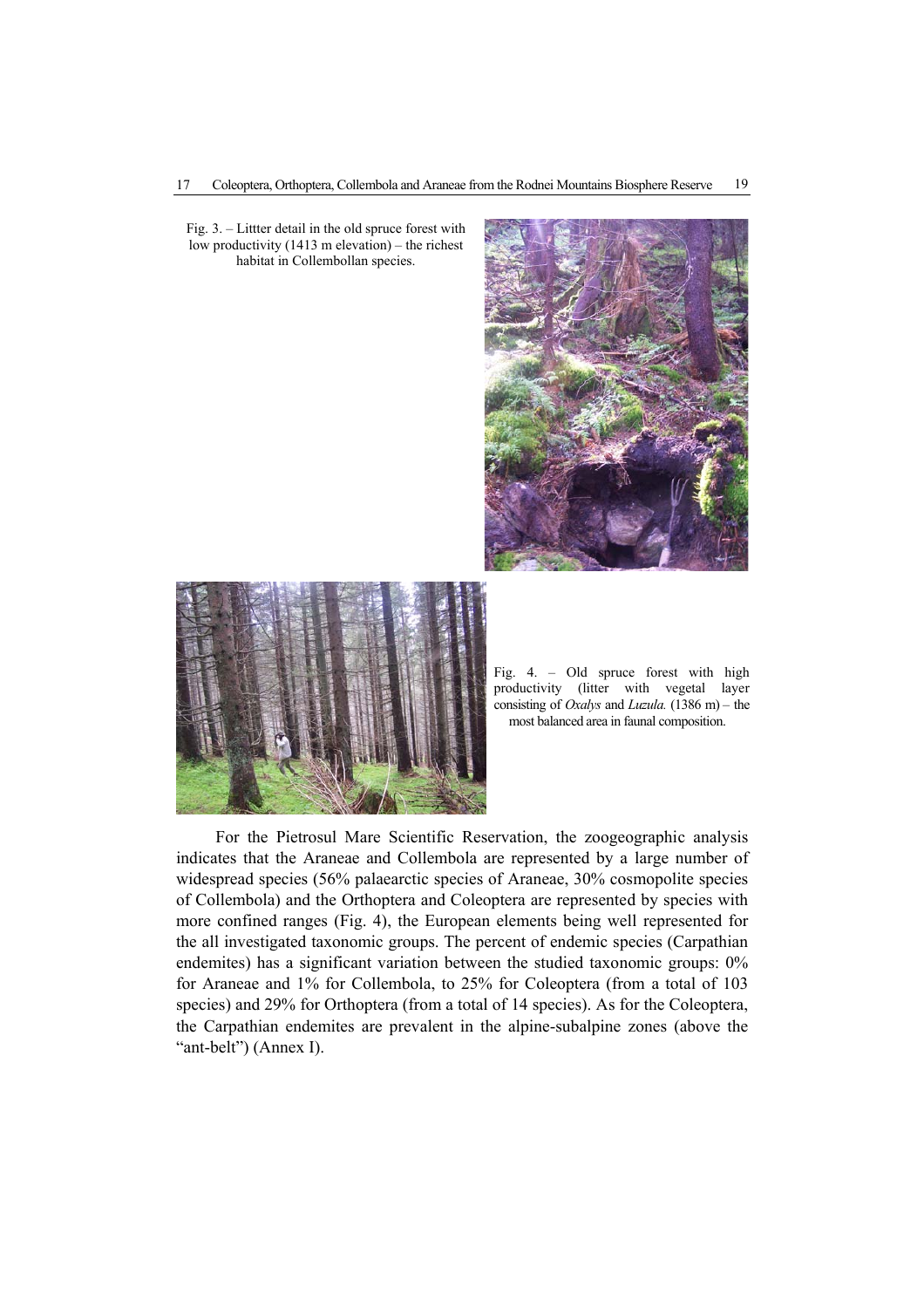Fig. 3. – Littter detail in the old spruce forest with low productivity (1413 m elevation) – the richest habitat in Collembollan species.

Fig. 4. – Old spruce forest with high productivity (litter with vegetal layer consisting of *Oxalys* and *Luzula.* (1386 m) – the most balanced area in faunal composition.

For the Pietrosul Mare Scientific Reservation, the zoogeographic analysis indicates that the Araneae and Collembola are represented by a large number of widespread species (56% palaearctic species of Araneae, 30% cosmopolite species of Collembola) and the Orthoptera and Coleoptera are represented by species with more confined ranges (Fig. 4), the European elements being well represented for the all investigated taxonomic groups. The percent of endemic species (Carpathian endemites) has a significant variation between the studied taxonomic groups: 0% for Araneae and 1% for Collembola, to 25% for Coleoptera (from a total of 103 species) and 29% for Orthoptera (from a total of 14 species). As for the Coleoptera, the Carpathian endemites are prevalent in the alpine-subalpine zones (above the "ant-belt") (Annex I).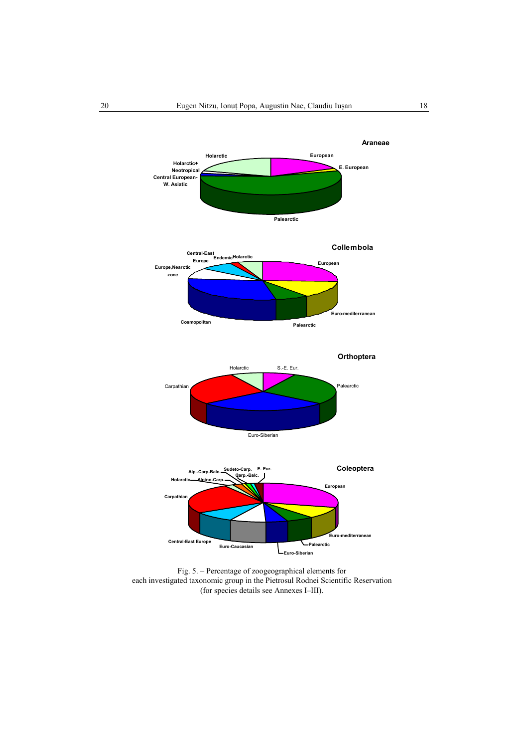Fig. 5. – Percentage of zoogeographical elements for each investigated taxonomic group in the Pietrosul Rodnei Scientific Reservation (for species details see Annexes I–III).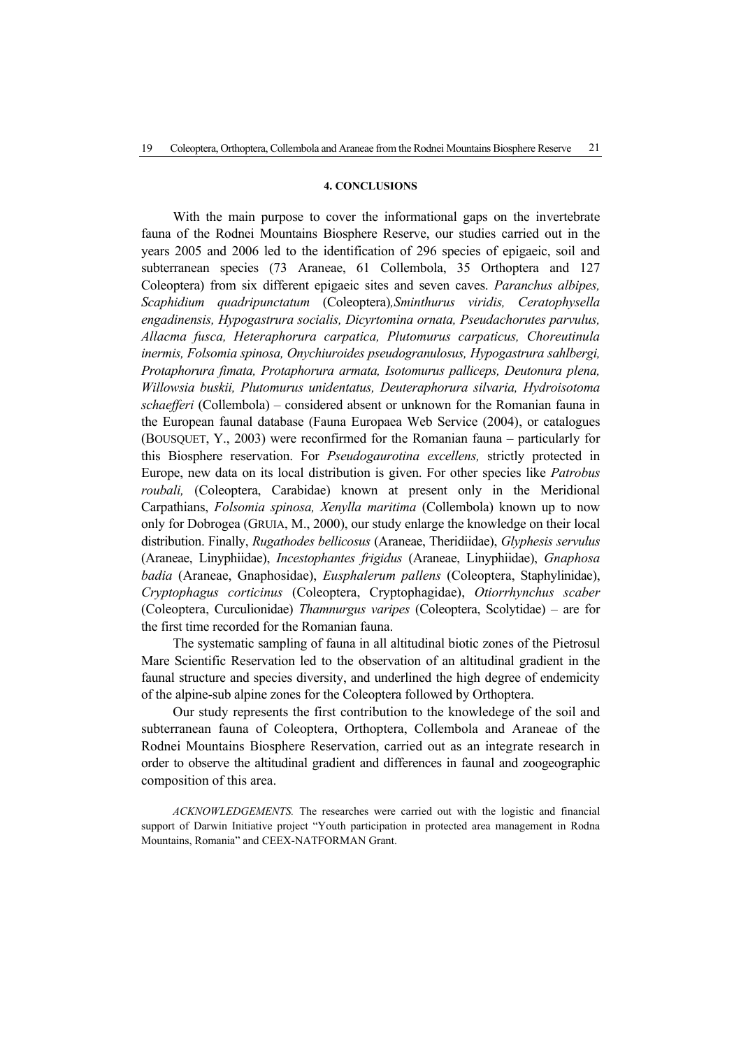#### 4. CONCLUSIONS

With the main purpose to cover the informational gaps on the invertebrate fauna of the Rodnei Mountains Biosphere Reserve, our studies carried out in the years 2005 and 2006 led to the identification of 296 species of epigaeic, soil and subterranean species (73 Araneae, 61 Collembola, 35 Orthoptera and 127 Coleoptera) from six different epigaeic sites and seven caves. *Paranchus albipes, Scaphidium quadripunctatum* (Coleoptera)*,Sminthurus viridis, Ceratophysella engadinensis, Hypogastrura socialis, Dicyrtomina ornata, Pseudachorutes parvulus, Allacma fusca, Heteraphorura carpatica, Plutomurus carpaticus, Choreutinula inermis, Folsomia spinosa, Onychiuroides pseudogranulosus, Hypogastrura sahlbergi, Protaphorura fimata, Protaphorura armata, Isotomurus palliceps, Deutonura plena, Willowsia buskii, Plutomurus unidentatus, Deuteraphorura silvaria, Hydroisotoma schaefferi* (Collembola) – considered absent or unknown for the Romanian fauna in the European faunal database (Fauna Europaea Web Service (2004), or catalogues (BOUSQUET, Y., 2003) were reconfirmed for the Romanian fauna – particularly for this Biosphere reservation. For *Pseudogaurotina excellens,* strictly protected in Europe, new data on its local distribution is given. For other species like *Patrobus roubali,* (Coleoptera, Carabidae) known at present only in the Meridional Carpathians, *Folsomia spinosa, Xenylla maritima* (Collembola) known up to now only for Dobrogea (GRUIA, M., 2000), our study enlarge the knowledge on their local distribution. Finally, *Rugathodes bellicosus* (Araneae, Theridiidae), *Glyphesis servulus* (Araneae, Linyphiidae), *Incestophantes frigidus* (Araneae, Linyphiidae), *Gnaphosa badia* (Araneae, Gnaphosidae), *Eusphalerum pallens* (Coleoptera, Staphylinidae), *Cryptophagus corticinus* (Coleoptera, Cryptophagidae), *Otiorrhynchus scaber* (Coleoptera, Curculionidae) *Thamnurgus varipes* (Coleoptera, Scolytidae) – are for the first time recorded for the Romanian fauna.

The systematic sampling of fauna in all altitudinal biotic zones of the Pietrosul Mare Scientific Reservation led to the observation of an altitudinal gradient in the faunal structure and species diversity, and underlined the high degree of endemicity of the alpine-sub alpine zones for the Coleoptera followed by Orthoptera.

Our study represents the first contribution to the knowledege of the soil and subterranean fauna of Coleoptera, Orthoptera, Collembola and Araneae of the Rodnei Mountains Biosphere Reservation, carried out as an integrate research in order to observe the altitudinal gradient and differences in faunal and zoogeographic composition of this area.

*ACKNOWLEDGEMENTS.* The researches were carried out with the logistic and financial support of Darwin Initiative project "Youth participation in protected area management in Rodna Mountains, Romania" and CEEX-NATFORMAN Grant.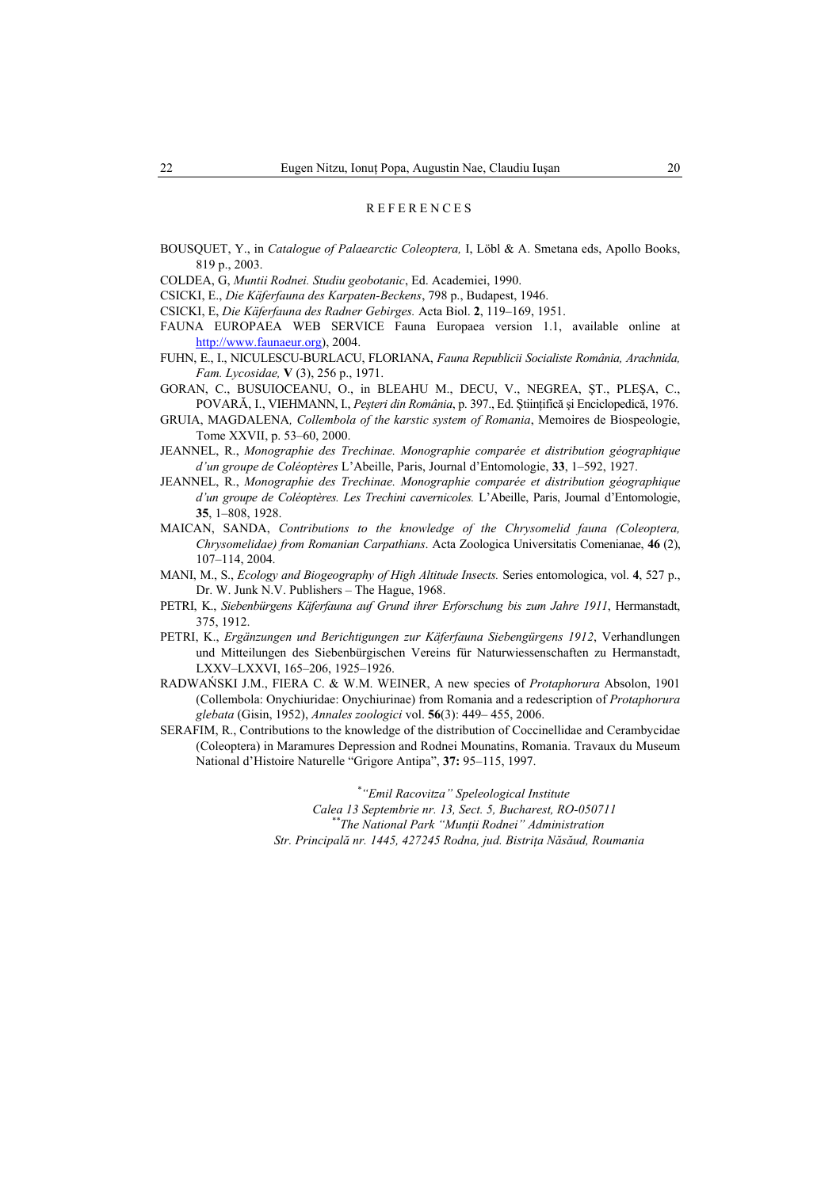## REFERENCES

BOUSQUET, Y., in *Catalogue of Palaearctic Coleoptera,* I, Löbl & A. Smetana eds, Apollo Books, 819 p., 2003.

COLDEA, G, *Muntii Rodnei. Studiu geobotanic*, Ed. Academiei, 1990.

CSICKI, E., *Die Käferfauna des Karpaten-Beckens*, 798 p., Budapest, 1946.

CSICKI, E, *Die Käferfauna des Radner Gebirges.* Acta Biol. **2**, 119–169, 1951.

FAUNA EUROPAEA WEB SERVICE Fauna Europaea version 1.1, available online at http://www.faunaeur.org), 2004.

FUHN, E., I., NICULESCU-BURLACU, FLORIANA, *Fauna Republicii Socialiste România, Arachnida, Fam. Lycosidae,* **V** (3), 256 p., 1971.

GORAN, C., BUSUIOCEANU, O., in BLEAHU M., DECU, V., NEGREA, ŞT., PLEŞA, C., POVARĂ, I., VIEHMANN, I., *Peşteri din România*, p. 397., Ed. Ştiinţifică şi Enciclopedică, 1976.

GRUIA, MAGDALENA*, Collembola of the karstic system of Romania*, Memoires de Biospeologie, Tome XXVII, p. 53–60, 2000.

JEANNEL, R., *Monographie des Trechinae. Monographie comparée et distribution géographique d'un groupe de Coléoptères* L'Abeille, Paris, Journal d'Entomologie, **33**, 1–592, 1927.

JEANNEL, R., *Monographie des Trechinae. Monographie comparée et distribution géographique d'un groupe de Coléoptères. Les Trechini cavernicoles.* L'Abeille, Paris, Journal d'Entomologie, **35**, 1–808, 1928.

MAICAN, SANDA, *Contributions to the knowledge of the Chrysomelid fauna (Coleoptera, Chrysomelidae) from Romanian Carpathians*. Acta Zoologica Universitatis Comenianae, **46** (2), 107–114, 2004.

MANI, M., S., *Ecology and Biogeography of High Altitude Insects.* Series entomologica, vol. **4**, 527 p., Dr. W. Junk N.V. Publishers – The Hague, 1968.

PETRI, K., *Siebenbürgens Käferfauna auf Grund ihrer Erforschung bis zum Jahre 1911*, Hermanstadt, 375, 1912.

PETRI, K., *Ergänzungen und Berichtigungen zur Käferfauna Siebengürgens 1912*, Verhandlungen und Mitteilungen des Siebenbürgischen Vereins für Naturwiessenschaften zu Hermanstadt, LXXV–LXXVI, 165–206, 1925–1926.

RADWAŃSKI J.M., FIERA C. & W.M. WEINER, A new species of *Protaphorura* Absolon, 1901 (Collembola: Onychiuridae: Onychiurinae) from Romania and a redescription of *Protaphorura glebata* (Gisin, 1952), *Annales zoologici* vol. **56**(3): 449– 455, 2006.

SERAFIM, R., Contributions to the knowledge of the distribution of Coccinellidae and Cerambycidae (Coleoptera) in Maramures Depression and Rodnei Mounatins, Romania. Travaux du Museum National d'Histoire Naturelle "Grigore Antipa", **37:** 95–115, 1997.

[*] *"Emil Racovitza" Speleological Institute*
*Calea 13 Septembrie nr. 13, Sect. 5, Bucharest, RO-050711*
[**] *The National Park "Munţii Rodnei" Administration*
*Str. Principală nr. 1445, 427245 Rodna, jud. Bistriţa Năsăud, Roumania*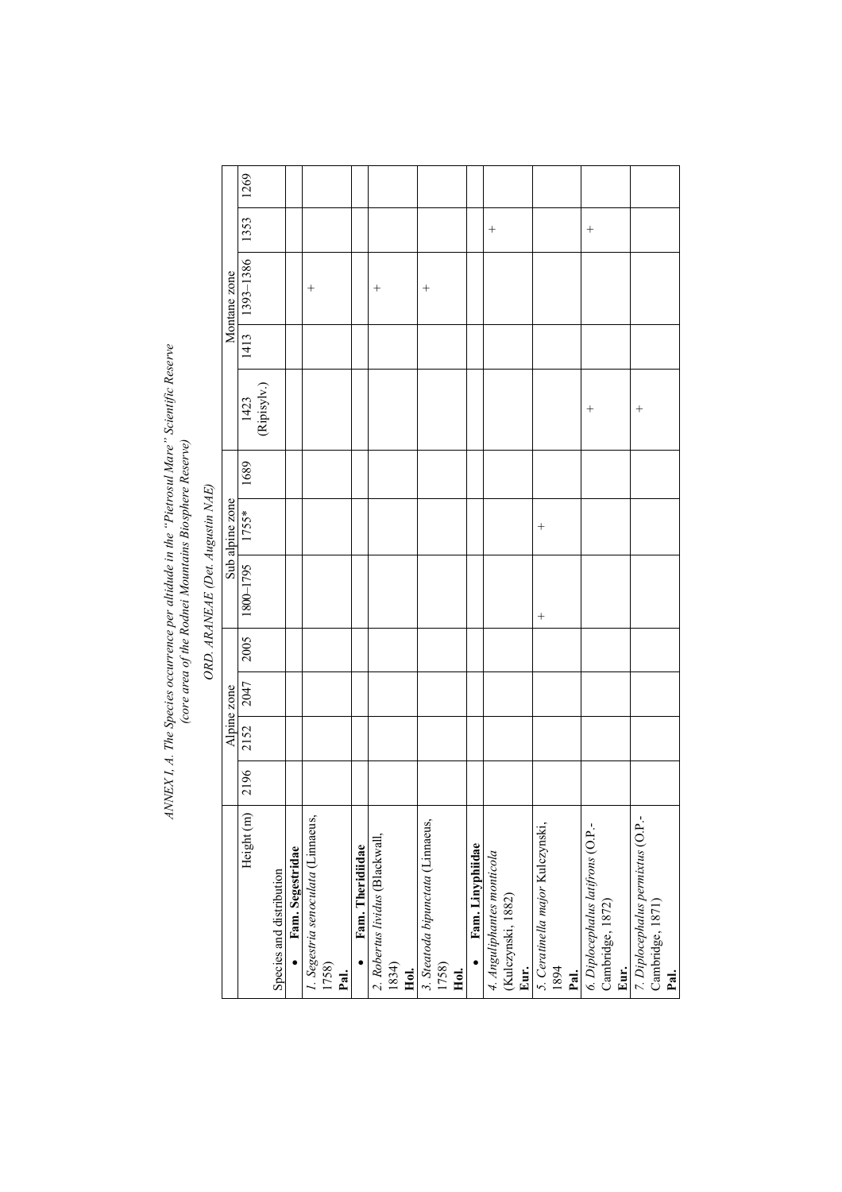*ANNEX I, A. The Species occurrence per altitude in the "Pietrosul Mare" Scientific Reserve (core area of the Rodnei Mountains Biosphere Reserve)*

*ORD. ARANEAE (Det. Augustin NAE)*

| Height (m) | Alpine zone | | | | Sub alpine zone | | | | Montane zone | | | |
|---|---|---|---|---|---|---|---|---|---|---|---|---|
| Species and distribution | 2196 | 2152 | 2047 | 2005 | 1800–1795 | 1755* | 1689 | 1423 (Ripisylv.) | 1413 | 1393–1386 | 1353 | 1269 |
| • **Fam. Segestridae** | | | | | | | | | | | | |
| *1. Segestria senoculata* (Linnaeus, 1758) **Pal.** | | | | | | | | | | + | | |
| • **Fam. Theridiidae** | | | | | | | | | | | | |
| *2. Robertus lividus* (Blackwall, 1834) **Hol.** | | | | | | | | | | + | | |
| *3. Steatoda bipunctata* (Linnaeus, 1758) **Hol.** | | | | | | | | | | + | | |
| • **Fam. Linyphiidae** | | | | | | | | | | | | |
| *4. Anguliphantes monticola* (Kulczynski, 1882) **Eur.** | | | | | | | | | | | + | |
| *5. Ceratinella major* Kulczynski, 1894 **Pal.** | | | | | + | + | | | | | | |
| *6. Diplocephalus latifrons* (O.P.-Cambridge, 1872) **Eur.** | | | | | | | | + | | | + | |
| *7. Diplocephalus permixtus* (O.P.-Cambridge, 1871) **Pal.** | | | | | | | | + | | | | |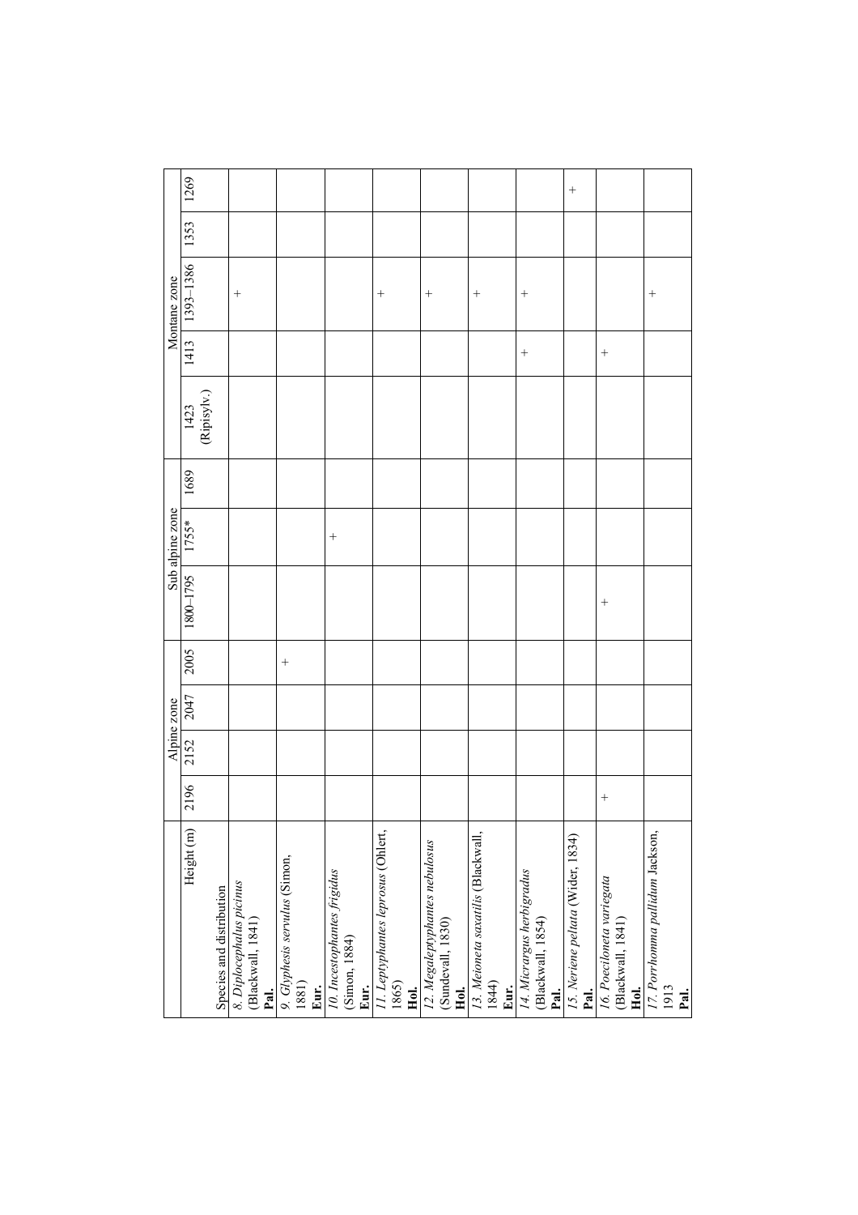| Species and distribution | Alpine zone | | | | Sub alpine zone | | | Montane zone | | | | |
|---|---|---|---|---|---|---|---|---|---|---|---|---|
| Height (m) | 2196 | 2152 | 2047 | 2005 | 1800–1795 | 1755* | 1689 | 1423 (Ripisylv.) | 1413 | 1393–1386 | 1353 | 1269 |
| 8. *Diplocephalus picinus* (Blackwall, 1841) **Pal.** | | | | | | | | | | + | | |
| 9. *Glyphesis servulus* (Simon, 1881) **Eur.** | | | | + | | | | | | | | |
| 10. *Incestophantes frigidus* (Simon, 1884) **Eur.** | | | | | | + | | | | | | |
| 11. *Leptyphantes leprosus* (Ohlert, 1865) **Hol.** | | | | | | | | | | + | | |
| 12. *Megalepthyphantes nebulosus* (Sundevall, 1830) **Hol.** | | | | | | | | | | + | | |
| 13. *Meioneta saxatilis* (Blackwall, 1844) **Eur.** | | | | | | | | | | + | | |
| 14. *Micrargus herbigradus* (Blackwall, 1854) **Pal.** | | | | | | | | | + | + | | |
| 15. *Neriene peltata* (Wider, 1834) **Pal.** | | | | | | | | | | | | + |
| 16. *Poeciloneta variegata* (Blackwall, 1841) **Hol.** | + | | | | + | | | | + | | | |
| 17. *Porrhomma pallidum* Jackson, 1913 **Pal.** | | | | | | | | | | + | | |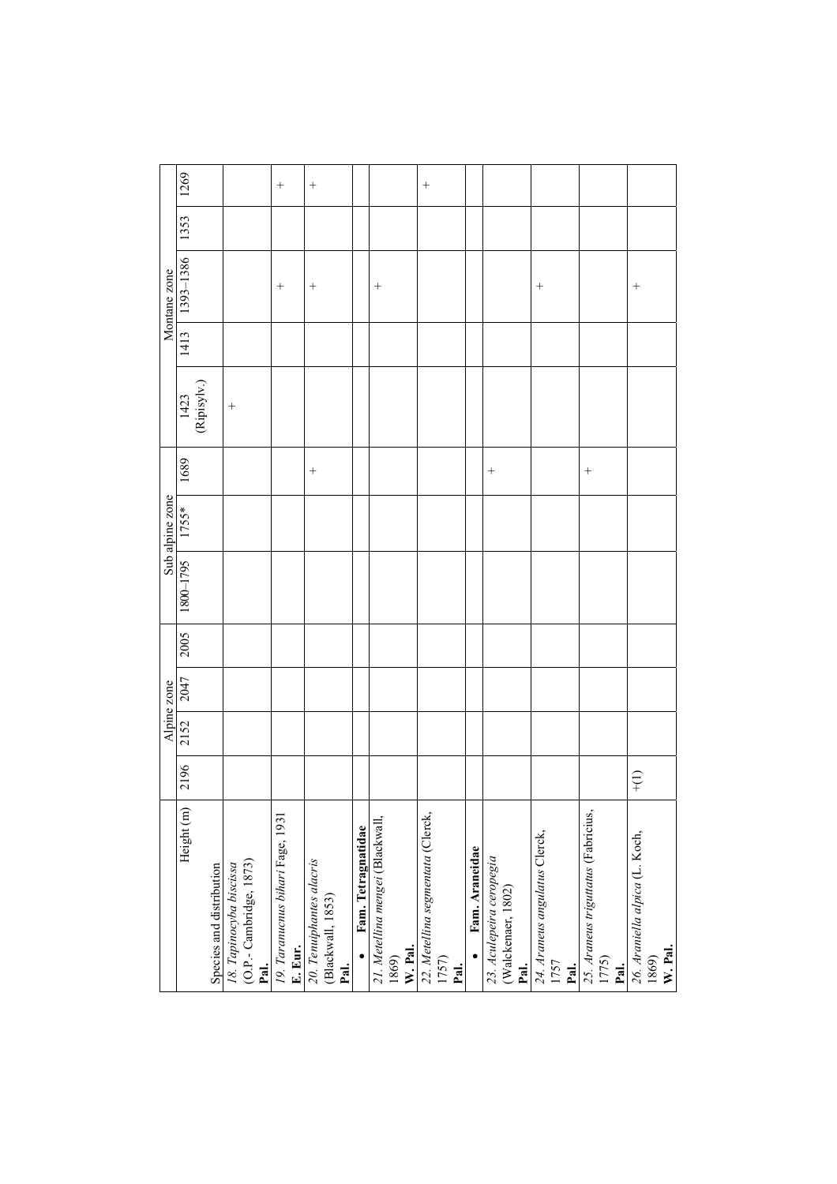| Height (m) / Species and distribution | Alpine zone | | | | Sub alpine zone | | | Montane zone | | | | |
|---|---|---|---|---|---|---|---|---|---|---|---|---|
| | 2196 | 2152 | 2047 | 2005 | 1800–1795 | 1755* | 1689 | 1423 (Ripisylv.) | 1413 | 1393–1386 | 1353 | 1269 |
| *18. Tapinocyba biscissa* (O.P.- Cambridge, 1873) **Pal.** | | | | | | | | + | | | | |
| *19. Taranucnus bihari* Fage, 1931 **E. Eur.** | | | | | | | | | | + | | + |
| *20. Tenuiphantes alacris* (Blackwall, 1853) **Pal.** | | | | | | | + | | | + | | + |
| • **Fam. Tetragnatidae** | | | | | | | | | | | | |
| *21. Metellina mengei* (Blackwall, 1869) **W. Pal.** | | | | | | | | | | + | | |
| *22. Metellina segmentata* (Clerck, 1757) **Pal.** | | | | | | | | | | | | + |
| • **Fam. Araneidae** | | | | | | | | | | | | |
| *23. Aculepeira ceropegia* (Walckenaer, 1802) **Pal.** | | | | | | | + | | | | | |
| *24. Araneus angulatus* Clerck, 1757 **Pal.** | | | | | | | | | | + | | |
| *25. Araneus triguttatus* (Fabricius, 1775) **Pal.** | | | | | | | + | | | | | |
| *26. Araniella alpica* (L. Koch, 1869) **W. Pal.** | +(1) | | | | | | | | | + | | |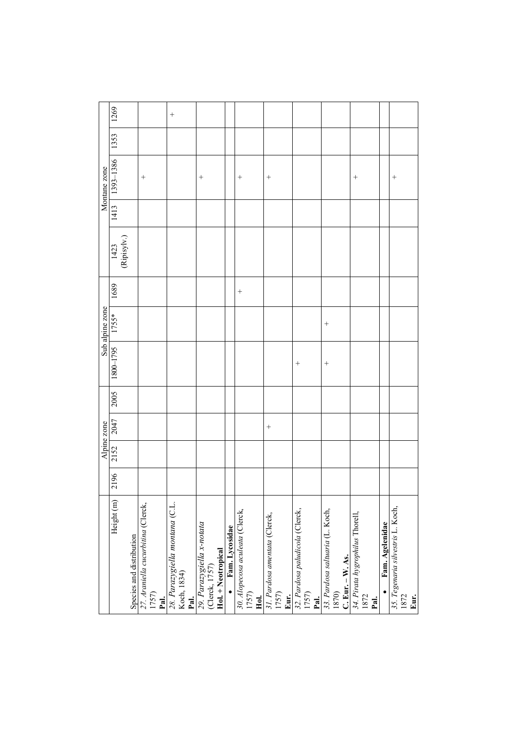| Height (m) | Alpine zone | | | | Sub alpine zone | | | Montane zone | | | | |
|---|---|---|---|---|---|---|---|---|---|---|---|---|
| Species and distribution | 2196 | 2152 | 2047 | 2005 | 1800–1795 | 1755* | 1689 | 1423 (Ripisylv.) | 1413 | 1393–1386 | 1353 | 1269 |
| 27. *Araniella cucurbitina* (Clerck, 1757) **Pal.** | | | | | | | | | | + | | |
| 28. *Parazygiella montana* (C.L. Koch, 1834) **Pal.** | | | | | | | | | | | | + |
| 29. *Parazygiella x-notata* (Clerck, 1757) **Hol. + Neotropical** | | | | | | | | | | + | | |
| • **Fam. Lycosidae** | | | | | | | | | | | | |
| 30. *Alopecosa aculeata* (Clerck, 1757) **Hol.** | | | | | | | + | | | + | | |
| 31. *Pardosa amentata* (Clerck, 1757) **Eur.** | | | + | | | | | | | + | | |
| 32. *Pardosa paludicola* (Clerck, 1757) **Pal.** | | | | | + | | | | | | | |
| 33. *Pardosa saltuaria* (L. Koch, 1870) **C. Eur. – W. As.** | | | | | + | + | | | | | | |
| 34. *Pirata hygrophilus* Thorell, 1872 **Pal.** | | | | | | | | | | + | | |
| • **Fam. Agelenidae** | | | | | | | | | | | | |
| 35. *Tegenaria silvestris* L. Koch, 1872 **Eur.** | | | | | | | | | | + | | |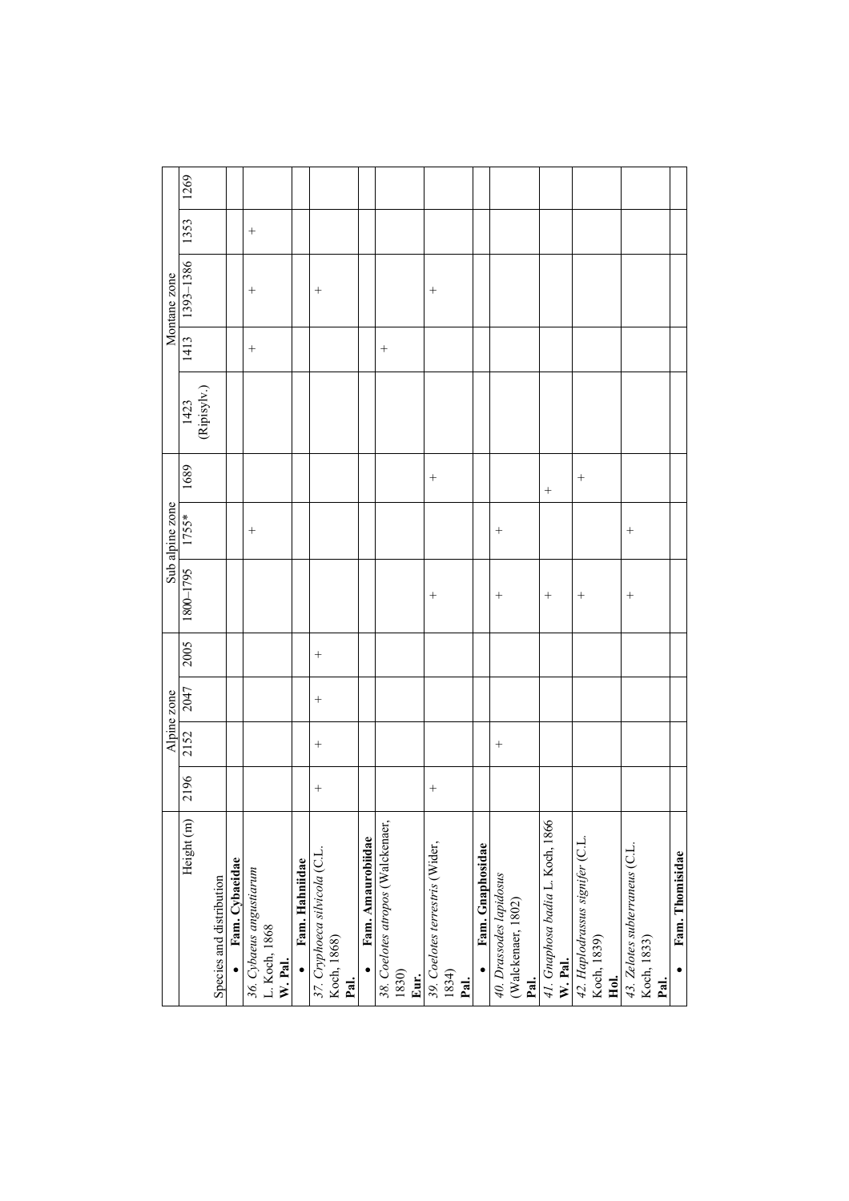| Height (m) | Alpine zone | | | | Sub alpine zone | | | Montane zone | | | | |
|---|---|---|---|---|---|---|---|---|---|---|---|---|
| Species and distribution | 2196 | 2152 | 2047 | 2005 | 1800–1795 | 1755* | 1689 | 1423 (Ripisylv.) | 1413 | 1393–1386 | 1353 | 1269 |
| • **Fam. Cybaeidae** | | | | | | | | | | | | |
| *36. Cybaeus angustiarum* L. Koch, 1868 **W. Pal.** | | | | | | + | | | + | + | + | |
| • **Fam. Hahniidae** | | | | | | | | | | | | |
| *37. Cryphoeca silvicola* (C.L. Koch, 1868) **Pal.** | + | + | + | + | | | | | | + | | |
| • **Fam. Amaurobiidae** | | | | | | | | | | | | |
| *38. Coelotes atropos* (Walckenaer, 1830) **Eur.** | | | | | | | | | + | | | |
| *39. Coelotes terrestris* (Wider, 1834) **Pal.** | + | | | | + | | + | | | + | | |
| • **Fam. Gnaphosidae** | | | | | | | | | | | | |
| *40. Drassodes lapidosus* (Walckenaer, 1802) **Pal.** | | + | | | + | + | | | | | | |
| *41. Gnaphosa badia* L. Koch, 1866 **W. Pal.** | | | | | + | | + | | | | | |
| *42. Haplodrassus signifer* (C.L. Koch, 1839) **Hol.** | | | | | + | | + | | | | | |
| *43. Zelotes subterraneus* (C.L. Koch, 1833) **Pal.** | | | | | + | + | | | | | | |
| • **Fam. Thomisidae** | | | | | | | | | | | | |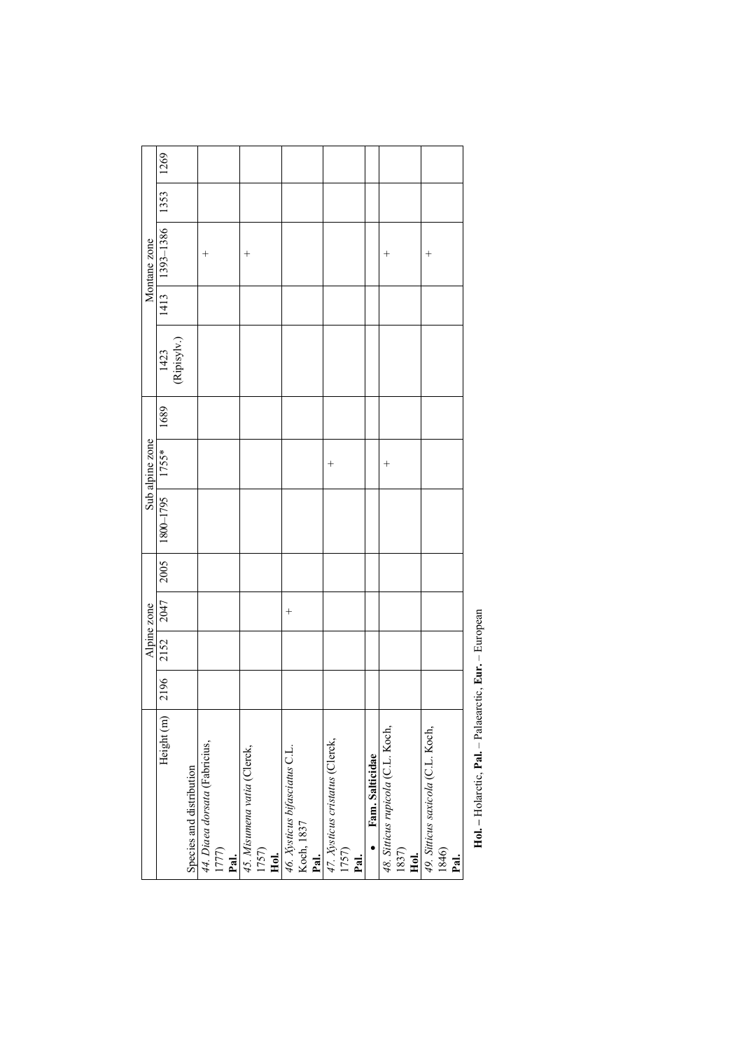| Height (m) | Alpine zone | | | | Sub alpine zone | | | Montane zone | | | | |
|---|---|---|---|---|---|---|---|---|---|---|---|---|
| Species and distribution | 2196 | 2152 | 2047 | 2005 | 1800–1795 | 1755* | 1689 | 1423 (Ripisylv.) | 1413 | 1393–1386 | 1353 | 1269 |
| 44. *Diaea dorsata* (Fabricius, 1777) **Pal.** | | | | | | | | | | + | | |
| 45. *Misumena vatia* (Clerck, 1757) **Hol.** | | | | | | | | | | + | | |
| 46. *Xysticus bifasciatus* C.L. Koch, 1837 **Pal.** | | | + | | | | | | | | | |
| 47. *Xysticus cristatus* (Clerck, 1757) **Pal.** | | | | | | + | | | | | | |
| • **Fam. Salticidae** | | | | | | | | | | | | |
| 48. *Sitticus rupicola* (C.L. Koch, 1837) **Hol.** | | | | | | + | | | | + | | |
| 49. *Sitticus saxicola* (C.L. Koch, 1846) **Pal.** | | | | | | | | | | + | | |

**Hol.** – Holarctic, **Pal.** – Palaearctic, **Eur.** – European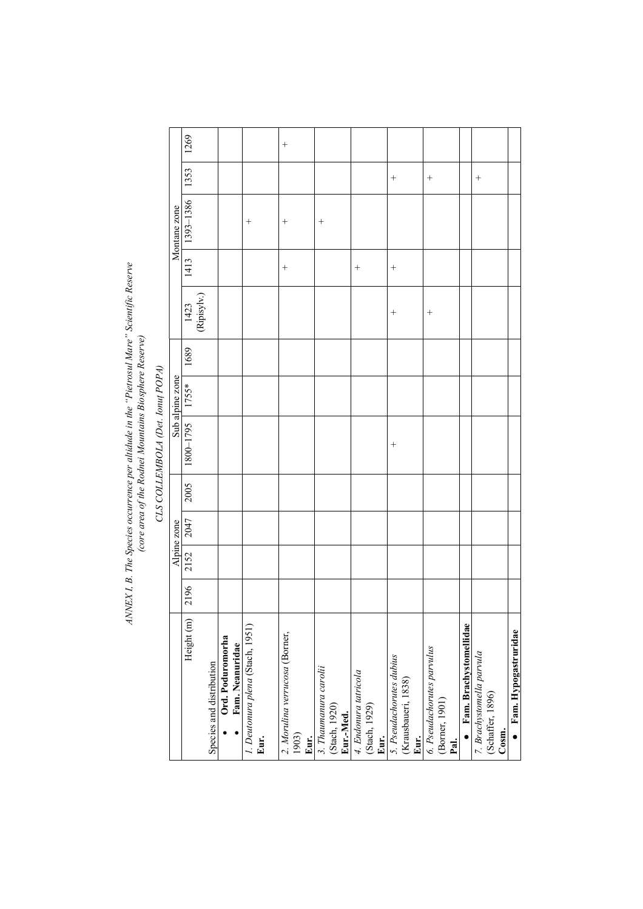*ANNEX I, B. The Species occurrence per altitude in the "Pietrosul Mare" Scientific Reserve*
*(core area of the Rodnei Mountains Biosphere Reserve)*

*CLS COLLEMBOLA (Det. Ionuţ POPA)*

| | Alpine zone | | | | Sub alpine zone | | | Montane zone | | | | |
|---|---|---|---|---|---|---|---|---|---|---|---|---|
| Height (m) / Species and distribution | 2196 | 2152 | 2047 | 2005 | 1800–1795 | 1755* | 1689 | 1423 (Ripisylv.) | 1413 | 1393–1386 | 1353 | 1269 |
| • **Ord. Poduromorha** • **Fam. Neanuridae** | | | | | | | | | | | | |
| *1. Deutonura plena* (Stach, 1951) **Eur.** | | | | | | | | | | + | | |
| *2. Morulina verrucosa* (Borner, 1903) **Eur.** | | | | | | | | | + | + | | + |
| *3. Thaumanura carolii* (Stach, 1920) **Eur.-Med.** | | | | | | | | | | + | | |
| *4. Endonura tatricola* (Stach, 1929) **Eur.** | | | | | | | | | + | | | |
| *5. Pseudachorutes dubius* (Krausbaueri, 1838) **Eur.** | | | | | + | | | + | + | | + | |
| *6. Pseudachorutes parvulus* (Borner, 1901) **Pal.** | | | | | | | | + | | | + | |
| • **Fam. Brachystomellidae** | | | | | | | | | | | | |
| *7. Brachystomella parvula* (Schaffer, 1896) **Cosm.** | | | | | | | | | | | + | |
| • **Fam. Hypogastruridae** | | | | | | | | | | | | |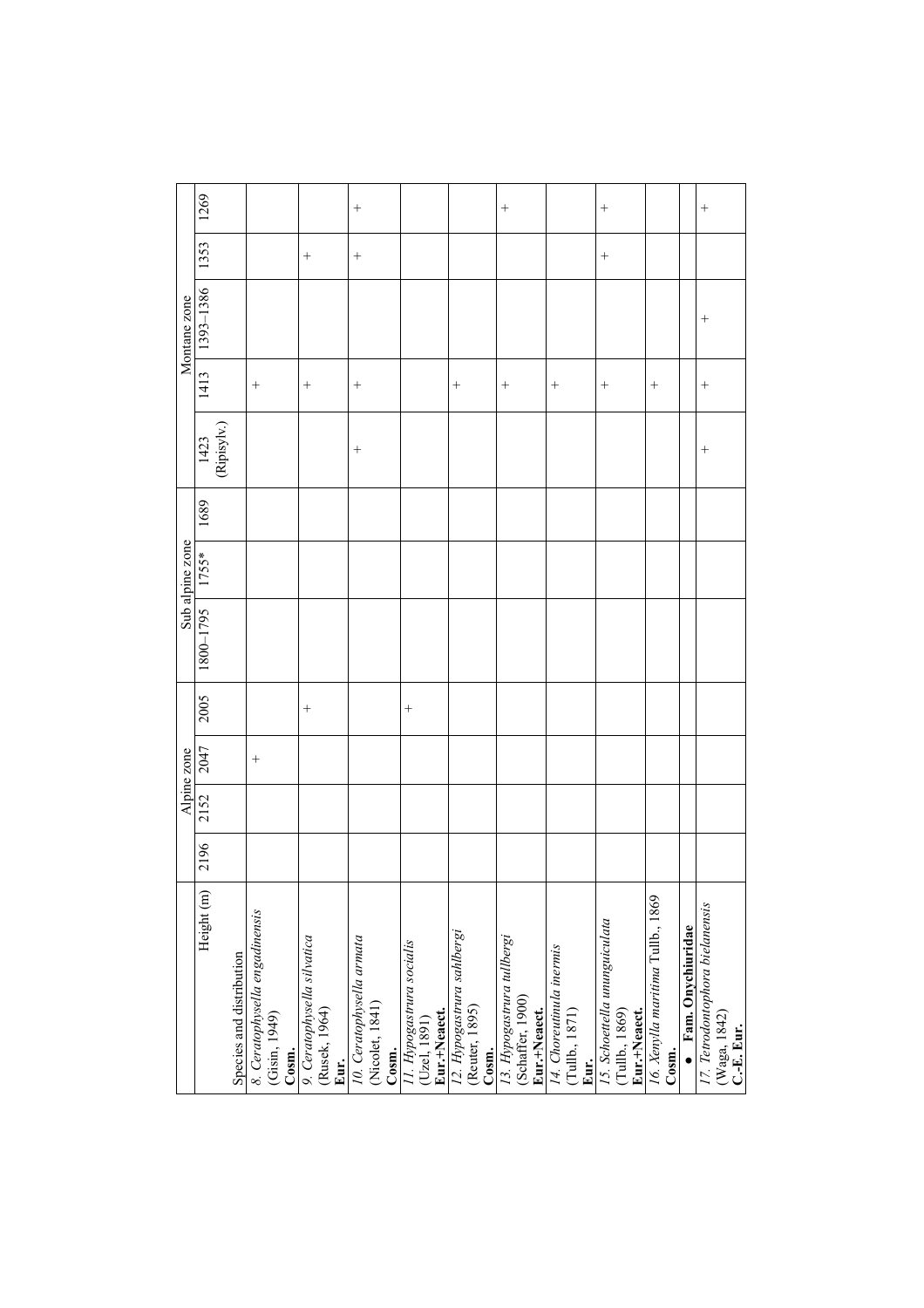| Height (m) | Alpine zone | | | | Sub alpine zone | | | Montane zone | | | | |
|---|---|---|---|---|---|---|---|---|---|---|---|---|
| Species and distribution | 2196 | 2152 | 2047 | 2005 | 1800–1795 | 1755* | 1689 | 1423 (Ripisylv.) | 1413 | 1393–1386 | 1353 | 1269 |
| *8. Ceratophysella engadinensis* (Gisin, 1949) **Cosm.** | | | + | | | | | | + | | | |
| *9. Ceratophysella silvatica* (Rusek, 1964) **Eur.** | | | | + | | | | | + | | + | |
| *10. Ceratophysella armata* (Nicolet, 1841) **Cosm.** | | | | | | | | + | + | | + | + |
| *11. Hypogastrura socialis* (Uzel, 1891) **Eur.+Neaect.** | | | | + | | | | | | | | |
| *12. Hypogastrura sahlbergi* (Reuter, 1895) **Cosm.** | | | | | | | | | + | | | |
| *13. Hypogastrura tullbergi* (Schaffer, 1900) **Eur.+Neaect.** | | | | | | | | | + | | | + |
| *14. Choreutinula inermis* (Tullb., 1871) **Eur.** | | | | | | | | | + | | | |
| *15. Schoettella ununguiculata* (Tullb., 1869) **Eur.+Neaect.** | | | | | | | | | + | | + | + |
| *16. Xenylla maritima* Tullb., 1869 **Cosm.** | | | | | | | | | + | | | |
| • **Fam. Onychiuridae** | | | | | | | | | | | | |
| *17. Tetrodontophora bielanensis* (Waga, 1842) **C.-E. Eur.** | | | | | | | | + | + | + | | + |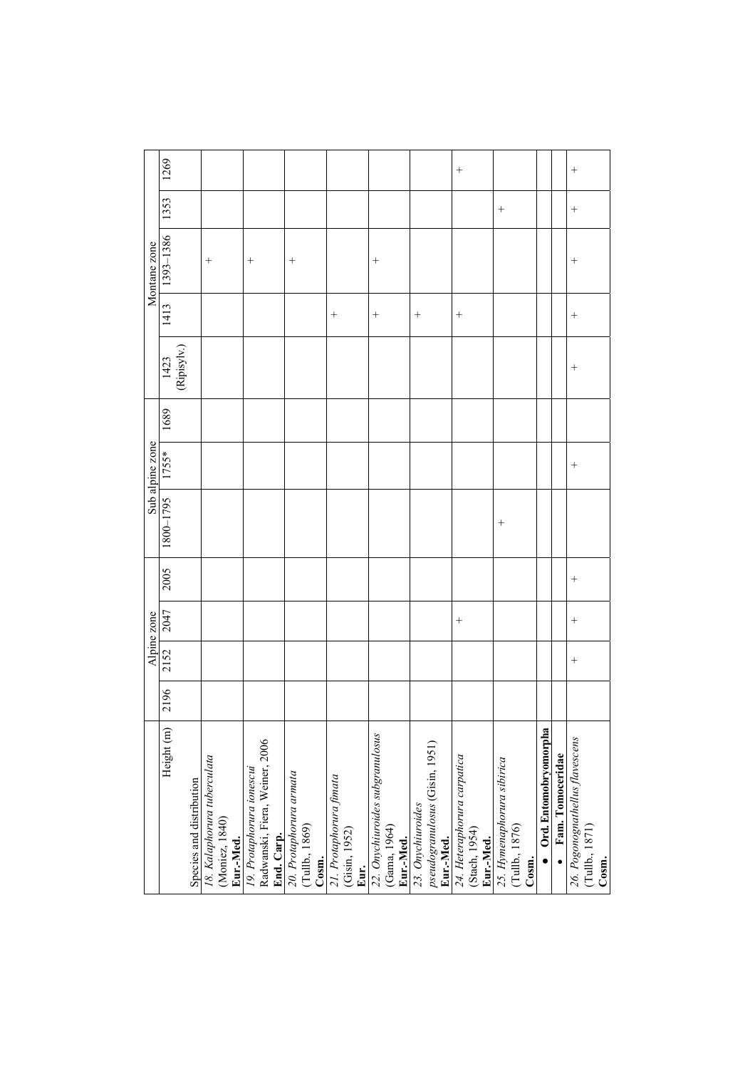| Species and distribution / Height (m) | Alpine zone | | | | Sub alpine zone | | | Montane zone | | | | |
|---|---|---|---|---|---|---|---|---|---|---|---|---|
| | 2196 | 2152 | 2047 | 2005 | 1800–1795 | 1755* | 1689 | 1423 (Ripisylv.) | 1413 | 1393–1386 | 1353 | 1269 |
| *18. Kalaphorura tuberculata* (Moniez, 1840) **Eur.-Med.** | | | | | | | | | | + | | |
| *19. Protaphorura ionescui* Radwanski, Fiera, Weiner, 2006 **End. Carp.** | | | | | | | | | | + | | |
| *20. Protaphorura armata* (Tullb., 1869) **Cosm.** | | | | | | | | | | + | | |
| *21. Protaphorura fimata* (Gisin, 1952) **Eur.** | | | | | | | | | + | | | |
| *22. Onychiuroides subgranulosus* (Gama, 1964) **Eur.-Med.** | | | | | | | | | + | + | | |
| *23. Onychiuroides pseudogranulosus* (Gisin, 1951) **Eur.-Med.** | | | | | | | | | + | | | |
| *24. Heteraphorura carpatica* (Stach, 1954) **Eur.-Med.** | | | + | | | | | | + | | | + |
| *25. Hymenaphorura sibirica* (Tullb., 1876) **Cosm.** | | | | | + | | | | | | + | |
| • **Ord. Entomobryomorpha** | | | | | | | | | | | | |
| • **Fam. Tomoceridae** | | | | | | | | | | | | |
| *26. Pogonognathellus flavescens* (Tullb., 1871) **Cosm.** | | + | + | + | | + | | + | + | + | + | + |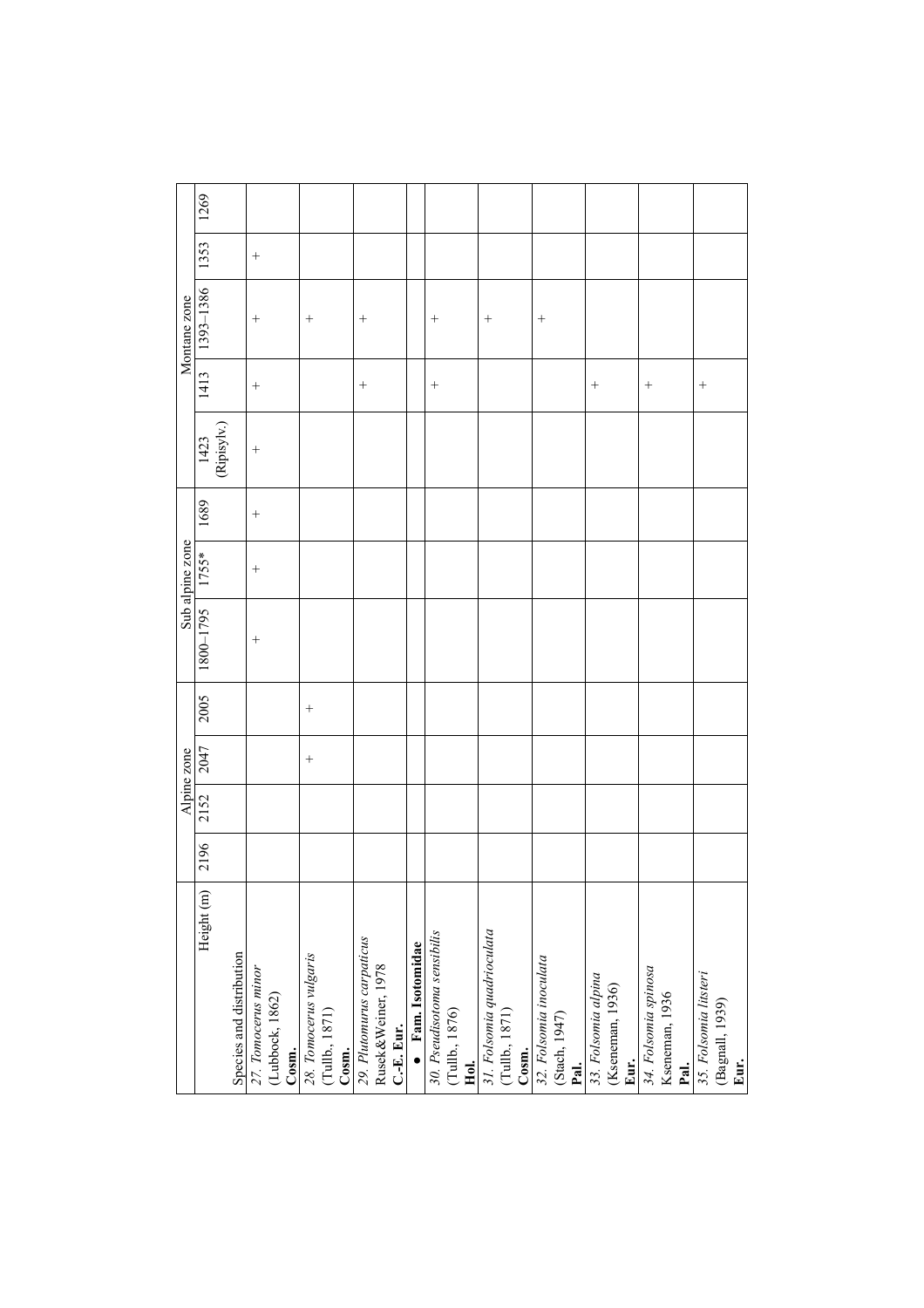| Height (m) | Alpine zone | | | | Sub alpine zone | | | Montane zone | | | | |
|---|---|---|---|---|---|---|---|---|---|---|---|---|
| Species and distribution | 2196 | 2152 | 2047 | 2005 | 1800–1795 | 1755* | 1689 | 1423 (Ripisylv.) | 1413 | 1393–1386 | 1353 | 1269 |
| 27. *Tomocerus minor* (Lubbock, 1862) **Cosm.** | | | | | + | + | + | + | + | + | + | |
| 28. *Tomocerus vulgaris* (Tullb., 1871) **Cosm.** | | | + | + | | | | | | + | | |
| 29. *Plutomurus carpaticus* Rusek&Weiner, 1978 **C.-E. Eur.** | | | | | | | | | + | + | | |
| • **Fam. Isotomidae** | | | | | | | | | | | | |
| 30. *Pseudisotoma sensibilis* (Tullb., 1876) **Hol.** | | | | | | | | | + | + | | |
| 31. *Folsomia quadrioculata* (Tullb., 1871) **Cosm.** | | | | | | | | | | + | | |
| 32. *Folsomia inoculata* (Stach, 1947) **Pal.** | | | | | | | | | | + | | |
| 33. *Folsomia alpina* (Kseneman, 1936) **Eur.** | | | | | | | | | + | | | |
| 34. *Folsomia spinosa* Kseneman, 1936 **Pal.** | | | | | | | | | + | | | |
| 35. *Folsomia litsteri* (Bagnall, 1939) **Eur.** | | | | | | | | | + | | | |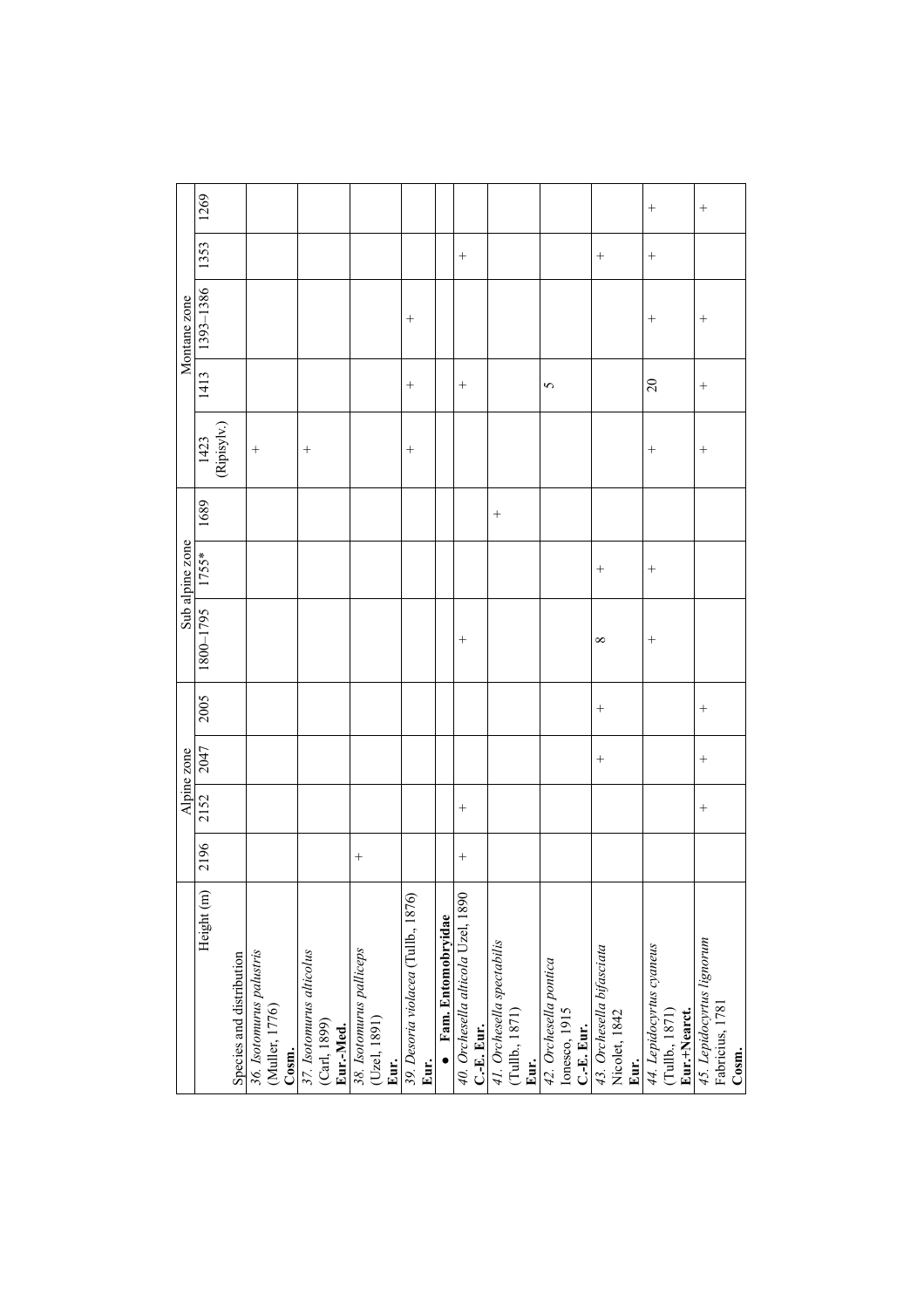| Species and distribution / Height (m) | Alpine zone | | | | Sub alpine zone | | | Montane zone | | | | |
|---|---|---|---|---|---|---|---|---|---|---|---|---|
| | 2196 | 2152 | 2047 | 2005 | 1800–1795 | 1755* | 1689 | 1423 (Ripisylv.) | 1413 | 1393–1386 | 1353 | 1269 |
| *36. Isotomurus palustris* (Muller, 1776) **Cosm.** | | | | | | | | + | | | | |
| *37. Isotomurus alticolus* (Carl, 1899) **Eur.-Med.** | | | | | | | | + | | | | |
| *38. Isotomurus palliceps* (Uzel, 1891) **Eur.** | + | | | | | | | | | | | |
| *39. Desoria violacea* (Tullb., 1876) **Eur.** | | | | | | | | + | + | + | | |
| • **Fam. Entomobryidae** | | | | | | | | | | | | |
| *40. Orchesella alticola* Uzel, 1890 **C.-E. Eur.** | + | + | | | + | | | | + | | + | |
| *41. Orchesella spectabilis* (Tullb., 1871) **Eur.** | | | | | | | + | | | | | |
| *42. Orchesella pontica* Ionesco, 1915 **C.-E. Eur.** | | | | | | | | | 5 | | | |
| *43. Orchesella bifasciata* Nicolet, 1842 **Eur.** | | | + | + | 8 | + | | | | | + | |
| *44. Lepidocyrtus cyaneus* (Tullb., 1871) **Eur.+Nearct.** | | | | | + | + | | + | 20 | + | + | + |
| *45. Lepidocyrtus lignorum* Fabricius, 1781 **Cosm.** | | + | + | + | | | | + | + | + | | + |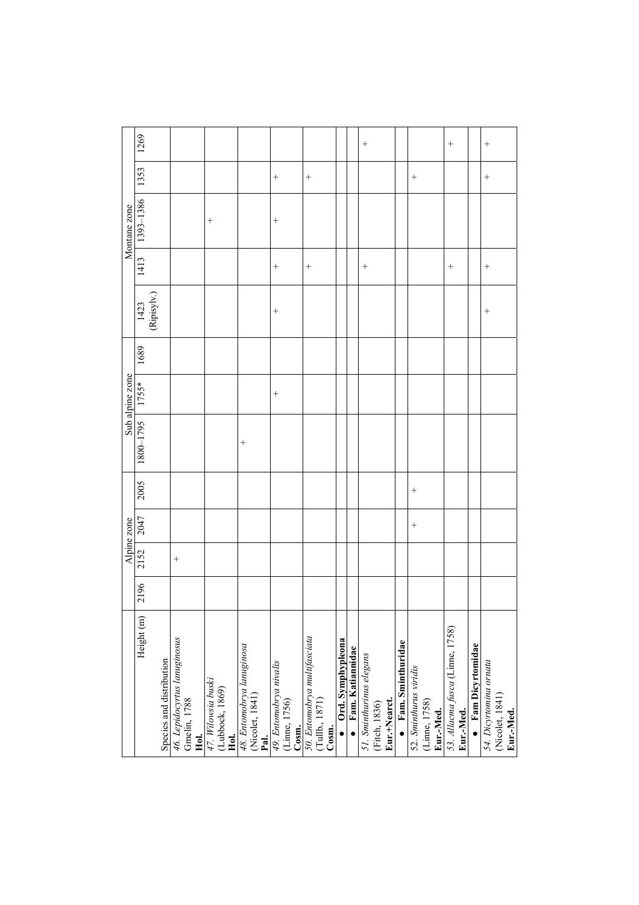| Species and distribution / Height (m) | Alpine zone | | | | Sub alpine zone | | | Montane zone | | | | |
|---|---|---|---|---|---|---|---|---|---|---|---|---|
| | 2196 | 2152 | 2047 | 2005 | 1800–1795 | 1755* | 1689 | 1423 (Ripisylv.) | 1413 | 1393–1386 | 1353 | 1269 |
| *46. Lepidocyrtus lanuginosus* Gmelin, 1788 **Hol.** | | + | | | | | | | | | | |
| *47. Willowsia buski* (Lubbock, 1869) **Hol.** | | | | | | | | | | + | | |
| *48. Entomobrya lanuginosa* (Nicolet, 1841) **Pal.** | | | | | + | | | | | | | |
| *49. Entomobrya nivalis* (Linne, 1756) **Cosm.** | | | | | | + | | + | + | + | + | |
| *50. Entomobrya multifasciata* (Tullb., 1871) **Cosm.** | | | | | | | | | + | | + | |
| • **Ord. Symphypleona** | | | | | | | | | | | | |
| • **Fam. Katiannidae** | | | | | | | | | | | | |
| *51. Sminthurinus elegans* (Fitch, 1836) **Eur.+Nearct.** | | | | | | | | | + | | | + |
| • **Fam. Sminthuridae** | | | | | | | | | | | | |
| *52. Sminthurus viridis* (Linne, 1758) **Eur.-Med.** | | | + | + | | | | | | | + | |
| *53. Allacma fusca* (Linne, 1758) **Eur.-Med.** | | | | | | | | | + | | | + |
| • **Fam Dicyrtomidae** | | | | | | | | | | | | |
| *54. Dicyrtomina ornata* (Nicolet, 1841) **Eur.-Med.** | | | | | | | | + | + | | + | + |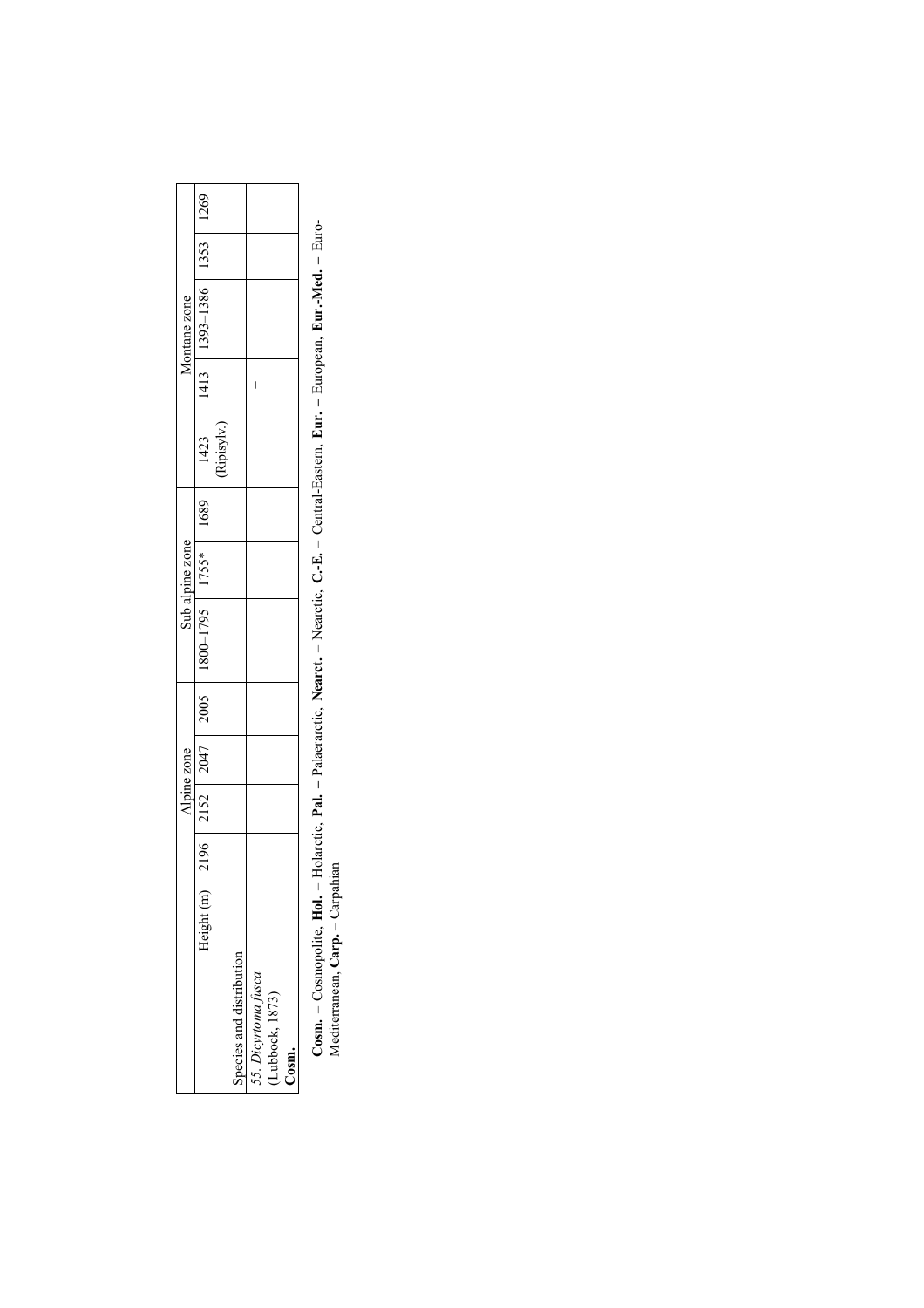| Height (m) / Species and distribution | Alpine zone | | | | Sub alpine zone | | | Montane zone | | | | |
|---|---|---|---|---|---|---|---|---|---|---|---|---|
| | 2196 | 2152 | 2047 | 2005 | 1800–1795 | 1755* | 1689 | 1423 (Ripisylv.) | 1413 | 1393–1386 | 1353 | 1269 |
| 55. *Dicyrtoma fusca* (Lubbock, 1873) **Cosm.** | | | | | | | | | + | | | |

**Cosm.** – Cosmopolite, **Hol.** – Holarctic, **Pal.** – Palaearctic, **Nearct.** – Nearctic, **C.-E.** – Central-Eastern, **Eur.** – European, **Eur.-Med.** – Euro-Mediterranean, **Carp.** – Carpahian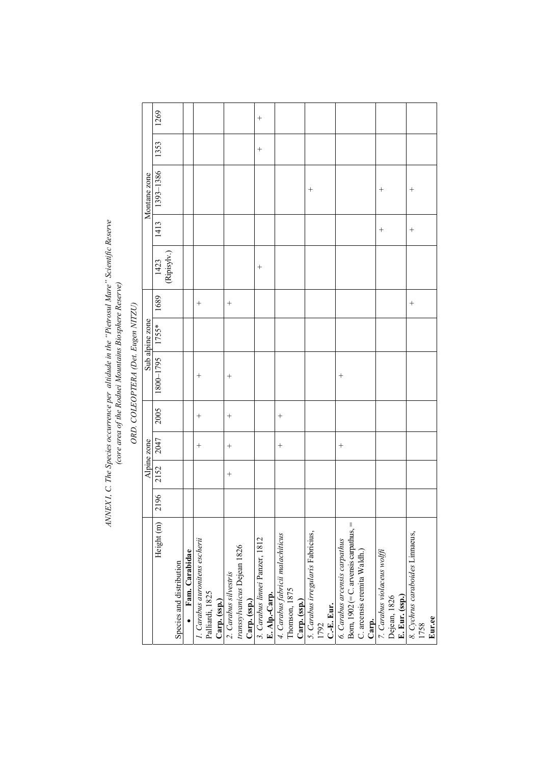*ANNEX I, C. The Species occurrence per altitude in the "Pietrosul Mare" Scientific Reserve*
*(core area of the Rodnei Mountains Biosphere Reserve)*

*ORD. COLEOPTERA (Det. Eugen NITZU)*

| Height (m) | Alpine zone | | | | Sub alpine zone | | | | Montane zone | | | |
|---|---|---|---|---|---|---|---|---|---|---|---|---|
| Species and distribution | 2196 | 2152 | 2047 | 2005 | 1800–1795 | 1755* | 1689 | 1423 (Ripisylv.) | 1413 | 1393–1386 | 1353 | 1269 |
| • **Fam. Carabidae** | | | | | | | | | | | | |
| *1. Carabus auronitens escherii* Palliardi, 1825 **Carp. (ssp.)** | | | + | + | + | | + | | | | | |
| *2. Carabus silvestris transsylvanicus* Dejean 1826 **Carp. (ssp.)** | | + | + | + | + | | + | | | | | |
| *3. Carabus linnei* Panzer, 1812 **E. Alp.-Carp.** | | | | | | | | + | | | + | + |
| *4. Carabus fabricii malachiticus* Thomson, 1875 **Carp. (ssp.)** | | | + | + | | | | | | | | |
| *5. Carabus irregularis* Fabricius, 1792 **C.-E. Eur.** | | | | | | | | | | + | | |
| *6. Carabus arcensis carpathus* Born, 1902 (= C. arvensis carpathus, = C. arcensis eremita Waldh.) **Carp.** | | | + | | + | | | | | | | |
| *7. Carabus violaceus wolffi* Dejean, 1826 **E. Eur. (ssp.)** | | | | | | | | | + | + | | |
| *8. Cychrus caraboides* Linnaeus, 1758 **Eur.ee** | | | | | | | + | | + | + | | |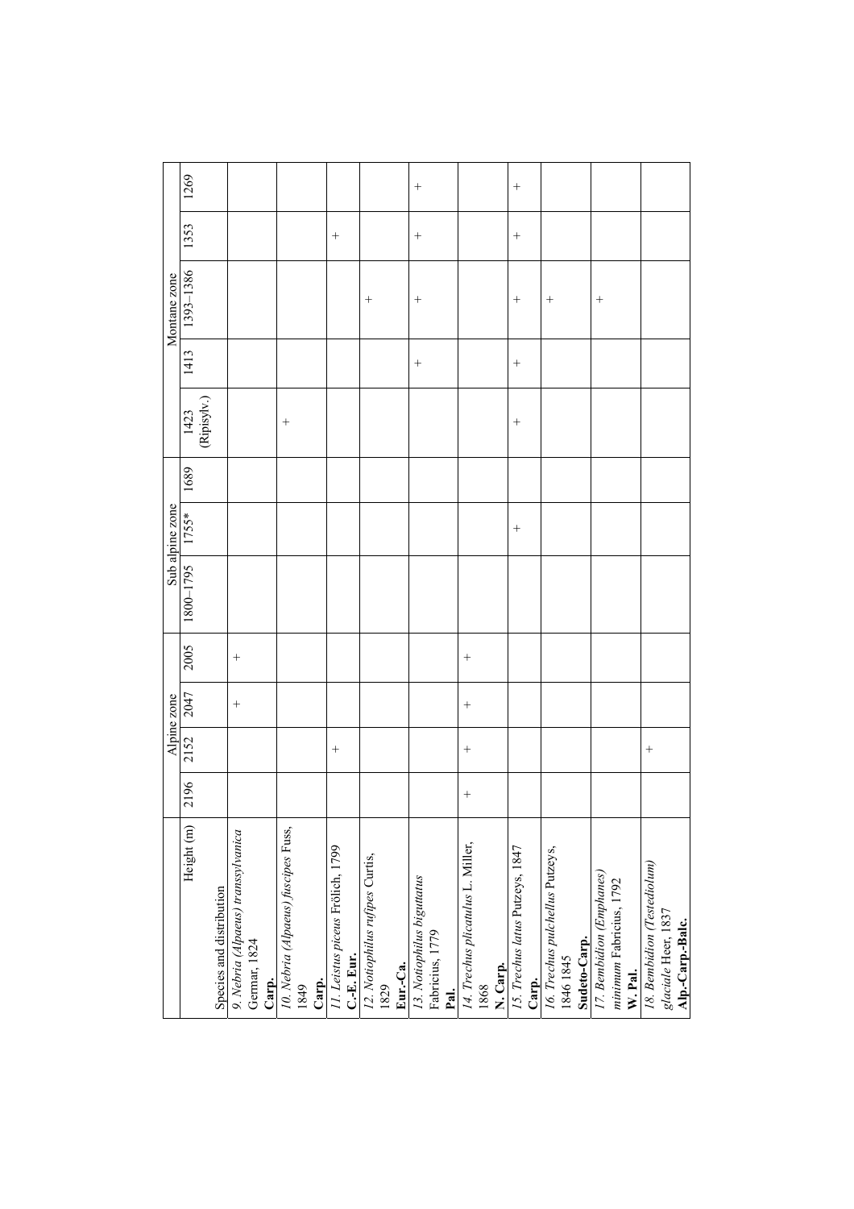| Species and distribution / Height (m) | Alpine zone | | | | Sub alpine zone | | | Montane zone | | | | |
|---|---|---|---|---|---|---|---|---|---|---|---|---|
| | 2196 | 2152 | 2047 | 2005 | 1800–1795 | 1755* | 1689 | 1423 (Ripisylv.) | 1413 | 1393–1386 | 1353 | 1269 |
| *9. Nebria (Alpaeus) transsylvanica* Germar, 1824 **Carp.** | | | + | + | | | | | | | | |
| *10. Nebria (Alpaeus) fuscipes* Fuss, 1849 **Carp.** | | | | | | | | + | | | | |
| *11. Leistus piceus* Frölich, 1799 **C.-E. Eur.** | | + | | | | | | | | | + | |
| *12. Notiophilus rufipes* Curtis, 1829 **Eur.-Ca.** | | | | | | | | | | + | | |
| *13. Notiophilus biguttatus* Fabricius, 1779 **Pal.** | | | | | | | | | + | + | + | + |
| *14. Trechus plicatulus* L. Miller, 1868 **N. Carp.** | + | + | + | + | | | | | | | | |
| *15. Trechus latus* Putzeys, 1847 **Carp.** | | | | | | + | | + | + | + | + | + |
| *16. Trechus pulchellus* Putzeys, 1846 1845 **Sudeto-Carp.** | | | | | | | | | | + | | |
| *17. Bembidion (Emphanes) minimum* Fabricius, 1792 **W. Pal.** | | | | | | | | | | + | | |
| *18. Bembidion (Testediolum) glaciale* Heer, 1837 **Alp.-Carp.-Balc.** | | + | | | | | | | | | | |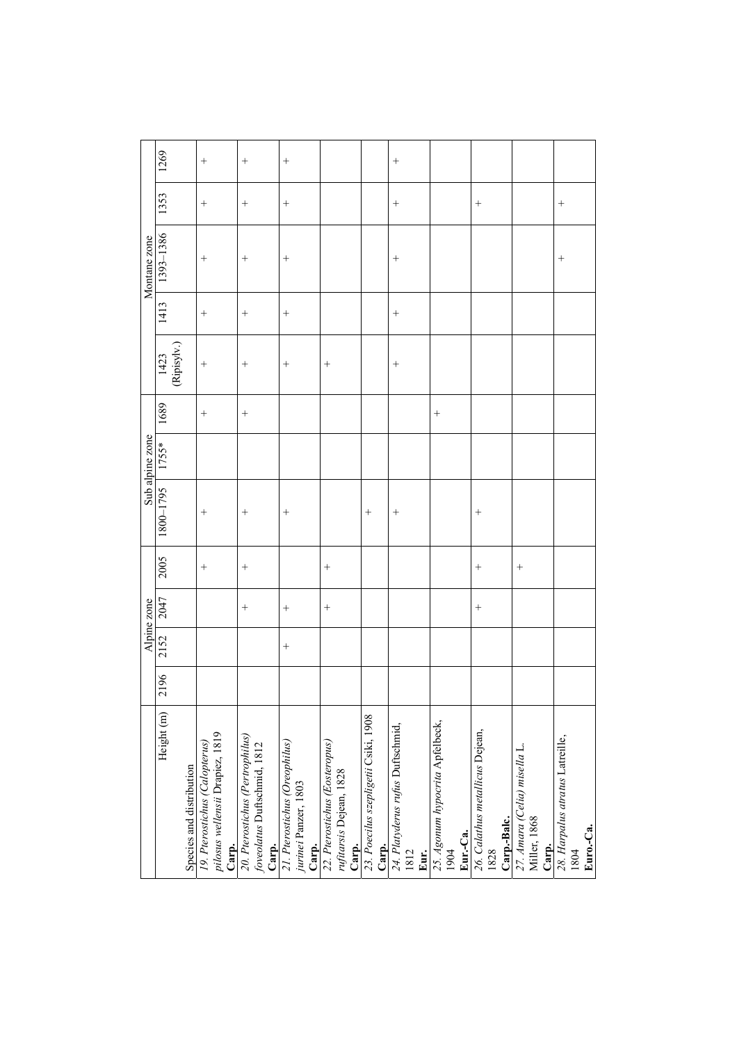| Height (m) | Alpine zone | | | | Sub alpine zone | | | Montane zone | | | | |
|---|---|---|---|---|---|---|---|---|---|---|---|---|
| Species and distribution | 2196 | 2152 | 2047 | 2005 | 1800–1795 | 1755* | 1689 | 1423 (Ripisylv.) | 1413 | 1393–1386 | 1353 | 1269 |
| 19. *Pterostichus (Calopterus) pilosus wellensii* Drapiez, 1819 **Carp.** | | | | + | + | | + | + | + | + | + | + |
| 20. *Pterostichus (Pertrophilus) foveolatus* Duftschmid, 1812 **Carp.** | | | + | + | + | | + | + | + | + | + | + |
| 21. *Pterostichus (Oreophilus) jurinei* Panzer, 1803 **Carp.** | | + | + | | + | | | + | + | + | + | + |
| 22. *Pterostichus (Eosteropus) rufitarsis* Dejean, 1828 **Carp.** | | | + | + | | | | + | | | | |
| 23. *Poecilus szepligetii* Csiki, 1908 **Carp.** | | | | | + | | | | | | | |
| 24. *Platyderus rufus* Duftschmid, 1812 **Eur.** | | | | | + | | | + | + | + | + | + |
| 25. *Agonum hypocrita* Apfelbeck, 1904 **Eur.-Ca.** | | | | | | | + | | | | | |
| 26. *Calathus metallicus* Dejean, 1828 **Carp.-Balc.** | | | + | + | + | | | | | | + | |
| 27. *Amara (Celia) misella* L. Miller, 1868 **Carp.** | | | | + | | | | | | | | |
| 28. *Harpalus atratus* Latreille, 1804 **Euro.-Ca.** | | | | | | | | | | + | + | |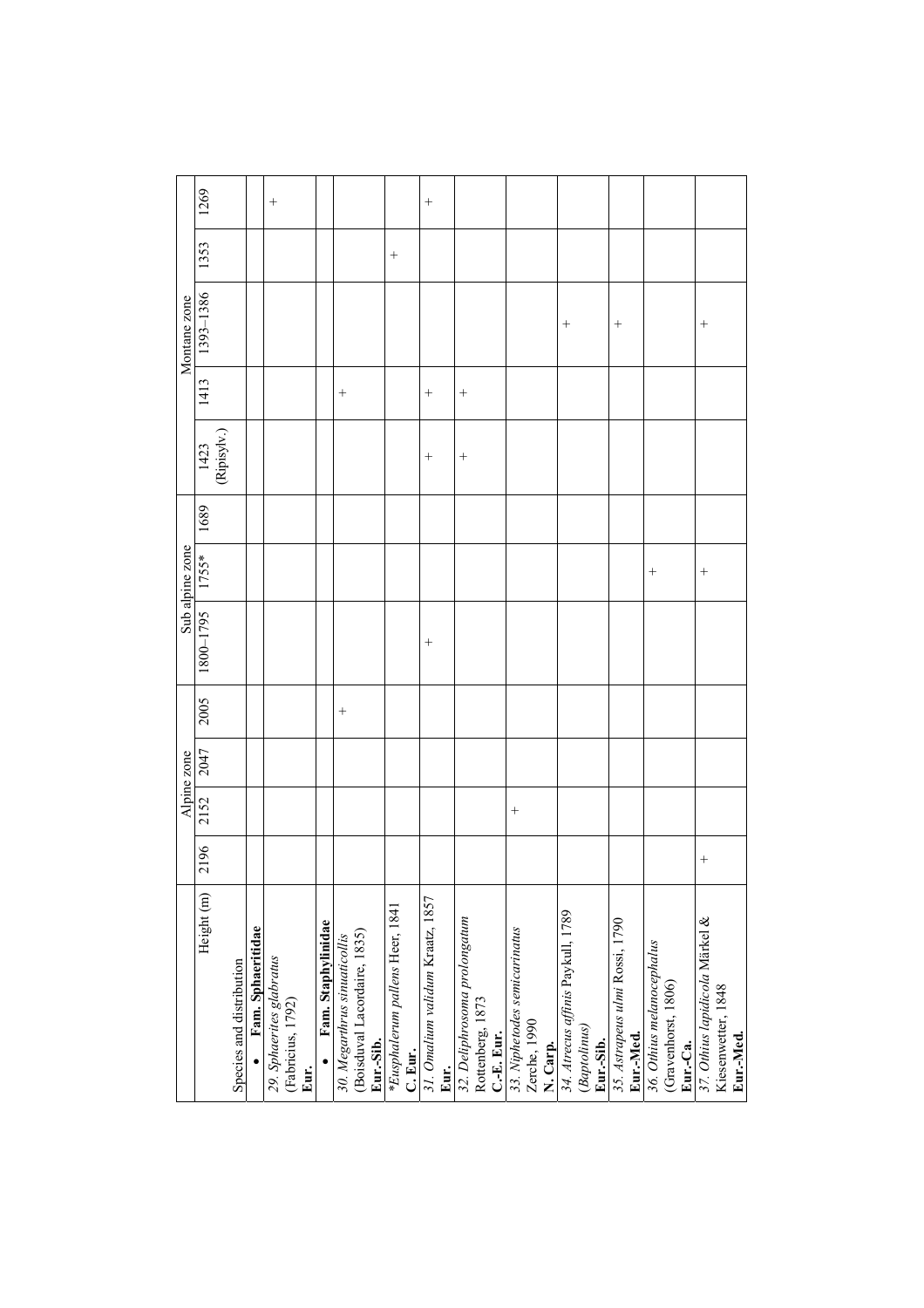| Species and distribution / Height (m) | Alpine zone | | | | Sub alpine zone | | | Montane zone | | | | |
|---|---|---|---|---|---|---|---|---|---|---|---|---|
| | 2196 | 2152 | 2047 | 2005 | 1800–1795 | 1755* | 1689 | 1423 (Ripisylv.) | 1413 | 1393–1386 | 1353 | 1269 |
| • **Fam. Sphaeritidae** | | | | | | | | | | | | |
| *29. Sphaerites glabratus* (Fabricius, 1792) **Eur.** | | | | | | | | | | | | + |
| • **Fam. Staphylinidae** | | | | | | | | | | | | |
| *30. Megarthrus sinuaticollis* (Boisduval Lacordaire, 1835) **Eur.-Sib.** | | | | + | | | | | + | | | |
| **Eusphalerum pallens* Heer, 1841 **C. Eur.** | | | | | | | | | | | + | |
| *31. Omalium validum* Kraatz, 1857 **Eur.** | | | | | + | | | + | + | | | + |
| *32. Deliphrosoma prolongatum* Rottenberg, 1873 **C.-E. Eur.** | | | | | | | | + | + | | | |
| *33. Niphetodes semicarinatus* Zerche, 1990 **N. Carp.** | | + | | | | | | | | | | |
| *34. Atrecus affinis* Paykull, 1789 *(Baptolinus)* **Eur.-Sib.** | | | | | | | | | | + | | |
| *35. Astrapeus ulmi* Rossi, 1790 **Eur.-Med.** | | | | | | | | | | + | | |
| *36. Othius melanocephalus* (Gravenhorst, 1806) **Eur.-Ca.** | | | | | | + | | | | | | |
| *37. Othius lapidicola* Märkel & Kiesenwetter, 1848 **Eur.-Med.** | + | | | | | + | | | | + | | |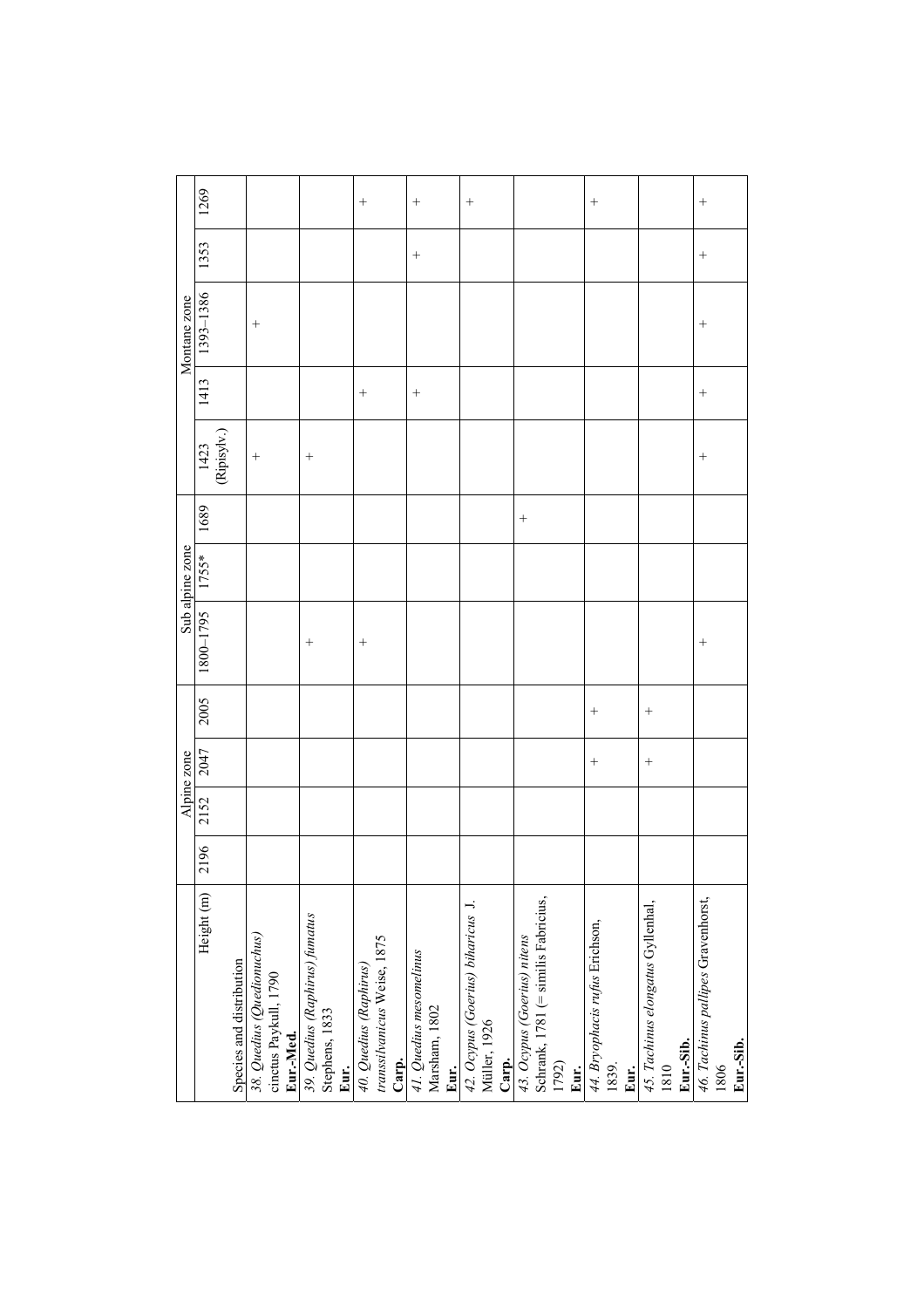| Species and distribution / Height (m) | Alpine zone | | | | Sub alpine zone | | | Montane zone | | | | |
|---|---|---|---|---|---|---|---|---|---|---|---|---|
| | 2196 | 2152 | 2047 | 2005 | 1800–1795 | 1755* | 1689 | 1423 (Ripisylv.) | 1413 | 1393–1386 | 1353 | 1269 |
| *38. Quedius (Quedionuchus)* cinctus Paykull, 1790 **Eur.-Med.** | | | | | | | | + | | + | | |
| *39. Quedius (Raphirus) fumatus* Stephens, 1833 **Eur.** | | | | | + | | | + | | | | |
| *40. Quedius (Raphirus) transsilvanicus* Weise, 1875 **Carp.** | | | | | + | | | | + | | | + |
| *41. Quedius mesomelinus* Marsham, 1802 **Eur.** | | | | | | | | | + | | + | + |
| *42. Ocypus (Goerius) biharicus* J. Müller, 1926 **Carp.** | | | | | | | | | | | | + |
| *43. Ocypus (Goerius) nitens* Schrank, 1781 (= similis Fabricius, 1792) **Eur.** | | | | | | | + | | | | | |
| *44. Bryophacis rufus* Erichson, 1839. **Eur.** | | | + | + | | | | | | | | + |
| *45. Tachinus elongatus* Gyllenhal, 1810 **Eur.-Sib.** | | | + | + | | | | | | | | |
| *46. Tachinus pallipes* Gravenhorst, 1806 **Eur.-Sib.** | | | | | + | | | + | + | + | + | + |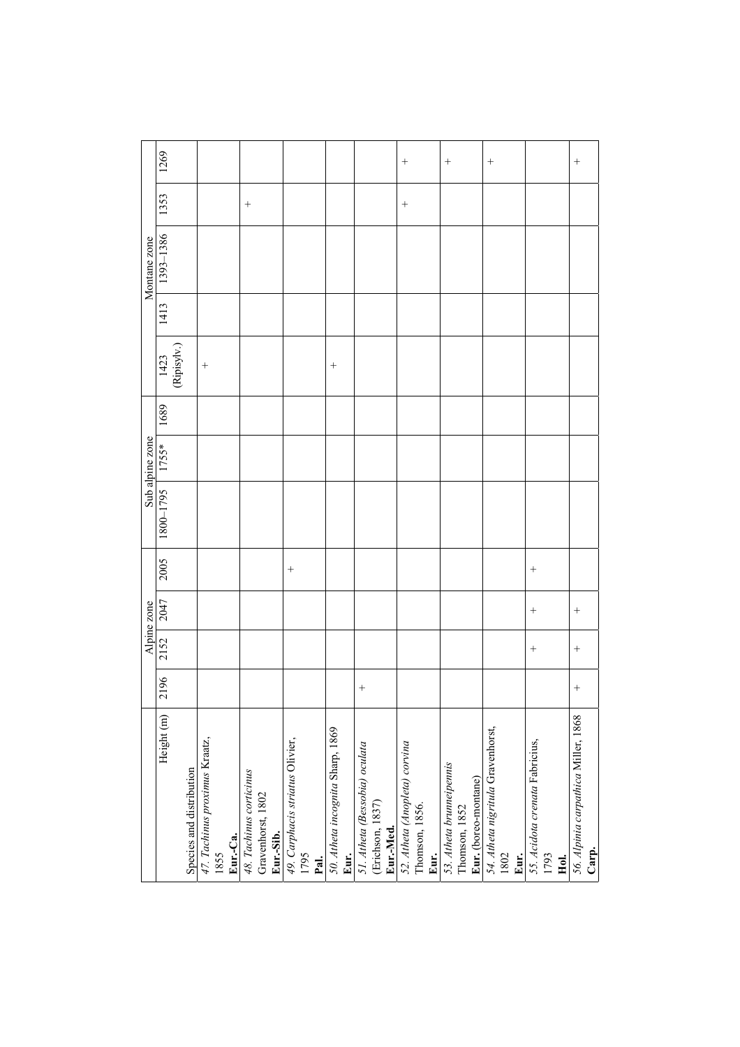| Height (m) / Species and distribution | Alpine zone | | | | Sub alpine zone | | | Montane zone | | | | |
|---|---|---|---|---|---|---|---|---|---|---|---|---|
| | 2196 | 2152 | 2047 | 2005 | 1800–1795 | 1755* | 1689 | 1423 (Ripisylv.) | 1413 | 1393–1386 | 1353 | 1269 |
| 47. *Tachinus proximus* Kraatz, 1855 **Eur.-Ca.** | | | | | | | | + | | | | |
| 48. *Tachinus corticinus* Gravenhorst, 1802 **Eur.-Sib.** | | | | | | | | | | | + | |
| 49. *Carphacis striatus* Olivier, 1795 **Pal.** | | | | + | | | | | | | | |
| 50. *Atheta incognita* Sharp, 1869 **Eur.** | | | | | | | | + | | | | |
| 51. *Atheta (Bessobia) oculata* (Erichson, 1837) **Eur.-Med.** | + | | | | | | | | | | | |
| 52. *Atheta (Anopleta) corvina* Thomson, 1856. **Eur.** | | | | | | | | | | | + | + |
| 53. *Atheta brunneipennis* Thomson, 1852 **Eur.** (boreo-montane) | | | | | | | | | | | | + |
| 54. *Atheta nigritula* Gravenhorst, 1802 **Eur.** | | | | | | | | | | | | + |
| 55. *Acidota crenata* Fabricius, 1793 **Hol.** | | + | + | + | | | | | | | | |
| 56. *Alpinia carpathica* Miller, 1868 **Carp.** | + | + | + | | | | | | | | | + |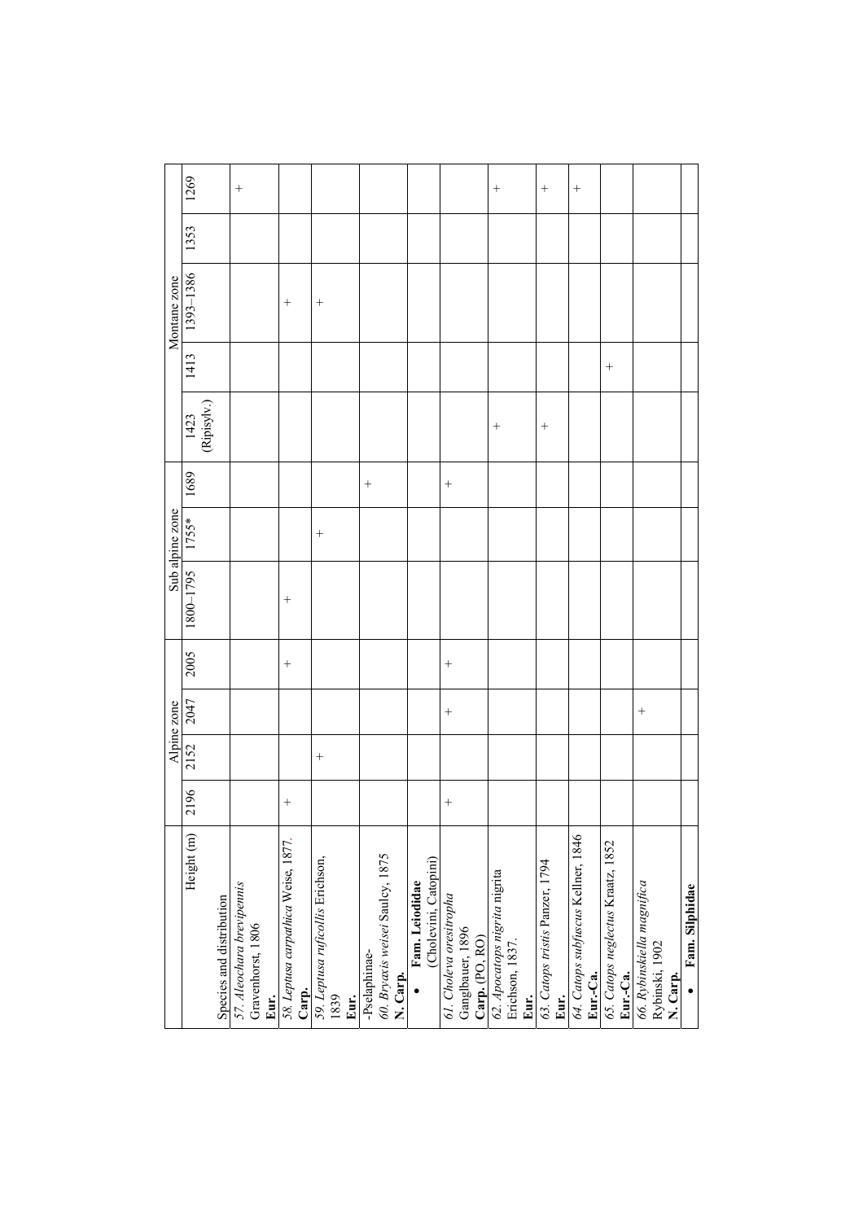| Species and distribution / Height (m) | Alpine zone | | | | Sub alpine zone | | | Montane zone | | | | |
|---|---|---|---|---|---|---|---|---|---|---|---|---|
| | 2196 | 2152 | 2047 | 2005 | 1800–1795 | 1755* | 1689 | 1423 (Ripisylv.) | 1413 | 1393–1386 | 1353 | 1269 |
| 57. *Aleochara brevipennis* Gravenhorst, 1806 **Eur.** | | | | | | | | | | | | + |
| 58. *Leptusa carpathica* Weise, 1877. **Carp.** | + | | | + | + | | | | | + | | |
| 59. *Leptusa ruficollis* Erichson, 1839 **Eur.** | | + | | | | + | | | | + | | |
| -Pselaphinae- 60. *Bryaxis weisei* Saulcy, 1875 **N. Carp.** | | | | | | | + | | | | | |
| • **Fam. Leiodidae** (Cholevini, Catopini) | | | | | | | | | | | | |
| 61. *Choleva oresitropha* Ganglbauer, 1896 **Carp.** (PO, RO) | + | | + | + | | | + | | | | | |
| 62. *Apocatops nigrita* nigrita Erichson, 1837. **Eur.** | | | | | | | | + | | | | + |
| 63. *Catops tristis* Panzer, 1794 **Eur.** | | | | | | | | + | | | | + |
| 64. *Catops subfuscus* Kellner, 1846 **Eur.-Ca.** | | | | | | | | | | | | + |
| 65. *Catops neglectus* Kraatz, 1852 **Eur.-Ca.** | | | | | | | | | + | | | |
| 66. *Rybinskiella magnifica* Rybinski, 1902 **N. Carp.** | | | + | | | | | | | | | |
| • **Fam. Silphidae** | | | | | | | | | | | | |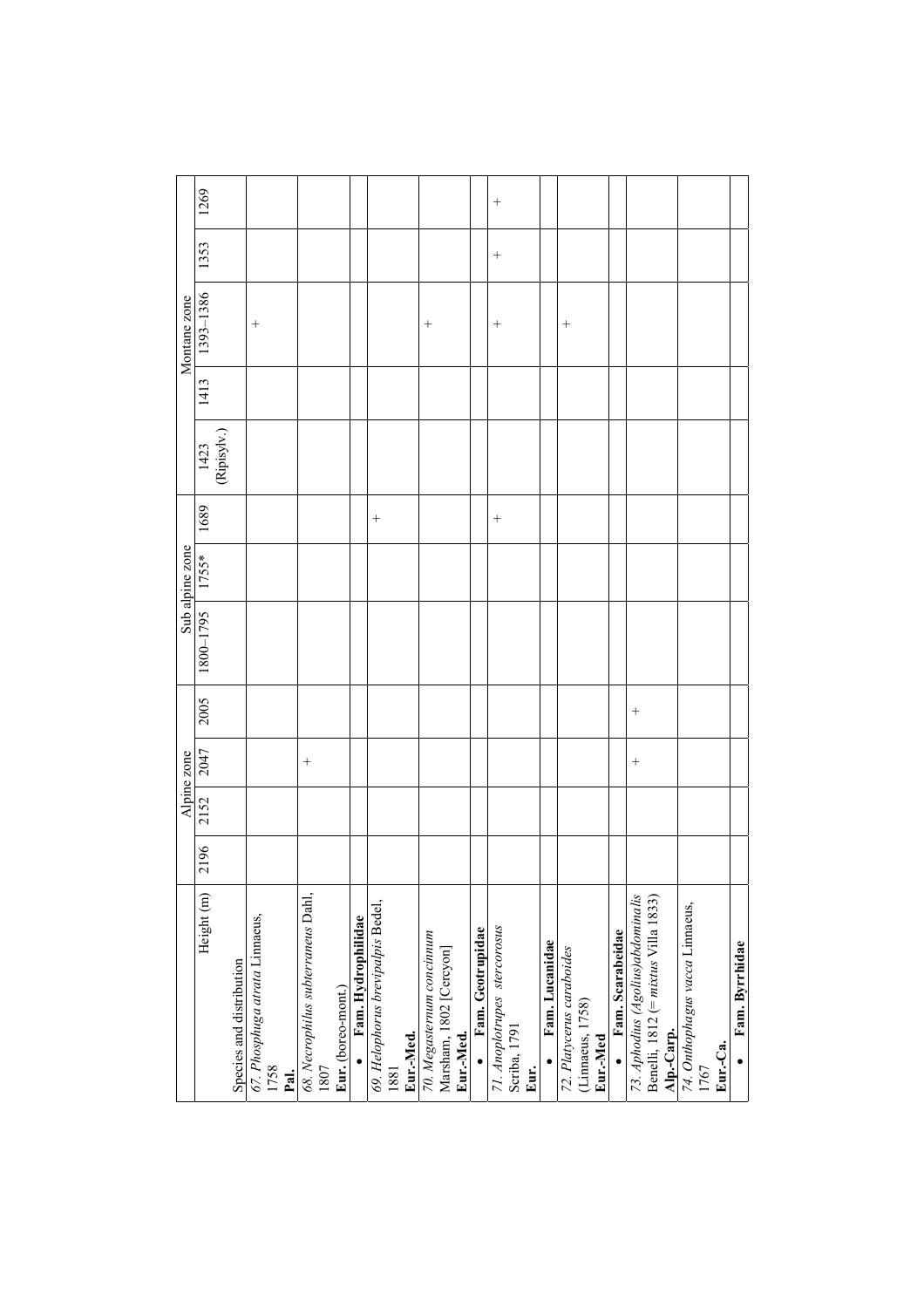| Height (m) | Alpine zone | | | | Sub alpine zone | | | Montane zone | | | | |
|---|---|---|---|---|---|---|---|---|---|---|---|---|
| Species and distribution | 2196 | 2152 | 2047 | 2005 | 1800–1795 | 1755* | 1689 | 1423 (Ripisylv.) | 1413 | 1393–1386 | 1353 | 1269 |
| *67. Phosphuga atrata* Linnaeus, 1758 **Pal.** | | | | | | | | | | + | | |
| *68. Necrophilus subterraneus* Dahl, 1807 **Eur.** (boreo-mont.) | | | + | | | | | | | | | |
| • **Fam. Hydrophilidae** | | | | | | | | | | | | |
| *69. Helophorus brevipalpis* Bedel, 1881 **Eur.-Med.** | | | | | | | + | | | | | |
| *70. Megasternum concinnum* Marsham, 1802 [Cercyon] **Eur.-Med.** | | | | | | | | | | + | | |
| • **Fam. Geotrupidae** | | | | | | | | | | | | |
| *71. Anoplotrupes stercorosus* Scriba, 1791 **Eur.** | | | | | | | + | | | + | + | + |
| • **Fam. Lucanidae** | | | | | | | | | | | | |
| *72. Platycerus caraboides* (Linnaeus, 1758) **Eur.-Med** | | | | | | | | | | + | | |
| • **Fam. Scarabeidae** | | | | | | | | | | | | |
| *73. Aphodius (Agolius)abdominalis* Benelli, 1812 (= *mixtus* Villa 1833) **Alp.-Carp.** | | | + | + | | | | | | | | |
| *74. Onthophagus vacca* Linnaeus, 1767 **Eur.-Ca.** | | | | | | | | | | | | |
| • **Fam. Byrrhidae** | | | | | | | | | | | | |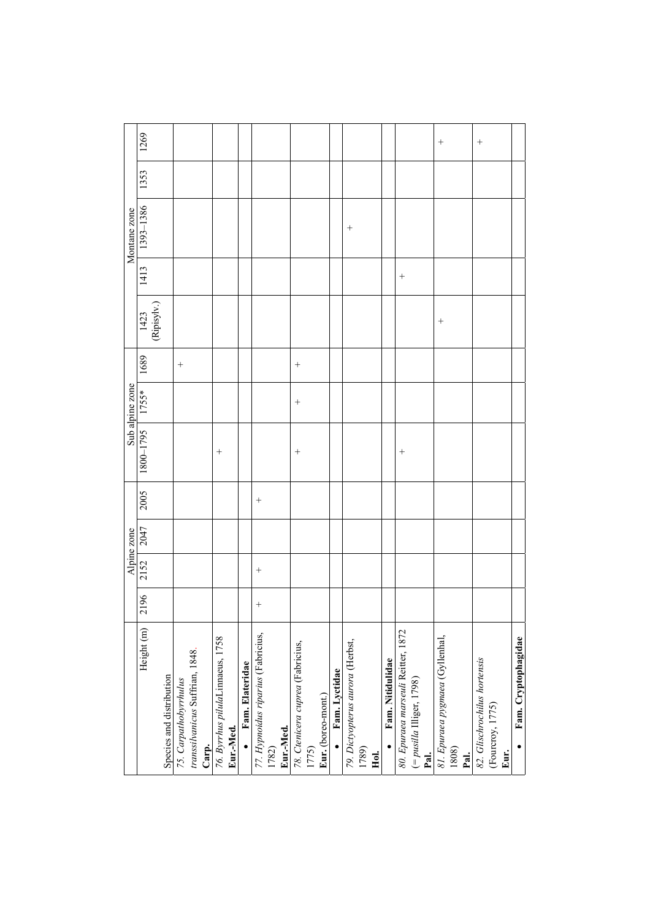| Height (m) | Alpine zone | | | | Sub alpine zone | | | Montane zone | | | | |
|---|---|---|---|---|---|---|---|---|---|---|---|---|
| Species and distribution | 2196 | 2152 | 2047 | 2005 | 1800–1795 | 1755* | 1689 | 1423 (Ripisylv.) | 1413 | 1393–1386 | 1353 | 1269 |
| 75. *Carpathobyrrhulus transsilvanicus* Suffrian, 1848. **Carp.** | | | | | | | + | | | | | |
| 76. *Byrrhus pilula*Linnaeus, 1758 **Eur.-Med.** | | | | | + | | | | | | | |
| • **Fam. Elateridae** | | | | | | | | | | | | |
| 77. *Hypnoidus riparius* (Fabricius, 1782) **Eur.-Med.** | + | + | | + | | | | | | | | |
| 78. *Ctenicera cuprea* (Fabricius, 1775) **Eur.** (boreo-mont.) | | | | | + | + | + | | | | | |
| • **Fam. Lycidae** | | | | | | | | | | | | |
| 79. *Dictyopterus aurora* (Herbst, 1789) **Hol.** | | | | | | | | | | + | | |
| • **Fam. Nitidulidae** | | | | | | | | | | | | |
| 80. *Epuraea marseuli* Reitter, 1872 (= *pusilla* Illiger, 1798) **Pal.** | | | | | + | | | | + | | | |
| 81. *Epuraea pygmaea* (Gyllenhal, 1808) **Pal.** | | | | | | | | + | | | | + |
| 82. *Glischrochilus hortensis* (Fourcroy, 1775) **Eur.** | | | | | | | | | | | | + |
| • **Fam. Cryptophagidae** | | | | | | | | | | | | |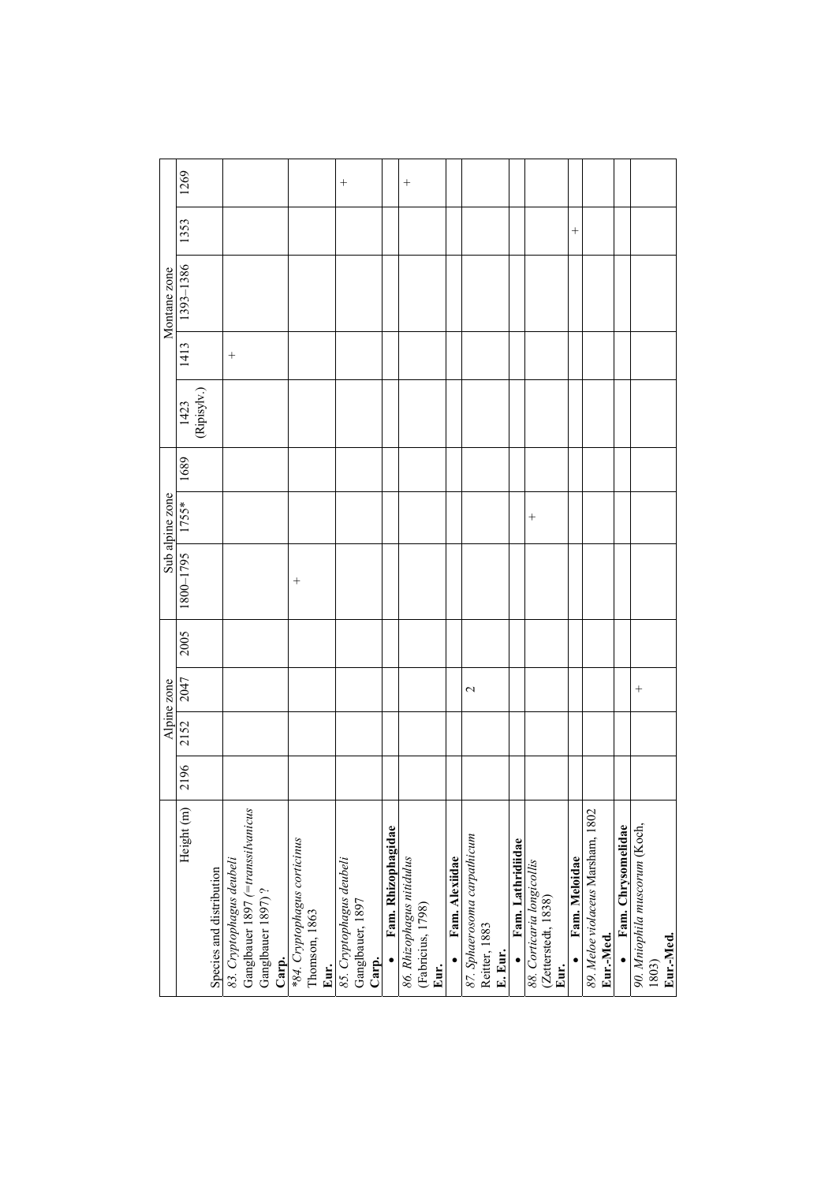| Height (m) | Alpine zone | | | | Sub alpine zone | | | Montane zone | | | | |
|---|---|---|---|---|---|---|---|---|---|---|---|---|
| Species and distribution | 2196 | 2152 | 2047 | 2005 | 1800–1795 | 1755* | 1689 | 1423 (Ripisylv.) | 1413 | 1393–1386 | 1353 | 1269 |
| *83. Cryptophagus deubeli* Ganglbauer 1897 (=*transsilvanicus* Ganglbauer 1897) ? **Carp.** | | | | | | | | | + | | | |
| **84. Cryptophagus corticinus* Thomson, 1863 **Eur.** | | | | | + | | | | | | | |
| *85. Cryptophagus deubeli* Ganglbauer, 1897 **Carp.** | | | | | | | | | | | | + |
| • **Fam. Rhizophagidae** | | | | | | | | | | | | |
| *86. Rhizophagus nitidulus* (Fabricius, 1798) **Eur.** | | | | | | | | | | | | + |
| • **Fam. Alexiidae** | | | | | | | | | | | | |
| *87. Sphaerosoma carpathicum* Reitter, 1883 **E. Eur.** | | | 2 | | | | | | | | | |
| • **Fam. Lathridiidae** | | | | | | | | | | | | |
| *88. Corticaria longicollis* (Zetterstedt, 1838) **Eur.** | | | | | | + | | | | | | |
| • **Fam. Meloidae** | | | | | | | | | | | + | |
| *89. Meloe violaceus* Marsham, 1802 **Eur.-Med.** | | | | | | | | | | | | |
| • **Fam. Chrysomelidae** | | | | | | | | | | | | |
| *90. Mniophila muscorum* (Koch, 1803) **Eur.-Med.** | | | + | | | | | | | | | |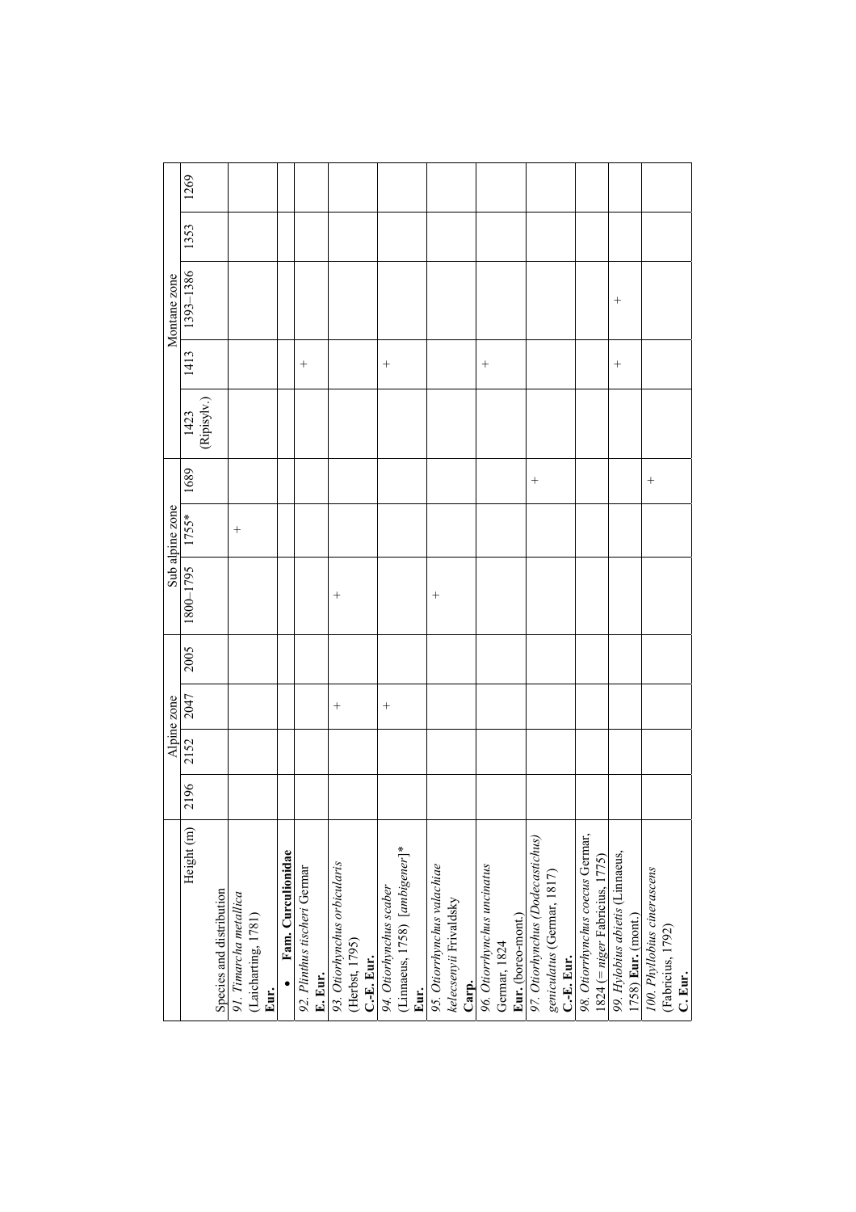| Height (m) | Alpine zone | | | | Sub alpine zone | | | Montane zone | | | | |
|---|---|---|---|---|---|---|---|---|---|---|---|---|
| Species and distribution | 2196 | 2152 | 2047 | 2005 | 1800–1795 | 1755* | 1689 | 1423 (Ripisylv.) | 1413 | 1393–1386 | 1353 | 1269 |
| *91. Timarcha metallica* (Laicharting, 1781) **Eur.** | | | | | | + | | | | | | |
| • **Fam. Curculionidae** | | | | | | | | | | | | |
| *92. Plinthus tischeri* Germar **E. Eur.** | | | | | | | | | + | | | |
| *93. Otiorhynchus orbicularis* (Herbst, 1795) **C.-E. Eur.** | | | + | | + | | | | | | | |
| *94. Otiorhynchus scaber* (Linnaeus, 1758) [*ambigener*]* **Eur.** | | | + | | | | | | + | | | |
| *95. Otiorrhynchus valachiae kelecsenyii* Frivaldsky **Carp.** | | | | | + | | | | | | | |
| *96. Otiorrhynchus uncinatus* Germar, 1824 **Eur.** (boreo-mont.) | | | | | | | | | + | | | |
| *97. Otiorhynchus (Dodecastichus) geniculatus* (Germar, 1817) **C.-E. Eur.** | | | | | | | + | | | | | |
| *98. Otiorrhynchus coecus* Germar, 1824 (= *niger* Fabricius, 1775) | | | | | | | | | | | | |
| *99. Hylobius abietis* (Linnaeus, 1758) **Eur.** (mont.) | | | | | | | | | + | + | | |
| *100. Phyllobius cinerascens* (Fabricius, 1792) **C. Eur.** | | | | | | | + | | | | | |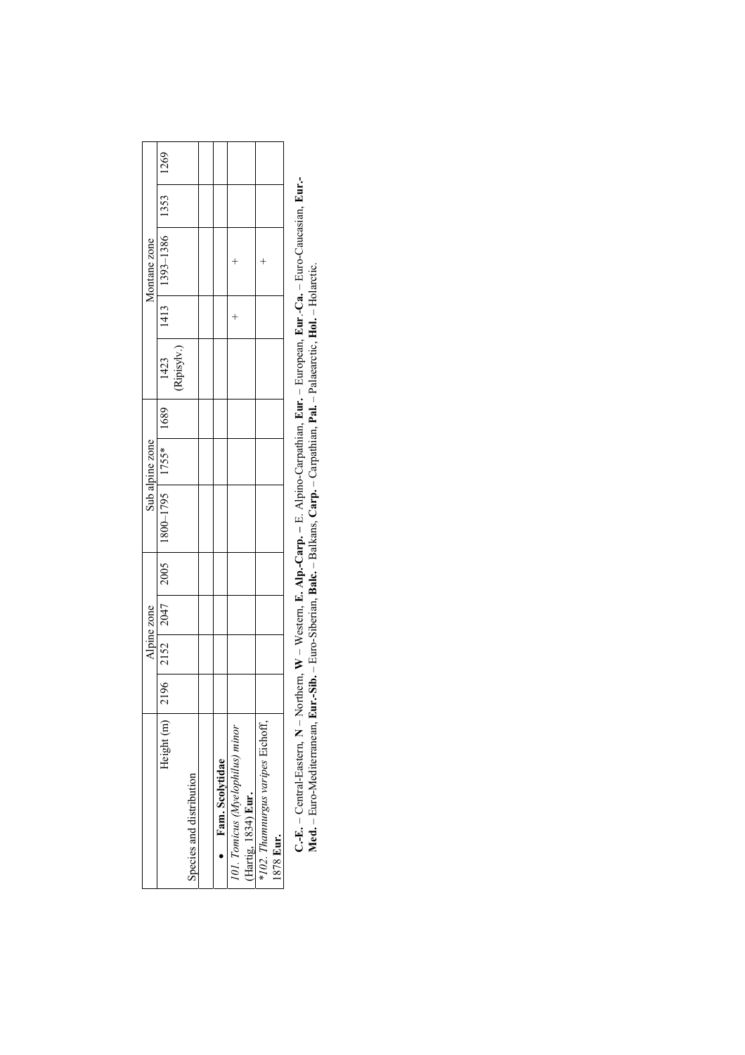| Species and distribution | Height (m) | Alpine zone | | | Sub alpine zone | | | Montane zone | | | | |
|---|---|---|---|---|---|---|---|---|---|---|---|---|
| | 2196 | 2152 | 2047 | 2005 | 1800–1795 | 1755* | 1689 | 1423 (Ripisylv.) | 1413 | 1393–1386 | 1353 | 1269 |
| | | | | | | | | | | | | |
| • **Fam. Scolytidae** | | | | | | | | | | | | |
| *101. Tomicus (Myelophilus) minor* (Hartig, 1834) **Eur.** | | | | | | | | | + | + | | |
| **102. Thamnurgus varipes* Eichoff, 1878 **Eur.** | | | | | | | | | | + | | |

**C.-E.** – Central-Eastern, **N** – Northern, **W** – Western, **E. Alp.-Carp.** – E. Alpino-Carpathian, **Eur.** – European, **Eur.-Ca.** – Euro-Caucasian, **Eur.-Med.** – Euro-Mediterranean, **Eur.-Sib.** – Euro-Siberian, **Balc.** – Balkans, **Carp.** – Carpathian, **Pal.** – Palaearctic, **Hol.** – Holarctic.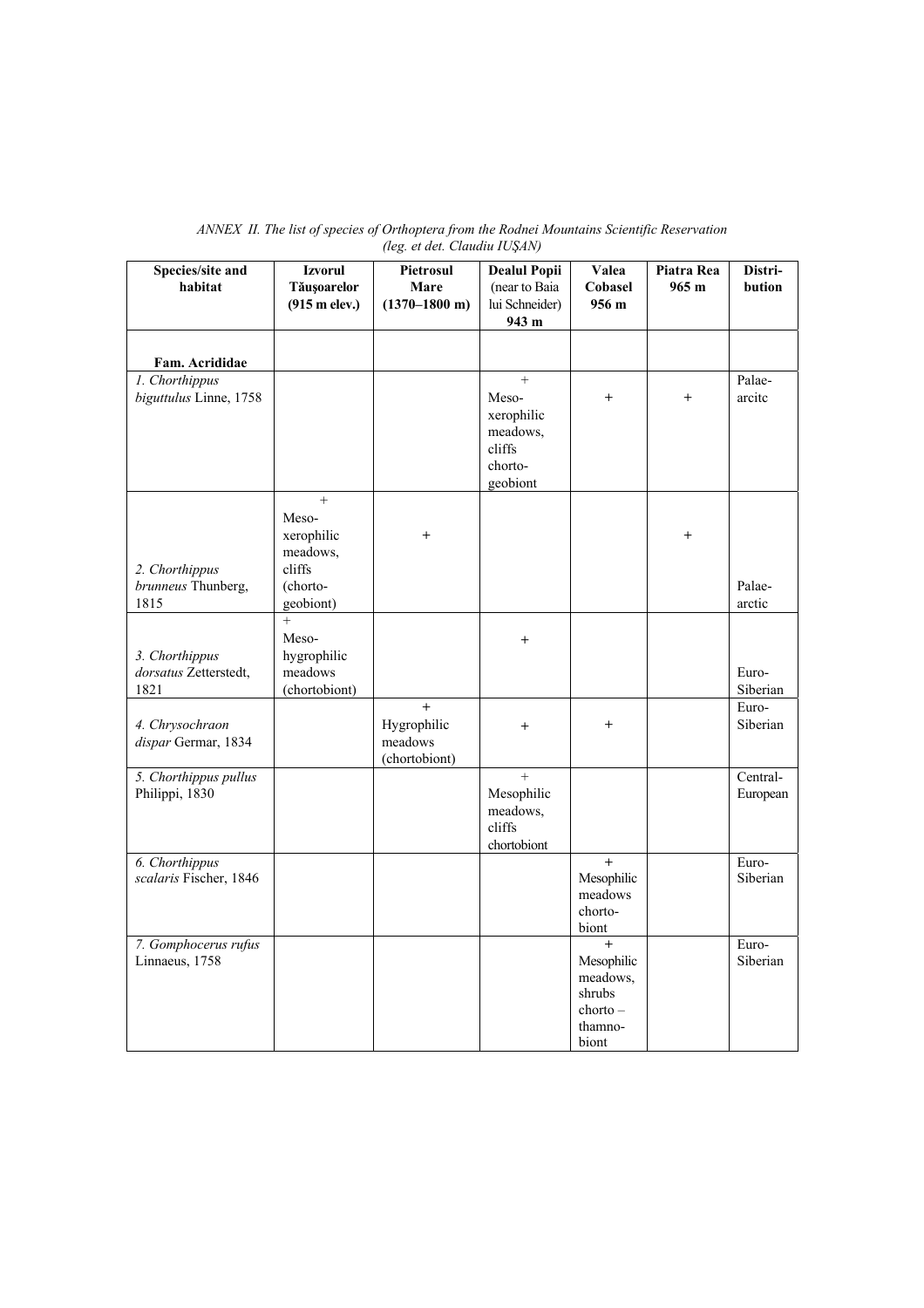*ANNEX II. The list of species of Orthoptera from the Rodnei Mountains Scientific Reservation (leg. et det. Claudiu IUŞAN)*

| Species/site and habitat | Izvorul Tăuşoarelor (915 m elev.) | Pietrosul Mare (1370–1800 m) | Dealul Popii (near to Baia lui Schneider) 943 m | Valea Cobasel 956 m | Piatra Rea 965 m | Distri-bution |
|---|---|---|---|---|---|---|
| **Fam. Acrididae** | | | | | | |
| *1. Chorthippus biguttulus* Linne, 1758 | | | + Meso-xerophilic meadows, cliffs chorto-geobiont | + | + | Palae-arcitc |
| *2. Chorthippus brunneus* Thunberg, 1815 | + Meso-xerophilic meadows, cliffs (chorto-geobiont) | + | | | + | Palae-arctic |
| *3. Chorthippus dorsatus* Zetterstedt, 1821 | + Meso-hygrophilic meadows (chortobiont) | | + | | | Euro-Siberian |
| *4. Chrysochraon dispar* Germar, 1834 | | + Hygrophilic meadows (chortobiont) | + | + | | Euro-Siberian |
| *5. Chorthippus pullus* Philippi, 1830 | | | + Mesophilic meadows, cliffs chortobiont | | | Central-European |
| *6. Chorthippus scalaris* Fischer, 1846 | | | | + Mesophilic meadows chorto-biont | | Euro-Siberian |
| *7. Gomphocerus rufus* Linnaeus, 1758 | | | | + Mesophilic meadows, shrubs chorto – thamno-biont | | Euro-Siberian |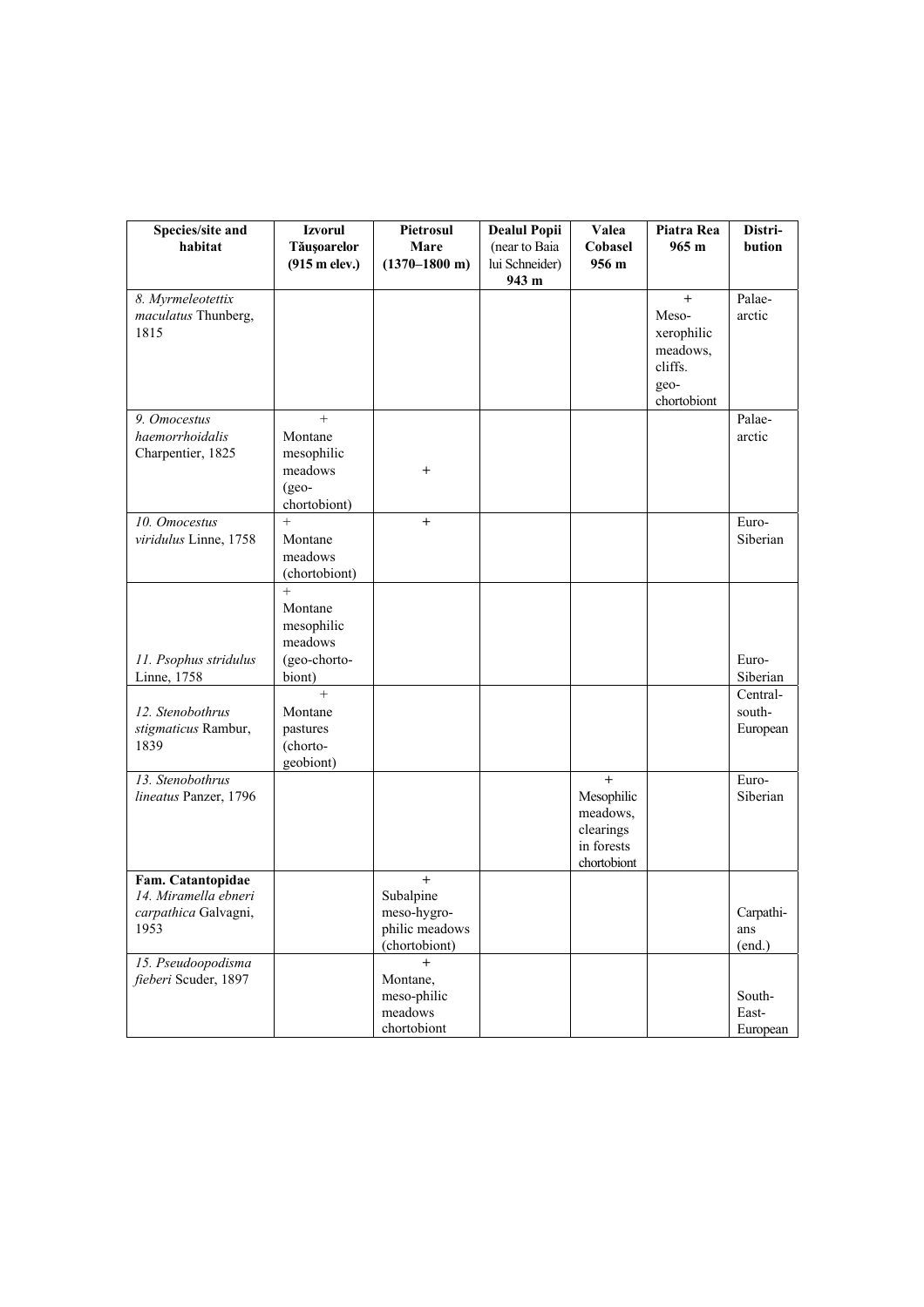| Species/site and habitat | Izvorul Tăușoarelor (915 m elev.) | Pietrosul Mare (1370–1800 m) | Dealul Popii (near to Baia lui Schneider) 943 m | Valea Cobasel 956 m | Piatra Rea 965 m | Distri-bution |
|---|---|---|---|---|---|---|
| 8. *Myrmeleotettix maculatus* Thunberg, 1815 | | | | | + Meso-xerophilic meadows, cliffs. geo-chortobiont | Palae-arctic |
| 9. *Omocestus haemorrhoidalis* Charpentier, 1825 | + Montane mesophilic meadows (geo-chortobiont) | + | | | | Palae-arctic |
| 10. *Omocestus viridulus* Linne, 1758 | + Montane meadows (chortobiont) | + | | | | Euro-Siberian |
| 11. *Psophus stridulus* Linne, 1758 | + Montane mesophilic meadows (geo-chorto-biont) | | | | | Euro-Siberian |
| 12. *Stenobothrus stigmaticus* Rambur, 1839 | + Montane pastures (chorto-geobiont) | | | | | Central-south-European |
| 13. *Stenobothrus lineatus* Panzer, 1796 | | | | + Mesophilic meadows, clearings in forests chortobiont | | Euro-Siberian |
| **Fam. Catantopidae** 14. *Miramella ebneri carpathica* Galvagni, 1953 | | + Subalpine meso-hygro-philic meadows (chortobiont) | | | | Carpathi-ans (end.) |
| 15. *Pseudoopodisma fieberi* Scuder, 1897 | | + Montane, meso-philic meadows chortobiont | | | | South-East-European |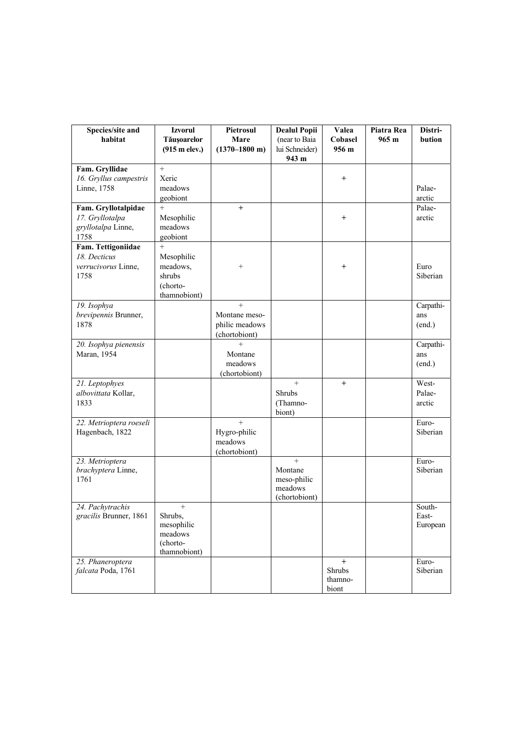| Species/site and habitat | Izvorul Tăușoarelor (915 m elev.) | Pietrosul Mare (1370–1800 m) | Dealul Popii (near to Baia lui Schneider) 943 m | Valea Cobasel 956 m | Piatra Rea 965 m | Distri-bution |
|---|---|---|---|---|---|---|
| **Fam. Gryllidae** *16. Gryllus campestris* Linne, 1758 | + Xeric meadows geobiont | | | + | | Palae-arctic |
| **Fam. Gryllotalpidae** *17. Gryllotalpa gryllotalpa* Linne, 1758 | + Mesophilic meadows geobiont | + | | + | | Palae-arctic |
| **Fam. Tettigoniidae** *18. Decticus verrucivorus* Linne, 1758 | + Mesophilic meadows, shrubs (chorto-thamnobiont) | + | | + | | Euro Siberian |
| *19. Isophya brevipennis* Brunner, 1878 | | + Montane meso-philic meadows (chortobiont) | | | | Carpathi-ans (end.) |
| *20. Isophya pienensis* Maran, 1954 | | + Montane meadows (chortobiont) | | | | Carpathi-ans (end.) |
| *21. Leptophyes albovittata* Kollar, 1833 | | | + Shrubs (Thamno-biont) | + | | West-Palae-arctic |
| *22. Metrioptera roeseli* Hagenbach, 1822 | | + Hygro-philic meadows (chortobiont) | | | | Euro-Siberian |
| *23. Metrioptera brachyptera* Linne, 1761 | | | + Montane meso-philic meadows (chortobiont) | | | Euro-Siberian |
| *24. Pachytrachis gracilis* Brunner, 1861 | + Shrubs, mesophilic meadows (chorto-thamnobiont) | | | | | South-East-European |
| *25. Phaneroptera falcata* Poda, 1761 | | | | + Shrubs thamno-biont | | Euro-Siberian |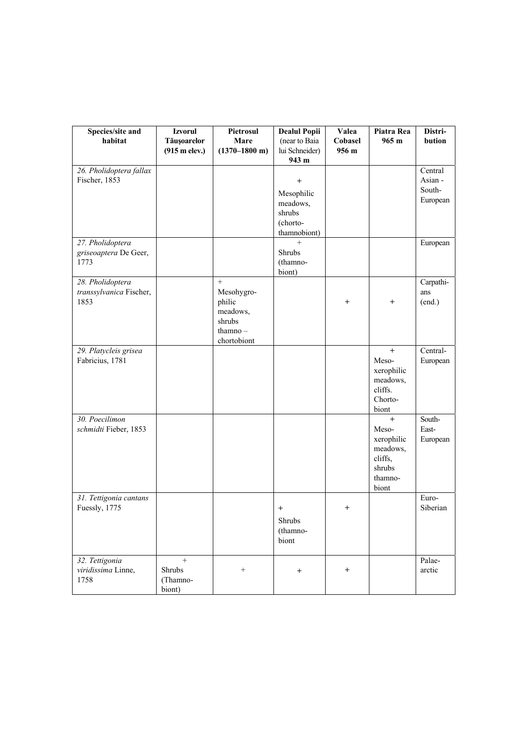| Species/site and habitat | Izvorul Tăușoarelor (915 m elev.) | Pietrosul Mare (1370–1800 m) | Dealul Popii (near to Baia lui Schneider) 943 m | Valea Cobasel 956 m | Piatra Rea 965 m | Distri-bution |
|---|---|---|---|---|---|---|
| 26. *Pholidoptera fallax* Fischer, 1853 | | | + Mesophilic meadows, shrubs (chorto-thamnobiont) | | | Central Asian - South-European |
| 27. *Pholidoptera griseoaptera* De Geer, 1773 | | | + Shrubs (thamno-biont) | | | European |
| 28. *Pholidoptera transsylvanica* Fischer, 1853 | | + Mesohygro-philic meadows, shrubs thamno – chortobiont | | + | + | Carpathi-ans (end.) |
| 29. *Platycleis grisea* Fabricius, 1781 | | | | | + Meso-xerophilic meadows, cliffs. Chorto-biont | Central-European |
| 30. *Poecilimon schmidti* Fieber, 1853 | | | | | + Meso-xerophilic meadows, cliffs, shrubs thamno-biont | South-East-European |
| 31. *Tettigonia cantans* Fuessly, 1775 | | | + Shrubs (thamno-biont | + | | Euro-Siberian |
| 32. *Tettigonia viridissima* Linne, 1758 | + Shrubs (Thamno-biont) | + | + | + | | Palae-arctic |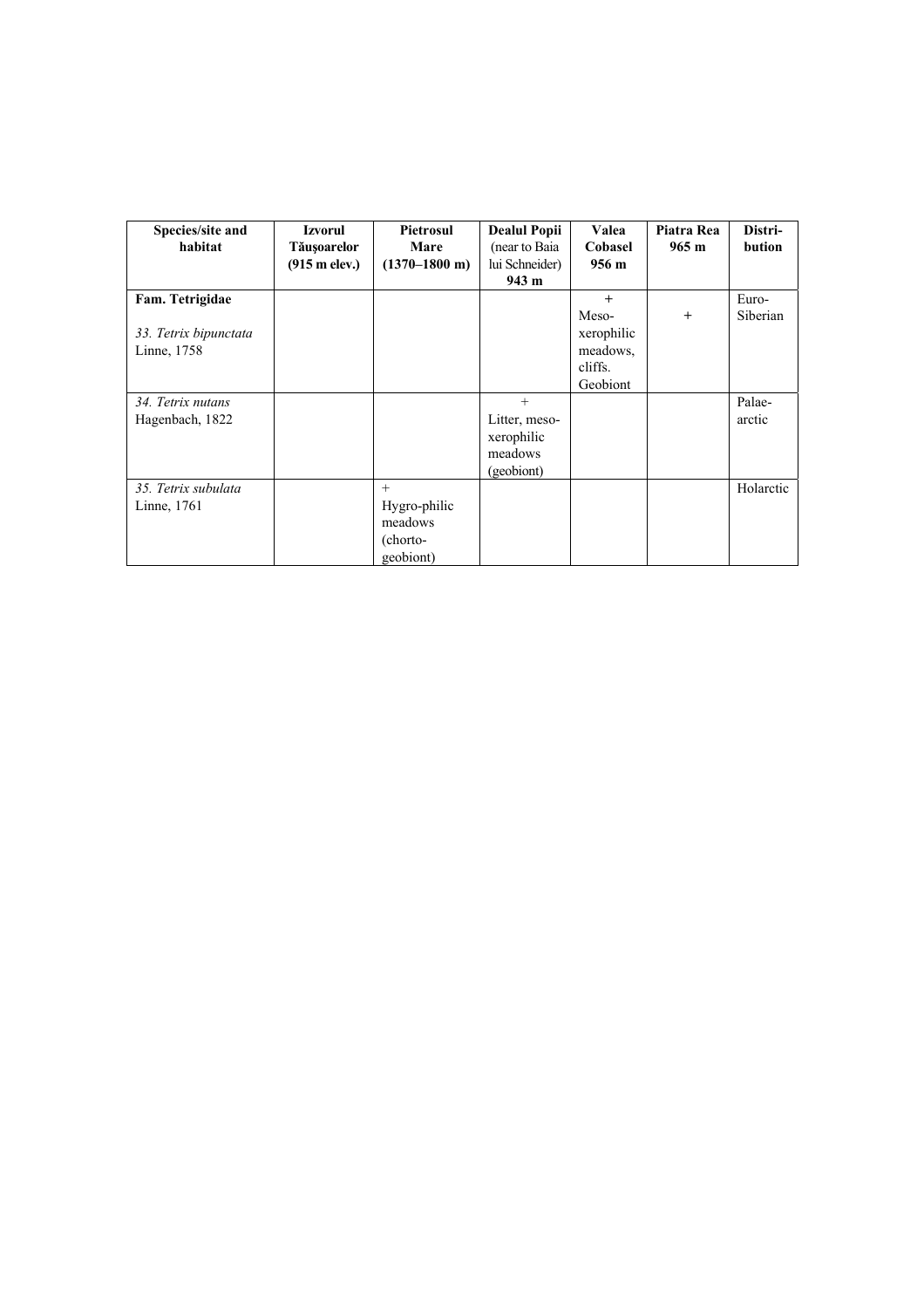| Species/site and habitat | Izvorul Tăușoarelor (915 m elev.) | Pietrosul Mare (1370–1800 m) | Dealul Popii (near to Baia lui Schneider) 943 m | Valea Cobasel 956 m | Piatra Rea 965 m | Distri-bution |
|---|---|---|---|---|---|---|
| **Fam. Tetrigidae**<br><br>*33. Tetrix bipunctata* Linne, 1758 | | | | + Meso-xerophilic meadows, cliffs. Geobiont | + | Euro-Siberian |
| *34. Tetrix nutans* Hagenbach, 1822 | | | + Litter, meso-xerophilic meadows (geobiont) | | | Palae-arctic |
| *35. Tetrix subulata* Linne, 1761 | | + Hygro-philic meadows (chorto-geobiont) | | | | Holarctic |